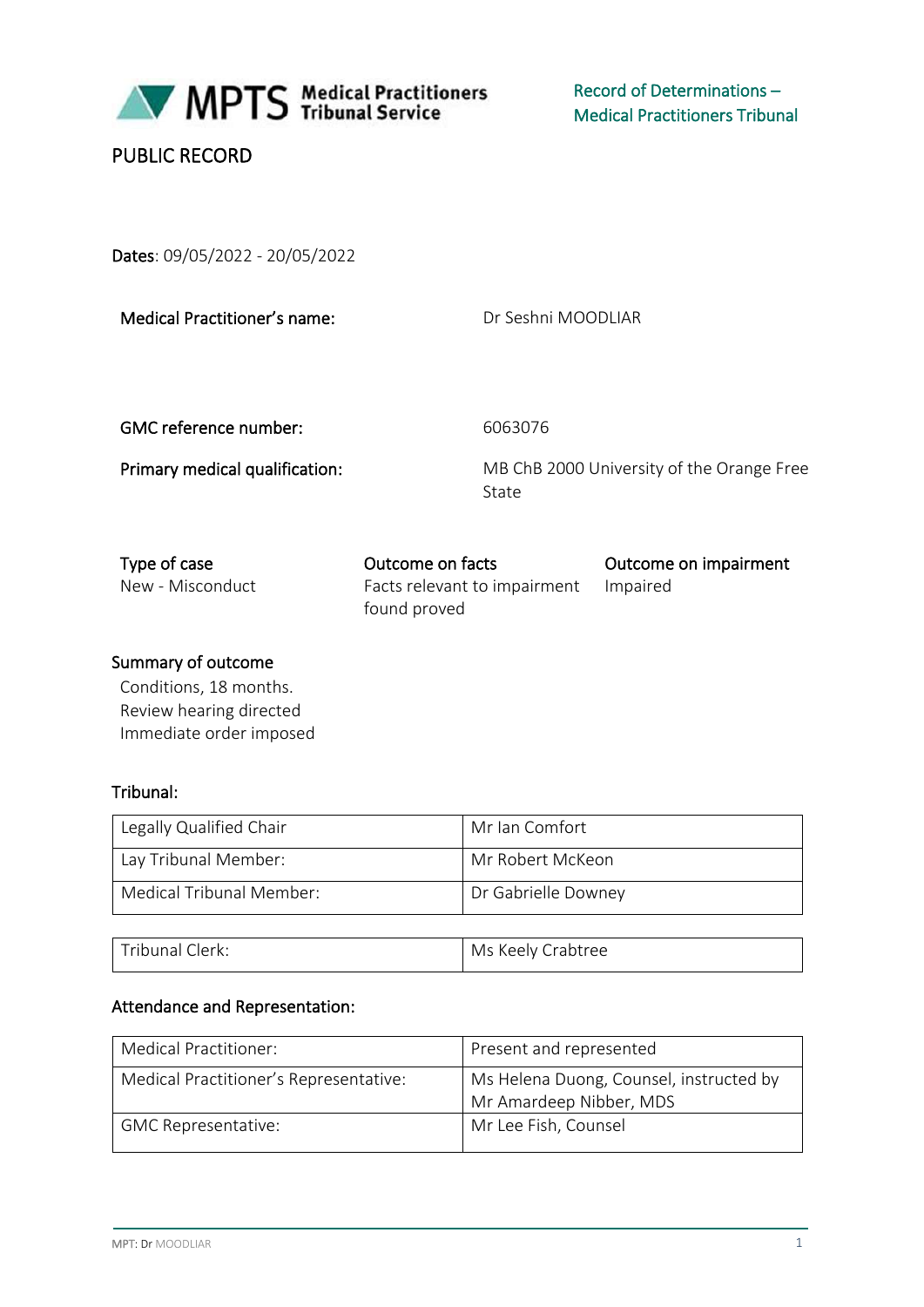**MPTS Medical Practitioners Tribunal Service**

Record of Determinations – Medical Practitioners Tribunal

PUBLIC RECORD

**Dates**: 09/05/2022 - 20/05/2022

| | |
|---|---|
| **Medical Practitioner's name:** | Dr Seshni MOODLIAR |
| **GMC reference number:** | 6063076 |
| **Primary medical qualification:** | MB ChB 2000 University of the Orange Free State |

| Type of case | Outcome on facts | Outcome on impairment |
|---|---|---|
| New - Misconduct | Facts relevant to impairment found proved | Impaired |

**Summary of outcome**

Conditions, 18 months.
Review hearing directed
Immediate order imposed

**Tribunal:**

| | |
|---|---|
| Legally Qualified Chair | Mr Ian Comfort |
| Lay Tribunal Member: | Mr Robert McKeon |
| Medical Tribunal Member: | Dr Gabrielle Downey |

| | |
|---|---|
| Tribunal Clerk: | Ms Keely Crabtree |

**Attendance and Representation:**

| | |
|---|---|
| Medical Practitioner: | Present and represented |
| Medical Practitioner's Representative: | Ms Helena Duong, Counsel, instructed by Mr Amardeep Nibber, MDS |
| GMC Representative: | Mr Lee Fish, Counsel |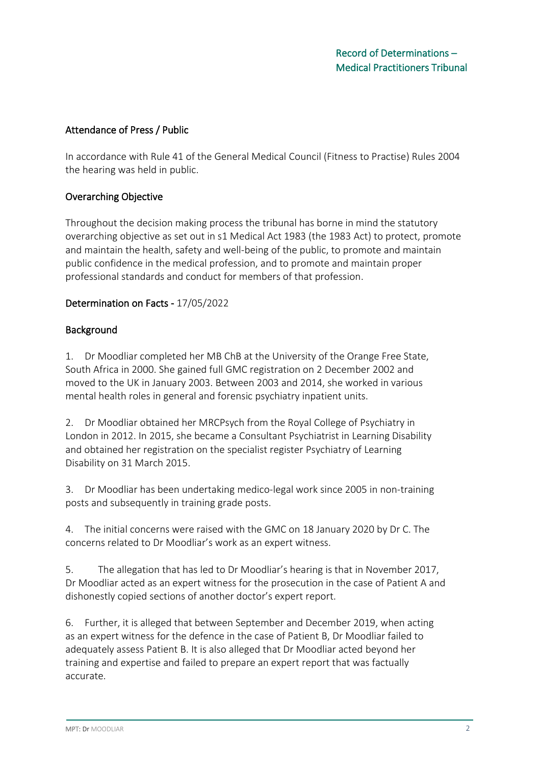## Attendance of Press / Public

In accordance with Rule 41 of the General Medical Council (Fitness to Practise) Rules 2004 the hearing was held in public.

## Overarching Objective

Throughout the decision making process the tribunal has borne in mind the statutory overarching objective as set out in s1 Medical Act 1983 (the 1983 Act) to protect, promote and maintain the health, safety and well-being of the public, to promote and maintain public confidence in the medical profession, and to promote and maintain proper professional standards and conduct for members of that profession.

## Determination on Facts - 17/05/2022

## Background

1. Dr Moodliar completed her MB ChB at the University of the Orange Free State, South Africa in 2000. She gained full GMC registration on 2 December 2002 and moved to the UK in January 2003. Between 2003 and 2014, she worked in various mental health roles in general and forensic psychiatry inpatient units.

2. Dr Moodliar obtained her MRCPsych from the Royal College of Psychiatry in London in 2012. In 2015, she became a Consultant Psychiatrist in Learning Disability and obtained her registration on the specialist register Psychiatry of Learning Disability on 31 March 2015.

3. Dr Moodliar has been undertaking medico-legal work since 2005 in non-training posts and subsequently in training grade posts.

4. The initial concerns were raised with the GMC on 18 January 2020 by Dr C. The concerns related to Dr Moodliar's work as an expert witness.

5. The allegation that has led to Dr Moodliar's hearing is that in November 2017, Dr Moodliar acted as an expert witness for the prosecution in the case of Patient A and dishonestly copied sections of another doctor's expert report.

6. Further, it is alleged that between September and December 2019, when acting as an expert witness for the defence in the case of Patient B, Dr Moodliar failed to adequately assess Patient B. It is also alleged that Dr Moodliar acted beyond her training and expertise and failed to prepare an expert report that was factually accurate.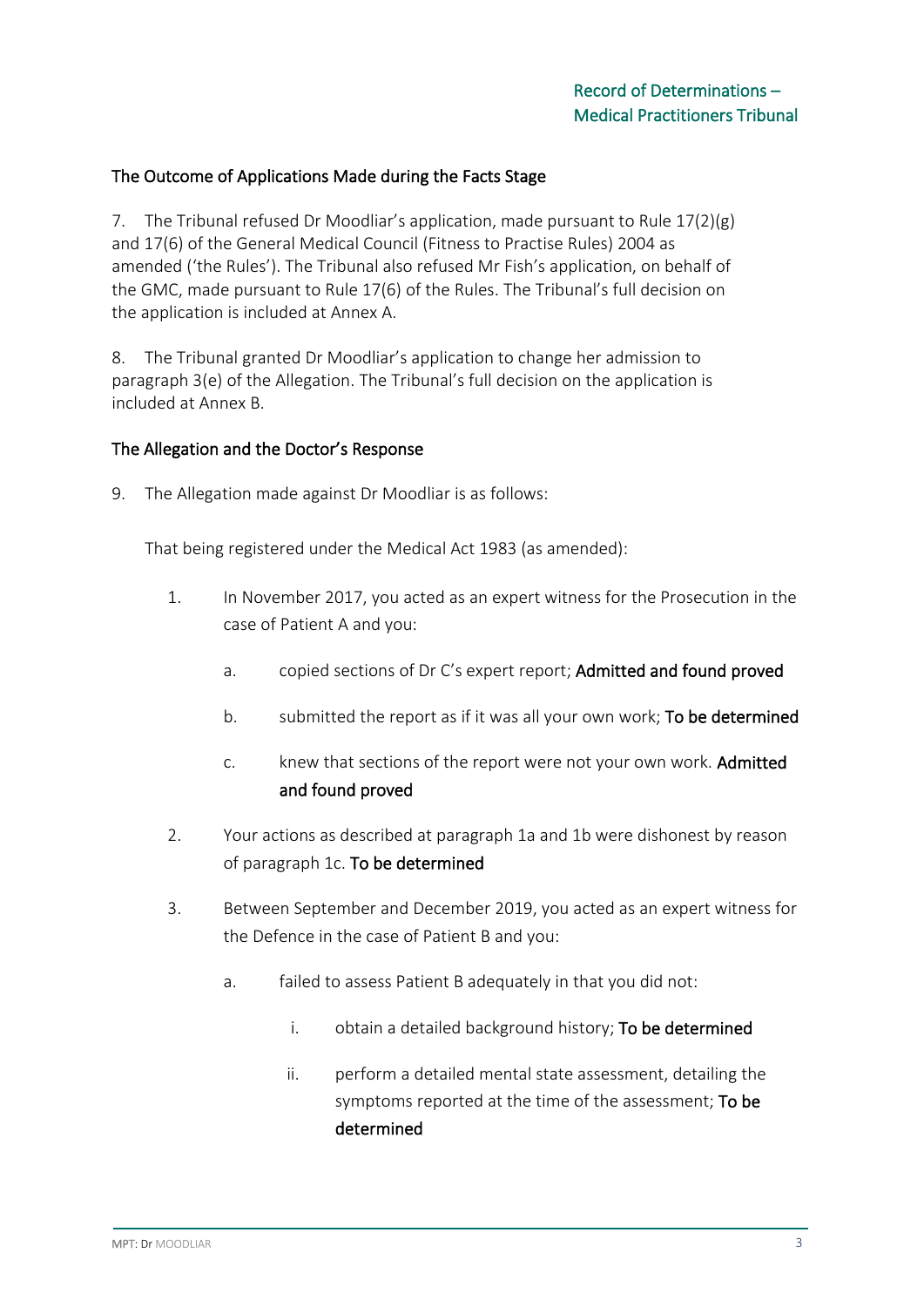### The Outcome of Applications Made during the Facts Stage

7. The Tribunal refused Dr Moodliar's application, made pursuant to Rule 17(2)(g) and 17(6) of the General Medical Council (Fitness to Practise Rules) 2004 as amended ('the Rules'). The Tribunal also refused Mr Fish's application, on behalf of the GMC, made pursuant to Rule 17(6) of the Rules. The Tribunal's full decision on the application is included at Annex A.

8. The Tribunal granted Dr Moodliar's application to change her admission to paragraph 3(e) of the Allegation. The Tribunal's full decision on the application is included at Annex B.

### The Allegation and the Doctor's Response

9. The Allegation made against Dr Moodliar is as follows:

That being registered under the Medical Act 1983 (as amended):

1. In November 2017, you acted as an expert witness for the Prosecution in the case of Patient A and you:
   a. copied sections of Dr C's expert report; **Admitted and found proved**
   b. submitted the report as if it was all your own work; **To be determined**
   c. knew that sections of the report were not your own work. **Admitted and found proved**
2. Your actions as described at paragraph 1a and 1b were dishonest by reason of paragraph 1c. **To be determined**
3. Between September and December 2019, you acted as an expert witness for the Defence in the case of Patient B and you:
   a. failed to assess Patient B adequately in that you did not:
      i. obtain a detailed background history; **To be determined**
      ii. perform a detailed mental state assessment, detailing the symptoms reported at the time of the assessment; **To be determined**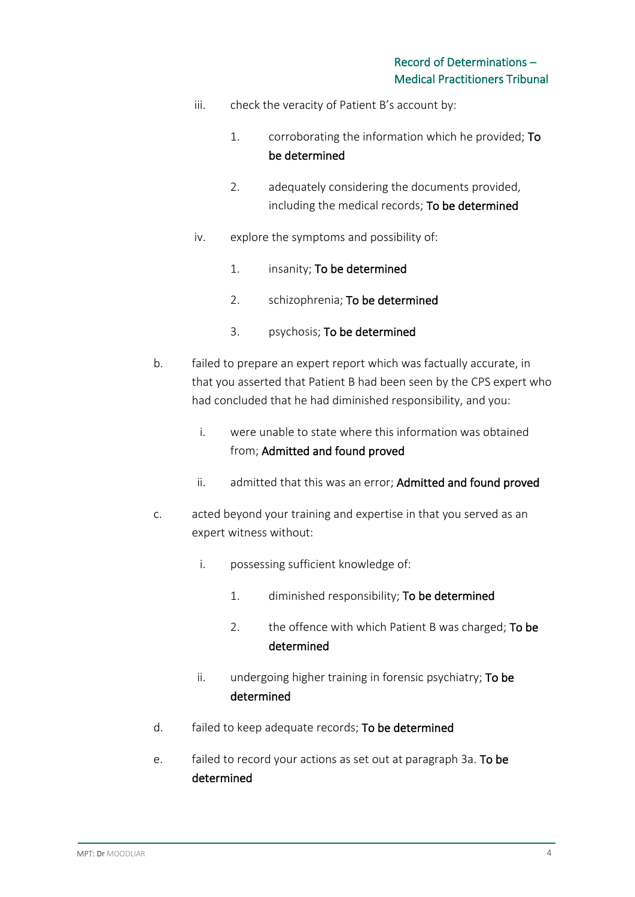iii. check the veracity of Patient B's account by:

1. corroborating the information which he provided; **To be determined**

2. adequately considering the documents provided, including the medical records; **To be determined**

iv. explore the symptoms and possibility of:

1. insanity; **To be determined**

2. schizophrenia; **To be determined**

3. psychosis; **To be determined**

b. failed to prepare an expert report which was factually accurate, in that you asserted that Patient B had been seen by the CPS expert who had concluded that he had diminished responsibility, and you:

i. were unable to state where this information was obtained from; **Admitted and found proved**

ii. admitted that this was an error; **Admitted and found proved**

c. acted beyond your training and expertise in that you served as an expert witness without:

i. possessing sufficient knowledge of:

1. diminished responsibility; **To be determined**

2. the offence with which Patient B was charged; **To be determined**

ii. undergoing higher training in forensic psychiatry; **To be determined**

d. failed to keep adequate records; **To be determined**

e. failed to record your actions as set out at paragraph 3a. **To be determined**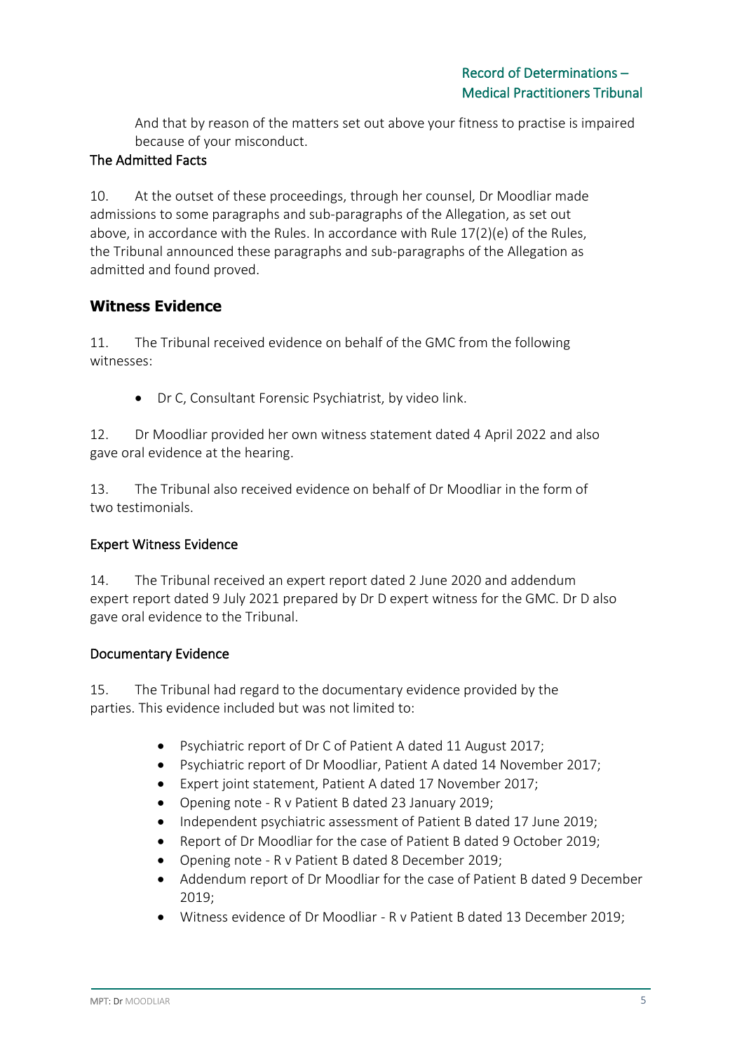And that by reason of the matters set out above your fitness to practise is impaired because of your misconduct.

The Admitted Facts

10. At the outset of these proceedings, through her counsel, Dr Moodliar made admissions to some paragraphs and sub-paragraphs of the Allegation, as set out above, in accordance with the Rules. In accordance with Rule 17(2)(e) of the Rules, the Tribunal announced these paragraphs and sub-paragraphs of the Allegation as admitted and found proved.

## Witness Evidence

11. The Tribunal received evidence on behalf of the GMC from the following witnesses:

- Dr C, Consultant Forensic Psychiatrist, by video link.

12. Dr Moodliar provided her own witness statement dated 4 April 2022 and also gave oral evidence at the hearing.

13. The Tribunal also received evidence on behalf of Dr Moodliar in the form of two testimonials.

### Expert Witness Evidence

14. The Tribunal received an expert report dated 2 June 2020 and addendum expert report dated 9 July 2021 prepared by Dr D expert witness for the GMC. Dr D also gave oral evidence to the Tribunal.

### Documentary Evidence

15. The Tribunal had regard to the documentary evidence provided by the parties. This evidence included but was not limited to:

- Psychiatric report of Dr C of Patient A dated 11 August 2017;
- Psychiatric report of Dr Moodliar, Patient A dated 14 November 2017;
- Expert joint statement, Patient A dated 17 November 2017;
- Opening note - R v Patient B dated 23 January 2019;
- Independent psychiatric assessment of Patient B dated 17 June 2019;
- Report of Dr Moodliar for the case of Patient B dated 9 October 2019;
- Opening note - R v Patient B dated 8 December 2019;
- Addendum report of Dr Moodliar for the case of Patient B dated 9 December 2019;
- Witness evidence of Dr Moodliar - R v Patient B dated 13 December 2019;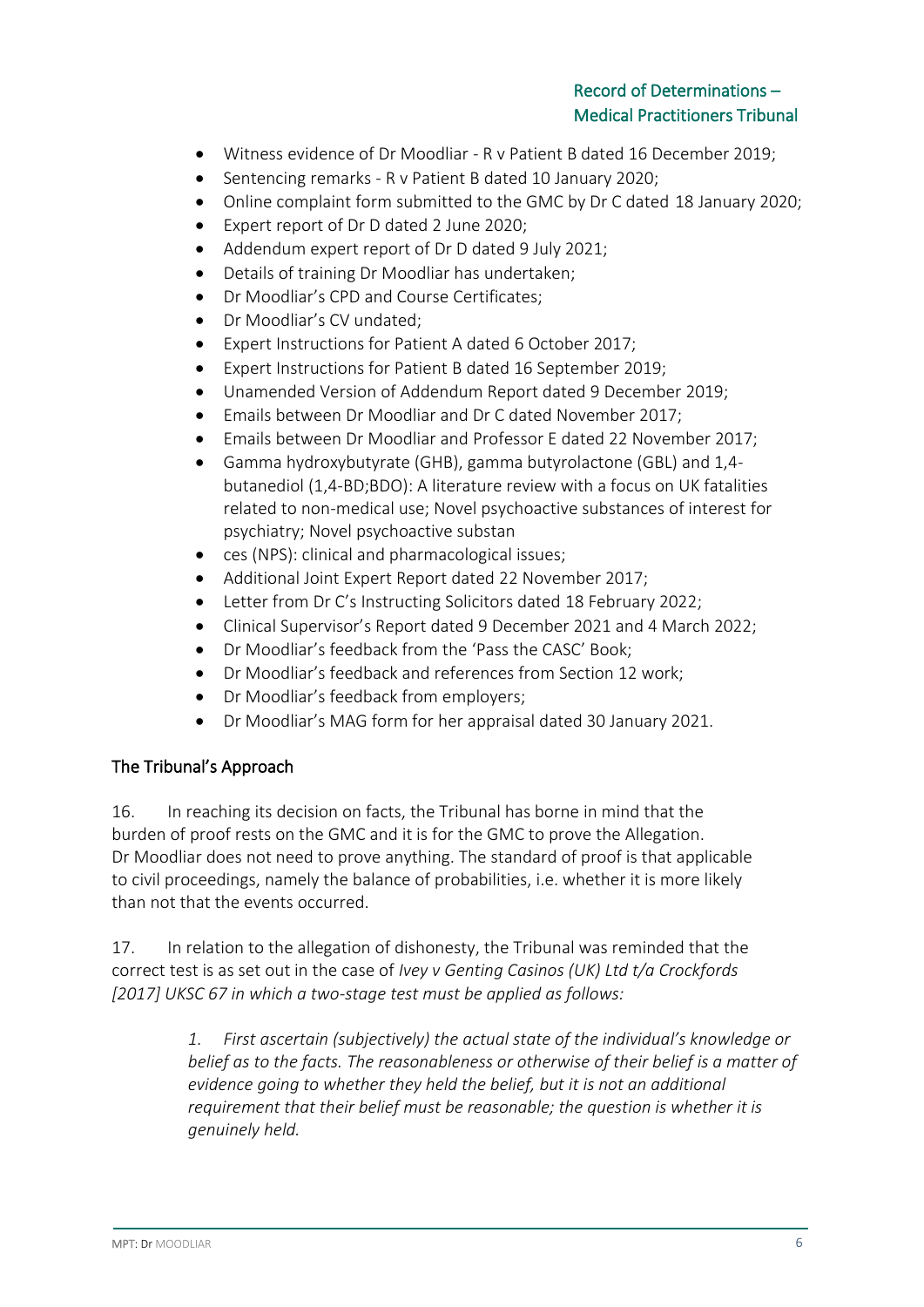- Witness evidence of Dr Moodliar - R v Patient B dated 16 December 2019;
- Sentencing remarks - R v Patient B dated 10 January 2020;
- Online complaint form submitted to the GMC by Dr C dated 18 January 2020;
- Expert report of Dr D dated 2 June 2020;
- Addendum expert report of Dr D dated 9 July 2021;
- Details of training Dr Moodliar has undertaken;
- Dr Moodliar's CPD and Course Certificates;
- Dr Moodliar's CV undated;
- Expert Instructions for Patient A dated 6 October 2017;
- Expert Instructions for Patient B dated 16 September 2019;
- Unamended Version of Addendum Report dated 9 December 2019;
- Emails between Dr Moodliar and Dr C dated November 2017;
- Emails between Dr Moodliar and Professor E dated 22 November 2017;
- Gamma hydroxybutyrate (GHB), gamma butyrolactone (GBL) and 1,4-butanediol (1,4-BD;BDO): A literature review with a focus on UK fatalities related to non-medical use; Novel psychoactive substances of interest for psychiatry; Novel psychoactive substan
- ces (NPS): clinical and pharmacological issues;
- Additional Joint Expert Report dated 22 November 2017;
- Letter from Dr C's Instructing Solicitors dated 18 February 2022;
- Clinical Supervisor's Report dated 9 December 2021 and 4 March 2022;
- Dr Moodliar's feedback from the 'Pass the CASC' Book;
- Dr Moodliar's feedback and references from Section 12 work;
- Dr Moodliar's feedback from employers;
- Dr Moodliar's MAG form for her appraisal dated 30 January 2021.

## The Tribunal's Approach

16. In reaching its decision on facts, the Tribunal has borne in mind that the burden of proof rests on the GMC and it is for the GMC to prove the Allegation. Dr Moodliar does not need to prove anything. The standard of proof is that applicable to civil proceedings, namely the balance of probabilities, i.e. whether it is more likely than not that the events occurred.

17. In relation to the allegation of dishonesty, the Tribunal was reminded that the correct test is as set out in the case of *Ivey v Genting Casinos (UK) Ltd t/a Crockfords [2017] UKSC 67 in which a two-stage test must be applied as follows:*

> *1. First ascertain (subjectively) the actual state of the individual's knowledge or belief as to the facts. The reasonableness or otherwise of their belief is a matter of evidence going to whether they held the belief, but it is not an additional requirement that their belief must be reasonable; the question is whether it is genuinely held.*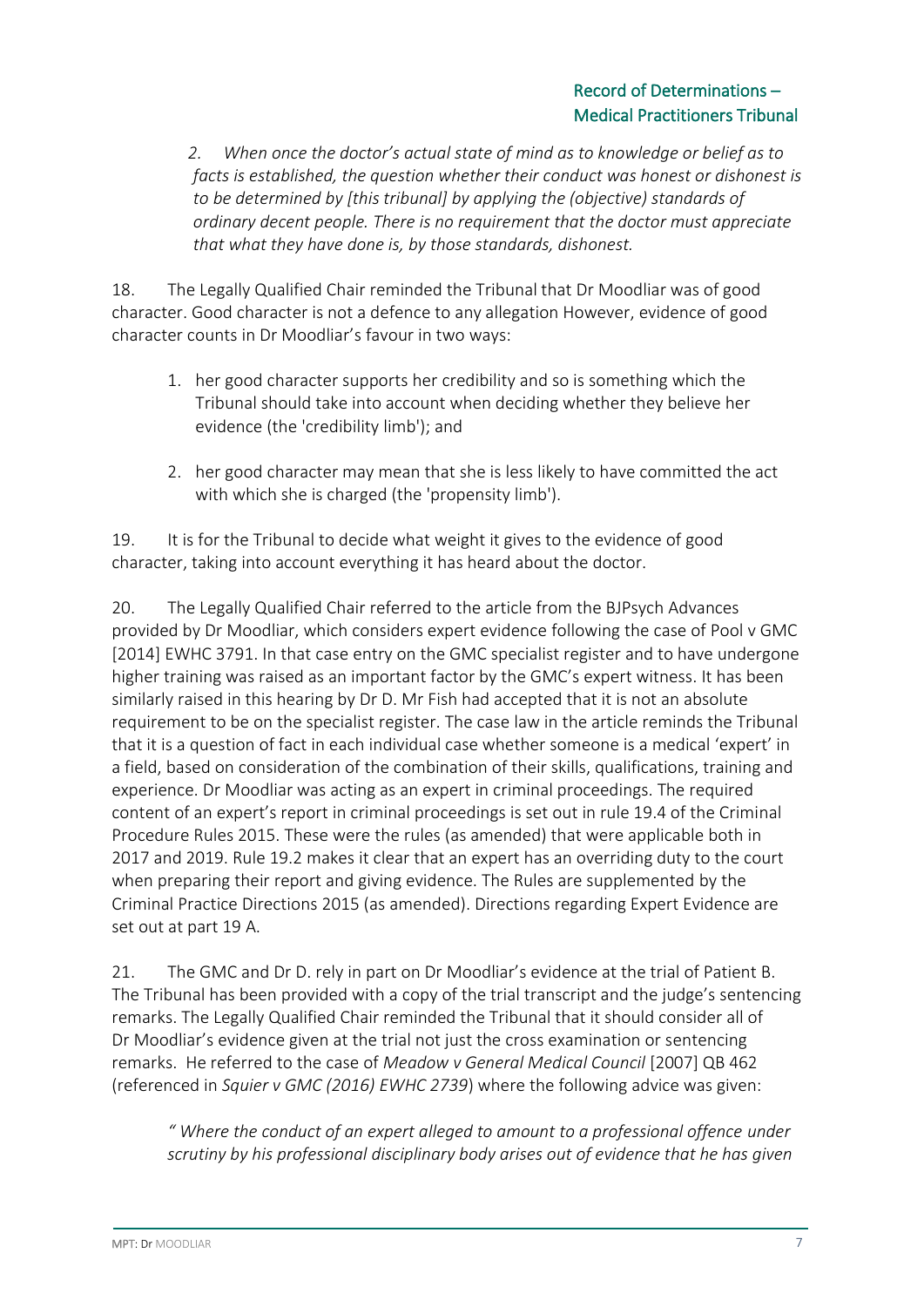> *2. When once the doctor's actual state of mind as to knowledge or belief as to facts is established, the question whether their conduct was honest or dishonest is to be determined by [this tribunal] by applying the (objective) standards of ordinary decent people. There is no requirement that the doctor must appreciate that what they have done is, by those standards, dishonest.*

18. The Legally Qualified Chair reminded the Tribunal that Dr Moodliar was of good character. Good character is not a defence to any allegation However, evidence of good character counts in Dr Moodliar's favour in two ways:

1. her good character supports her credibility and so is something which the Tribunal should take into account when deciding whether they believe her evidence (the 'credibility limb'); and

2. her good character may mean that she is less likely to have committed the act with which she is charged (the 'propensity limb').

19. It is for the Tribunal to decide what weight it gives to the evidence of good character, taking into account everything it has heard about the doctor.

20. The Legally Qualified Chair referred to the article from the BJPsych Advances provided by Dr Moodliar, which considers expert evidence following the case of Pool v GMC [2014] EWHC 3791. In that case entry on the GMC specialist register and to have undergone higher training was raised as an important factor by the GMC's expert witness. It has been similarly raised in this hearing by Dr D. Mr Fish had accepted that it is not an absolute requirement to be on the specialist register. The case law in the article reminds the Tribunal that it is a question of fact in each individual case whether someone is a medical 'expert' in a field, based on consideration of the combination of their skills, qualifications, training and experience. Dr Moodliar was acting as an expert in criminal proceedings. The required content of an expert's report in criminal proceedings is set out in rule 19.4 of the Criminal Procedure Rules 2015. These were the rules (as amended) that were applicable both in 2017 and 2019. Rule 19.2 makes it clear that an expert has an overriding duty to the court when preparing their report and giving evidence. The Rules are supplemented by the Criminal Practice Directions 2015 (as amended). Directions regarding Expert Evidence are set out at part 19 A.

21. The GMC and Dr D. rely in part on Dr Moodliar's evidence at the trial of Patient B. The Tribunal has been provided with a copy of the trial transcript and the judge's sentencing remarks. The Legally Qualified Chair reminded the Tribunal that it should consider all of Dr Moodliar's evidence given at the trial not just the cross examination or sentencing remarks. He referred to the case of *Meadow v General Medical Council* [2007] QB 462 (referenced in *Squier v GMC (2016) EWHC 2739*) where the following advice was given:

> *" Where the conduct of an expert alleged to amount to a professional offence under scrutiny by his professional disciplinary body arises out of evidence that he has given*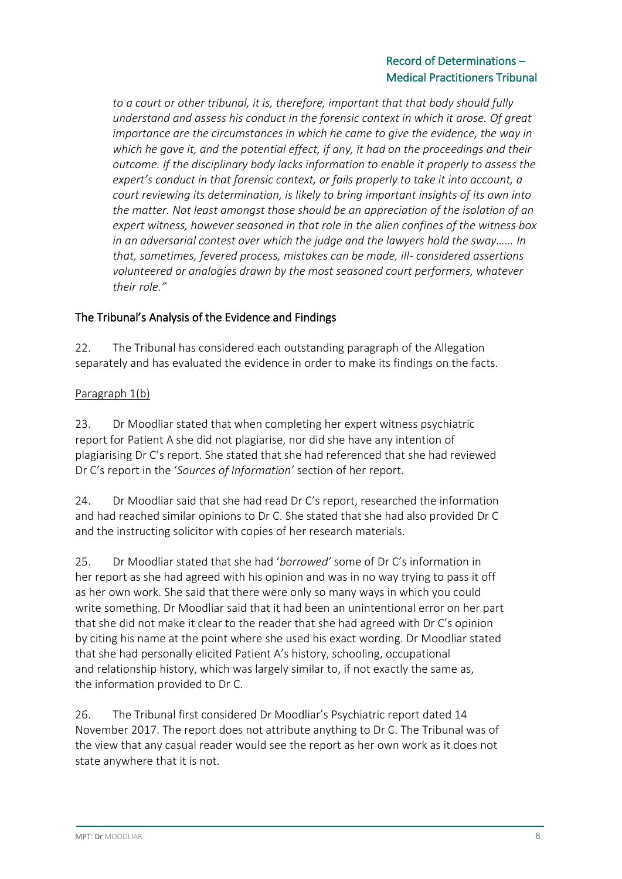*to a court or other tribunal, it is, therefore, important that that body should fully understand and assess his conduct in the forensic context in which it arose. Of great importance are the circumstances in which he came to give the evidence, the way in which he gave it, and the potential effect, if any, it had on the proceedings and their outcome. If the disciplinary body lacks information to enable it properly to assess the expert's conduct in that forensic context, or fails properly to take it into account, a court reviewing its determination, is likely to bring important insights of its own into the matter. Not least amongst those should be an appreciation of the isolation of an expert witness, however seasoned in that role in the alien confines of the witness box in an adversarial contest over which the judge and the lawyers hold the sway…… In that, sometimes, fevered process, mistakes can be made, ill- considered assertions volunteered or analogies drawn by the most seasoned court performers, whatever their role."*

## The Tribunal's Analysis of the Evidence and Findings

22. The Tribunal has considered each outstanding paragraph of the Allegation separately and has evaluated the evidence in order to make its findings on the facts.

### Paragraph 1(b)

23. Dr Moodliar stated that when completing her expert witness psychiatric report for Patient A she did not plagiarise, nor did she have any intention of plagiarising Dr C's report. She stated that she had referenced that she had reviewed Dr C's report in the '*Sources of Information*' section of her report.

24. Dr Moodliar said that she had read Dr C's report, researched the information and had reached similar opinions to Dr C. She stated that she had also provided Dr C and the instructing solicitor with copies of her research materials.

25. Dr Moodliar stated that she had '*borrowed*' some of Dr C's information in her report as she had agreed with his opinion and was in no way trying to pass it off as her own work. She said that there were only so many ways in which you could write something. Dr Moodliar said that it had been an unintentional error on her part that she did not make it clear to the reader that she had agreed with Dr C's opinion by citing his name at the point where she used his exact wording. Dr Moodliar stated that she had personally elicited Patient A's history, schooling, occupational and relationship history, which was largely similar to, if not exactly the same as, the information provided to Dr C.

26. The Tribunal first considered Dr Moodliar's Psychiatric report dated 14 November 2017. The report does not attribute anything to Dr C. The Tribunal was of the view that any casual reader would see the report as her own work as it does not state anywhere that it is not.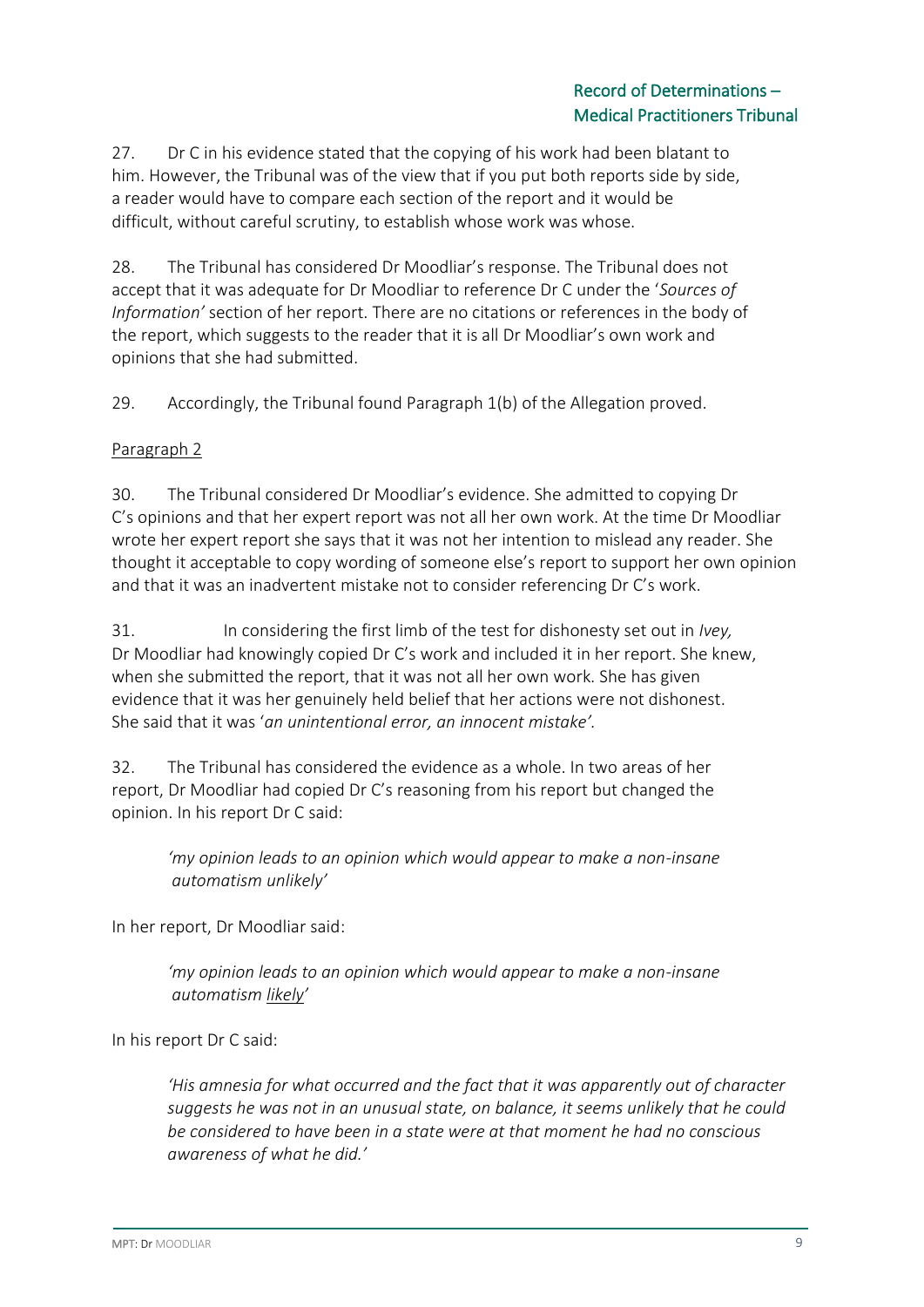27. Dr C in his evidence stated that the copying of his work had been blatant to him. However, the Tribunal was of the view that if you put both reports side by side, a reader would have to compare each section of the report and it would be difficult, without careful scrutiny, to establish whose work was whose.

28. The Tribunal has considered Dr Moodliar's response. The Tribunal does not accept that it was adequate for Dr Moodliar to reference Dr C under the '*Sources of Information'* section of her report. There are no citations or references in the body of the report, which suggests to the reader that it is all Dr Moodliar's own work and opinions that she had submitted.

29. Accordingly, the Tribunal found Paragraph 1(b) of the Allegation proved.

<u>Paragraph 2</u>

30. The Tribunal considered Dr Moodliar's evidence. She admitted to copying Dr C's opinions and that her expert report was not all her own work. At the time Dr Moodliar wrote her expert report she says that it was not her intention to mislead any reader. She thought it acceptable to copy wording of someone else's report to support her own opinion and that it was an inadvertent mistake not to consider referencing Dr C's work.

31. In considering the first limb of the test for dishonesty set out in *Ivey,* Dr Moodliar had knowingly copied Dr C's work and included it in her report. She knew, when she submitted the report, that it was not all her own work. She has given evidence that it was her genuinely held belief that her actions were not dishonest. She said that it was '*an unintentional error, an innocent mistake'.*

32. The Tribunal has considered the evidence as a whole. In two areas of her report, Dr Moodliar had copied Dr C's reasoning from his report but changed the opinion. In his report Dr C said:

> *'my opinion leads to an opinion which would appear to make a non-insane automatism unlikely'*

In her report, Dr Moodliar said:

> *'my opinion leads to an opinion which would appear to make a non-insane automatism <u>likely</u>'*

In his report Dr C said:

> *'His amnesia for what occurred and the fact that it was apparently out of character suggests he was not in an unusual state, on balance, it seems unlikely that he could be considered to have been in a state were at that moment he had no conscious awareness of what he did.'*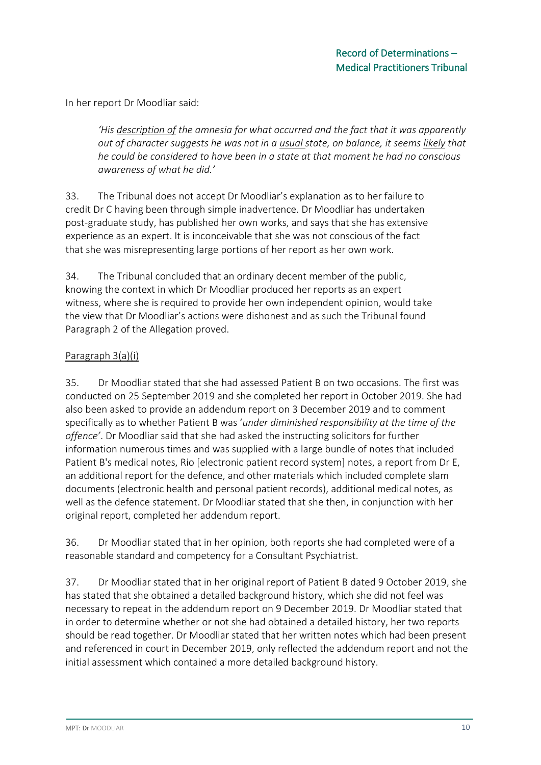In her report Dr Moodliar said:

> *'His <u>description of</u> the amnesia for what occurred and the fact that it was apparently out of character suggests he was not in a <u>usual</u> state, on balance, it seems <u>likely</u> that he could be considered to have been in a state at that moment he had no conscious awareness of what he did.'*

33. The Tribunal does not accept Dr Moodliar's explanation as to her failure to credit Dr C having been through simple inadvertence. Dr Moodliar has undertaken post-graduate study, has published her own works, and says that she has extensive experience as an expert. It is inconceivable that she was not conscious of the fact that she was misrepresenting large portions of her report as her own work.

34. The Tribunal concluded that an ordinary decent member of the public, knowing the context in which Dr Moodliar produced her reports as an expert witness, where she is required to provide her own independent opinion, would take the view that Dr Moodliar's actions were dishonest and as such the Tribunal found Paragraph 2 of the Allegation proved.

<u>Paragraph 3(a)(i)</u>

35. Dr Moodliar stated that she had assessed Patient B on two occasions. The first was conducted on 25 September 2019 and she completed her report in October 2019. She had also been asked to provide an addendum report on 3 December 2019 and to comment specifically as to whether Patient B was '*under diminished responsibility at the time of the offence*'. Dr Moodliar said that she had asked the instructing solicitors for further information numerous times and was supplied with a large bundle of notes that included Patient B's medical notes, Rio [electronic patient record system] notes, a report from Dr E, an additional report for the defence, and other materials which included complete slam documents (electronic health and personal patient records), additional medical notes, as well as the defence statement. Dr Moodliar stated that she then, in conjunction with her original report, completed her addendum report.

36. Dr Moodliar stated that in her opinion, both reports she had completed were of a reasonable standard and competency for a Consultant Psychiatrist.

37. Dr Moodliar stated that in her original report of Patient B dated 9 October 2019, she has stated that she obtained a detailed background history, which she did not feel was necessary to repeat in the addendum report on 9 December 2019. Dr Moodliar stated that in order to determine whether or not she had obtained a detailed history, her two reports should be read together. Dr Moodliar stated that her written notes which had been present and referenced in court in December 2019, only reflected the addendum report and not the initial assessment which contained a more detailed background history.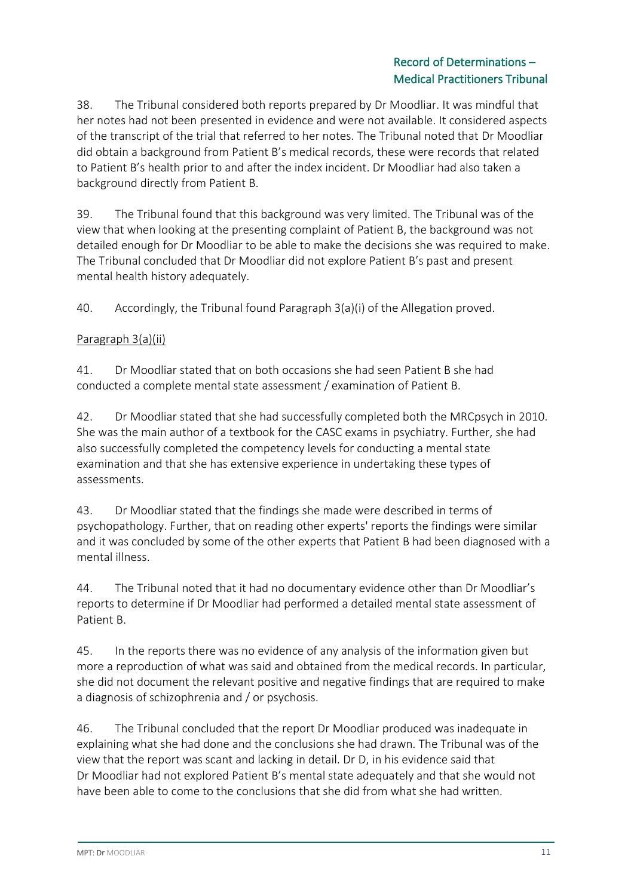38. The Tribunal considered both reports prepared by Dr Moodliar. It was mindful that her notes had not been presented in evidence and were not available. It considered aspects of the transcript of the trial that referred to her notes. The Tribunal noted that Dr Moodliar did obtain a background from Patient B's medical records, these were records that related to Patient B's health prior to and after the index incident. Dr Moodliar had also taken a background directly from Patient B.

39. The Tribunal found that this background was very limited. The Tribunal was of the view that when looking at the presenting complaint of Patient B, the background was not detailed enough for Dr Moodliar to be able to make the decisions she was required to make. The Tribunal concluded that Dr Moodliar did not explore Patient B's past and present mental health history adequately.

40. Accordingly, the Tribunal found Paragraph 3(a)(i) of the Allegation proved.

Paragraph 3(a)(ii)

41. Dr Moodliar stated that on both occasions she had seen Patient B she had conducted a complete mental state assessment / examination of Patient B.

42. Dr Moodliar stated that she had successfully completed both the MRCpsych in 2010. She was the main author of a textbook for the CASC exams in psychiatry. Further, she had also successfully completed the competency levels for conducting a mental state examination and that she has extensive experience in undertaking these types of assessments.

43. Dr Moodliar stated that the findings she made were described in terms of psychopathology. Further, that on reading other experts' reports the findings were similar and it was concluded by some of the other experts that Patient B had been diagnosed with a mental illness.

44. The Tribunal noted that it had no documentary evidence other than Dr Moodliar's reports to determine if Dr Moodliar had performed a detailed mental state assessment of Patient B.

45. In the reports there was no evidence of any analysis of the information given but more a reproduction of what was said and obtained from the medical records. In particular, she did not document the relevant positive and negative findings that are required to make a diagnosis of schizophrenia and / or psychosis.

46. The Tribunal concluded that the report Dr Moodliar produced was inadequate in explaining what she had done and the conclusions she had drawn. The Tribunal was of the view that the report was scant and lacking in detail. Dr D, in his evidence said that Dr Moodliar had not explored Patient B's mental state adequately and that she would not have been able to come to the conclusions that she did from what she had written.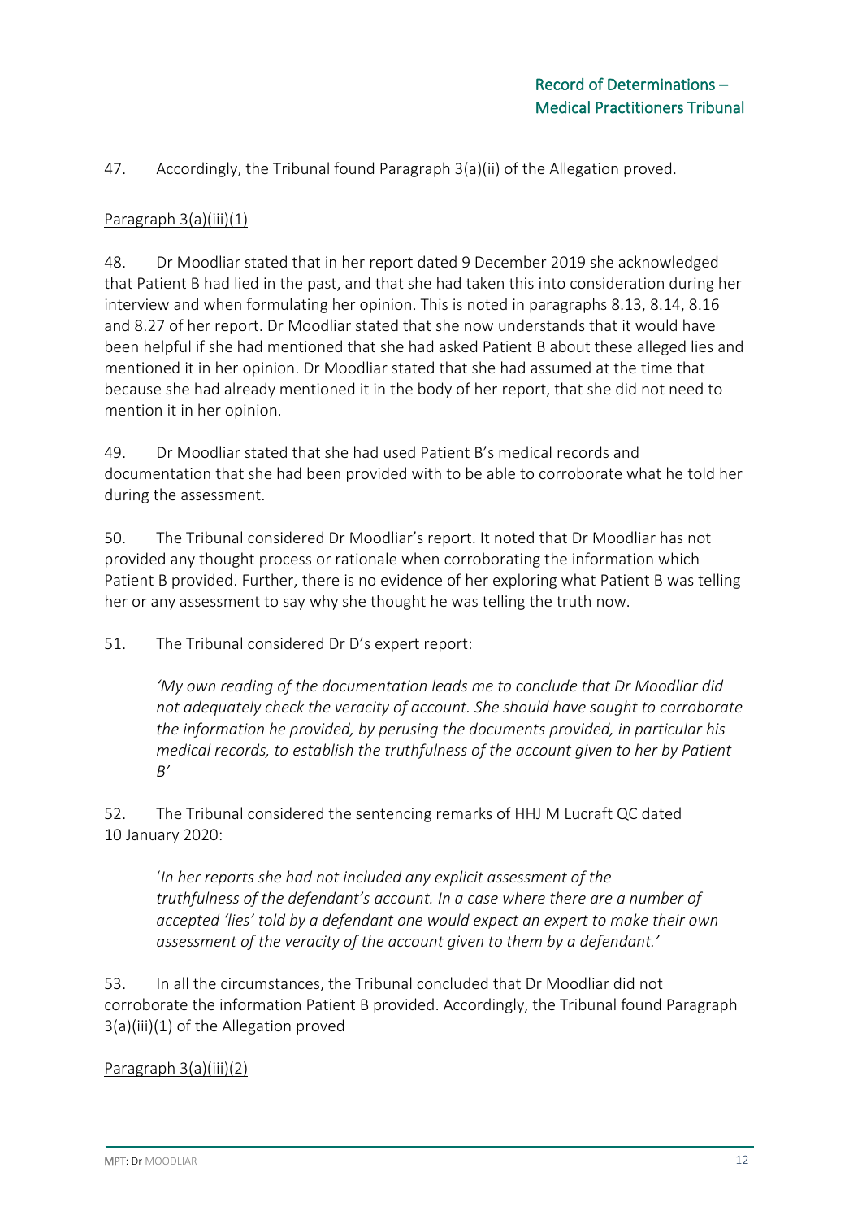47. Accordingly, the Tribunal found Paragraph 3(a)(ii) of the Allegation proved.

Paragraph 3(a)(iii)(1)

48. Dr Moodliar stated that in her report dated 9 December 2019 she acknowledged that Patient B had lied in the past, and that she had taken this into consideration during her interview and when formulating her opinion. This is noted in paragraphs 8.13, 8.14, 8.16 and 8.27 of her report. Dr Moodliar stated that she now understands that it would have been helpful if she had mentioned that she had asked Patient B about these alleged lies and mentioned it in her opinion. Dr Moodliar stated that she had assumed at the time that because she had already mentioned it in the body of her report, that she did not need to mention it in her opinion.

49. Dr Moodliar stated that she had used Patient B's medical records and documentation that she had been provided with to be able to corroborate what he told her during the assessment.

50. The Tribunal considered Dr Moodliar's report. It noted that Dr Moodliar has not provided any thought process or rationale when corroborating the information which Patient B provided. Further, there is no evidence of her exploring what Patient B was telling her or any assessment to say why she thought he was telling the truth now.

51. The Tribunal considered Dr D's expert report:

> *'My own reading of the documentation leads me to conclude that Dr Moodliar did not adequately check the veracity of account. She should have sought to corroborate the information he provided, by perusing the documents provided, in particular his medical records, to establish the truthfulness of the account given to her by Patient B'*

52. The Tribunal considered the sentencing remarks of HHJ M Lucraft QC dated 10 January 2020:

> '*In her reports she had not included any explicit assessment of the truthfulness of the defendant's account. In a case where there are a number of accepted 'lies' told by a defendant one would expect an expert to make their own assessment of the veracity of the account given to them by a defendant.'*

53. In all the circumstances, the Tribunal concluded that Dr Moodliar did not corroborate the information Patient B provided. Accordingly, the Tribunal found Paragraph 3(a)(iii)(1) of the Allegation proved

Paragraph 3(a)(iii)(2)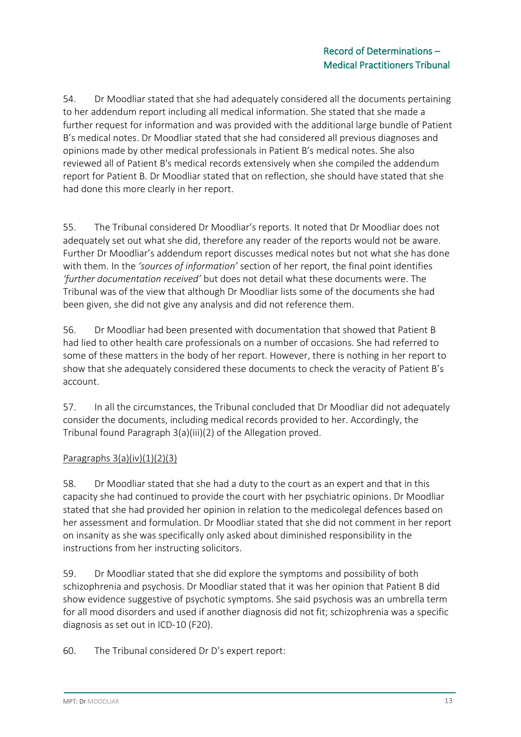54. Dr Moodliar stated that she had adequately considered all the documents pertaining to her addendum report including all medical information. She stated that she made a further request for information and was provided with the additional large bundle of Patient B's medical notes. Dr Moodliar stated that she had considered all previous diagnoses and opinions made by other medical professionals in Patient B's medical notes. She also reviewed all of Patient B's medical records extensively when she compiled the addendum report for Patient B. Dr Moodliar stated that on reflection, she should have stated that she had done this more clearly in her report.

55. The Tribunal considered Dr Moodliar's reports. It noted that Dr Moodliar does not adequately set out what she did, therefore any reader of the reports would not be aware. Further Dr Moodliar's addendum report discusses medical notes but not what she has done with them. In the *'sources of information'* section of her report, the final point identifies *'further documentation received'* but does not detail what these documents were. The Tribunal was of the view that although Dr Moodliar lists some of the documents she had been given, she did not give any analysis and did not reference them.

56. Dr Moodliar had been presented with documentation that showed that Patient B had lied to other health care professionals on a number of occasions. She had referred to some of these matters in the body of her report. However, there is nothing in her report to show that she adequately considered these documents to check the veracity of Patient B's account.

57. In all the circumstances, the Tribunal concluded that Dr Moodliar did not adequately consider the documents, including medical records provided to her. Accordingly, the Tribunal found Paragraph 3(a)(iii)(2) of the Allegation proved.

<u>Paragraphs 3(a)(iv)(1)(2)(3)</u>

58. Dr Moodliar stated that she had a duty to the court as an expert and that in this capacity she had continued to provide the court with her psychiatric opinions. Dr Moodliar stated that she had provided her opinion in relation to the medicolegal defences based on her assessment and formulation. Dr Moodliar stated that she did not comment in her report on insanity as she was specifically only asked about diminished responsibility in the instructions from her instructing solicitors.

59. Dr Moodliar stated that she did explore the symptoms and possibility of both schizophrenia and psychosis. Dr Moodliar stated that it was her opinion that Patient B did show evidence suggestive of psychotic symptoms. She said psychosis was an umbrella term for all mood disorders and used if another diagnosis did not fit; schizophrenia was a specific diagnosis as set out in ICD-10 (F20).

60. The Tribunal considered Dr D's expert report: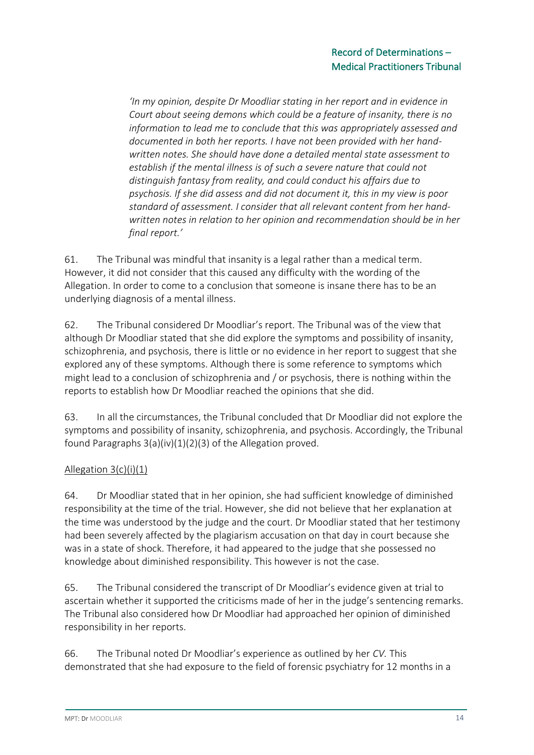> *'In my opinion, despite Dr Moodliar stating in her report and in evidence in Court about seeing demons which could be a feature of insanity, there is no information to lead me to conclude that this was appropriately assessed and documented in both her reports. I have not been provided with her hand-written notes. She should have done a detailed mental state assessment to establish if the mental illness is of such a severe nature that could not distinguish fantasy from reality, and could conduct his affairs due to psychosis. If she did assess and did not document it, this in my view is poor standard of assessment. I consider that all relevant content from her hand-written notes in relation to her opinion and recommendation should be in her final report.'*

61. The Tribunal was mindful that insanity is a legal rather than a medical term. However, it did not consider that this caused any difficulty with the wording of the Allegation. In order to come to a conclusion that someone is insane there has to be an underlying diagnosis of a mental illness.

62. The Tribunal considered Dr Moodliar's report. The Tribunal was of the view that although Dr Moodliar stated that she did explore the symptoms and possibility of insanity, schizophrenia, and psychosis, there is little or no evidence in her report to suggest that she explored any of these symptoms. Although there is some reference to symptoms which might lead to a conclusion of schizophrenia and / or psychosis, there is nothing within the reports to establish how Dr Moodliar reached the opinions that she did.

63. In all the circumstances, the Tribunal concluded that Dr Moodliar did not explore the symptoms and possibility of insanity, schizophrenia, and psychosis. Accordingly, the Tribunal found Paragraphs 3(a)(iv)(1)(2)(3) of the Allegation proved.

<u>Allegation 3(c)(i)(1)</u>

64. Dr Moodliar stated that in her opinion, she had sufficient knowledge of diminished responsibility at the time of the trial. However, she did not believe that her explanation at the time was understood by the judge and the court. Dr Moodliar stated that her testimony had been severely affected by the plagiarism accusation on that day in court because she was in a state of shock. Therefore, it had appeared to the judge that she possessed no knowledge about diminished responsibility. This however is not the case.

65. The Tribunal considered the transcript of Dr Moodliar's evidence given at trial to ascertain whether it supported the criticisms made of her in the judge's sentencing remarks. The Tribunal also considered how Dr Moodliar had approached her opinion of diminished responsibility in her reports.

66. The Tribunal noted Dr Moodliar's experience as outlined by her *CV*. This demonstrated that she had exposure to the field of forensic psychiatry for 12 months in a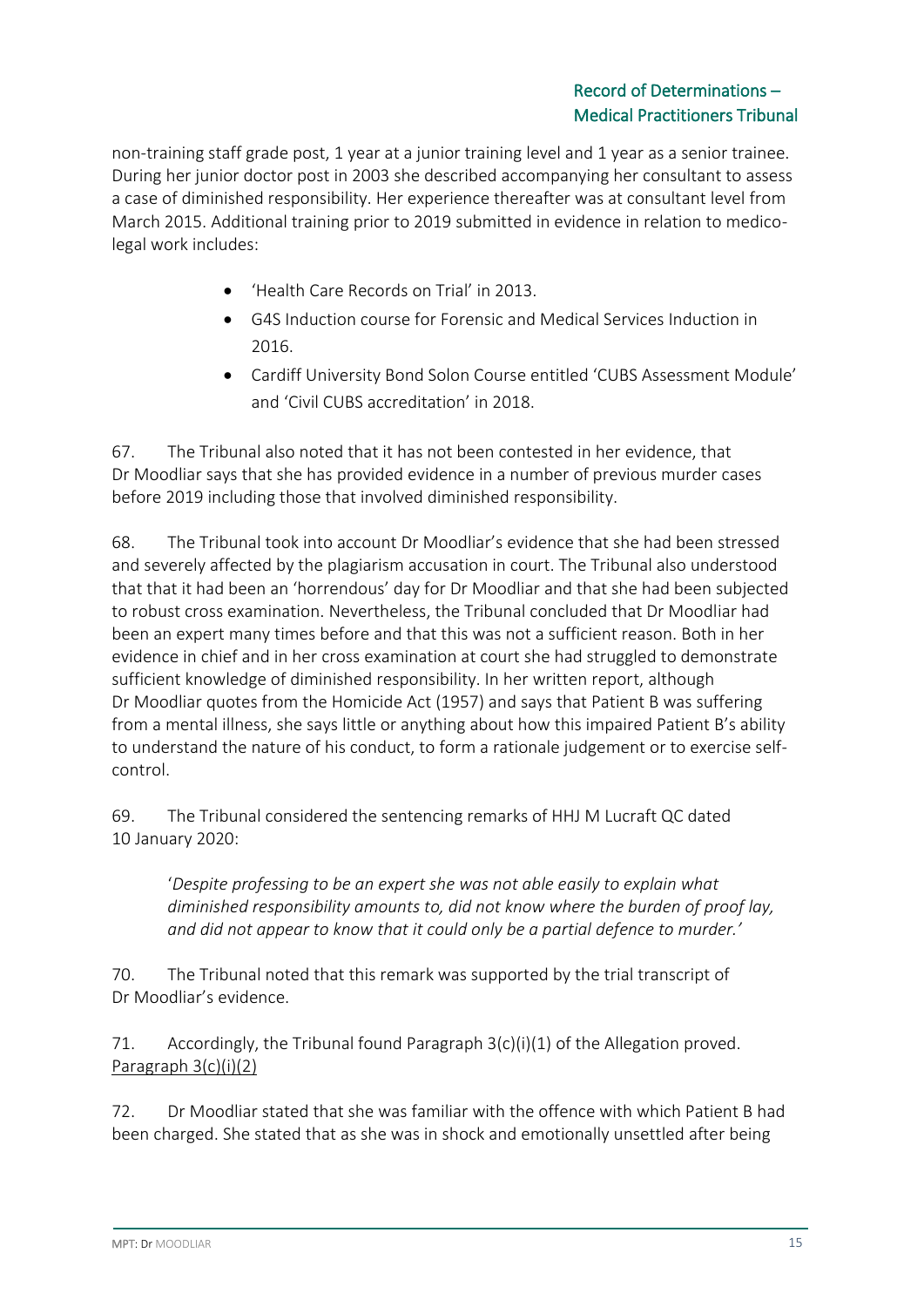non-training staff grade post, 1 year at a junior training level and 1 year as a senior trainee. During her junior doctor post in 2003 she described accompanying her consultant to assess a case of diminished responsibility. Her experience thereafter was at consultant level from March 2015. Additional training prior to 2019 submitted in evidence in relation to medico-legal work includes:

- 'Health Care Records on Trial' in 2013.
- G4S Induction course for Forensic and Medical Services Induction in 2016.
- Cardiff University Bond Solon Course entitled 'CUBS Assessment Module' and 'Civil CUBS accreditation' in 2018.

67. The Tribunal also noted that it has not been contested in her evidence, that Dr Moodliar says that she has provided evidence in a number of previous murder cases before 2019 including those that involved diminished responsibility.

68. The Tribunal took into account Dr Moodliar's evidence that she had been stressed and severely affected by the plagiarism accusation in court. The Tribunal also understood that that it had been an 'horrendous' day for Dr Moodliar and that she had been subjected to robust cross examination. Nevertheless, the Tribunal concluded that Dr Moodliar had been an expert many times before and that this was not a sufficient reason. Both in her evidence in chief and in her cross examination at court she had struggled to demonstrate sufficient knowledge of diminished responsibility. In her written report, although Dr Moodliar quotes from the Homicide Act (1957) and says that Patient B was suffering from a mental illness, she says little or anything about how this impaired Patient B's ability to understand the nature of his conduct, to form a rationale judgement or to exercise self-control.

69. The Tribunal considered the sentencing remarks of HHJ M Lucraft QC dated 10 January 2020:

> '*Despite professing to be an expert she was not able easily to explain what diminished responsibility amounts to, did not know where the burden of proof lay, and did not appear to know that it could only be a partial defence to murder.*'

70. The Tribunal noted that this remark was supported by the trial transcript of Dr Moodliar's evidence.

71. Accordingly, the Tribunal found Paragraph 3(c)(i)(1) of the Allegation proved.

<u>Paragraph 3(c)(i)(2)</u>

72. Dr Moodliar stated that she was familiar with the offence with which Patient B had been charged. She stated that as she was in shock and emotionally unsettled after being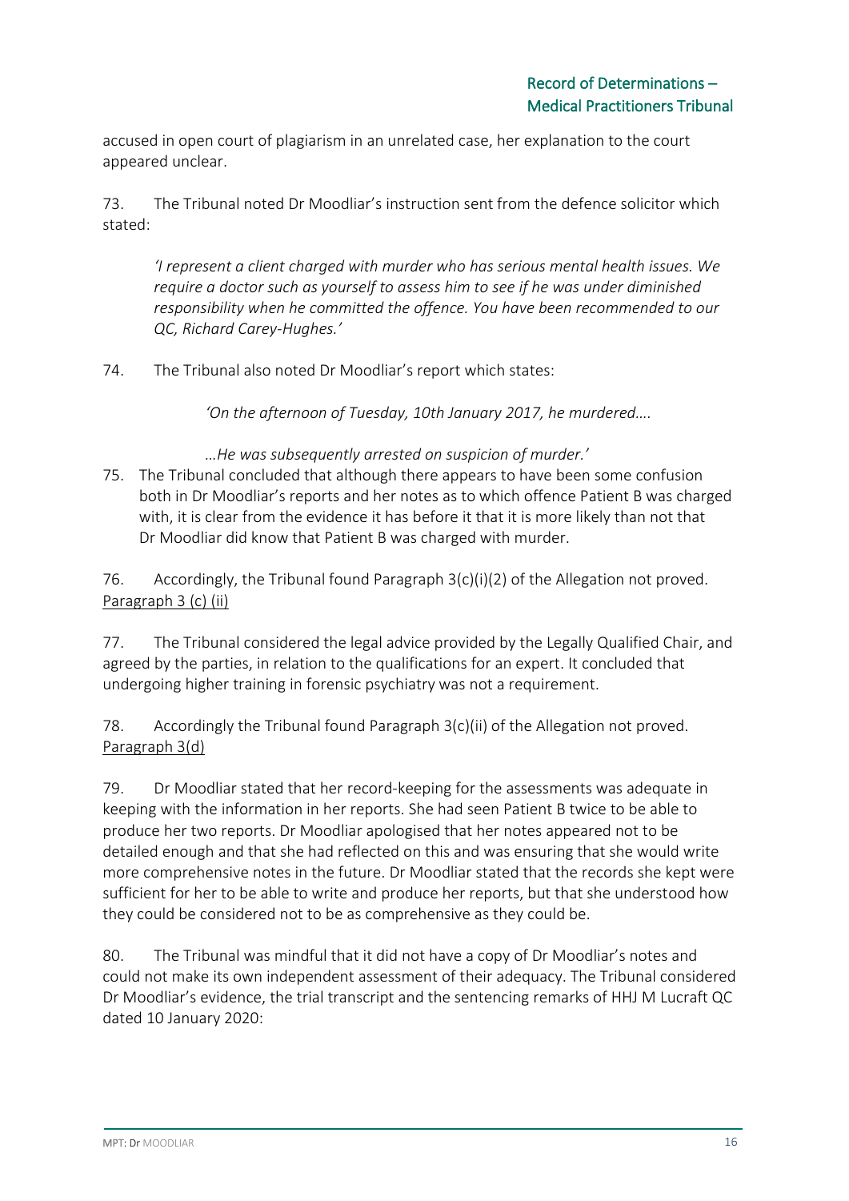accused in open court of plagiarism in an unrelated case, her explanation to the court appeared unclear.

73. The Tribunal noted Dr Moodliar's instruction sent from the defence solicitor which stated:

> *'I represent a client charged with murder who has serious mental health issues. We require a doctor such as yourself to assess him to see if he was under diminished responsibility when he committed the offence. You have been recommended to our QC, Richard Carey-Hughes.'*

74. The Tribunal also noted Dr Moodliar's report which states:

> *'On the afternoon of Tuesday, 10th January 2017, he murdered….*
>
> *…He was subsequently arrested on suspicion of murder.'*

75. The Tribunal concluded that although there appears to have been some confusion both in Dr Moodliar's reports and her notes as to which offence Patient B was charged with, it is clear from the evidence it has before it that it is more likely than not that Dr Moodliar did know that Patient B was charged with murder.

76. Accordingly, the Tribunal found Paragraph 3(c)(i)(2) of the Allegation not proved.

<u>Paragraph 3 (c) (ii)</u>

77. The Tribunal considered the legal advice provided by the Legally Qualified Chair, and agreed by the parties, in relation to the qualifications for an expert. It concluded that undergoing higher training in forensic psychiatry was not a requirement.

78. Accordingly the Tribunal found Paragraph 3(c)(ii) of the Allegation not proved.

<u>Paragraph 3(d)</u>

79. Dr Moodliar stated that her record-keeping for the assessments was adequate in keeping with the information in her reports. She had seen Patient B twice to be able to produce her two reports. Dr Moodliar apologised that her notes appeared not to be detailed enough and that she had reflected on this and was ensuring that she would write more comprehensive notes in the future. Dr Moodliar stated that the records she kept were sufficient for her to be able to write and produce her reports, but that she understood how they could be considered not to be as comprehensive as they could be.

80. The Tribunal was mindful that it did not have a copy of Dr Moodliar's notes and could not make its own independent assessment of their adequacy. The Tribunal considered Dr Moodliar's evidence, the trial transcript and the sentencing remarks of HHJ M Lucraft QC dated 10 January 2020: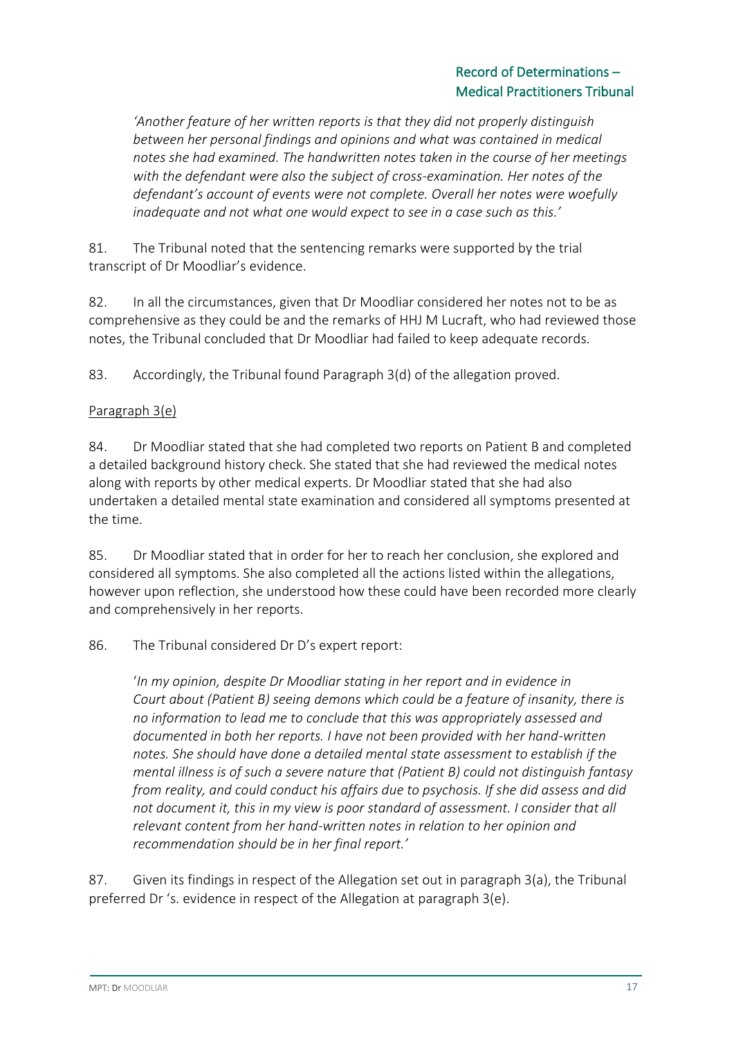> *'Another feature of her written reports is that they did not properly distinguish between her personal findings and opinions and what was contained in medical notes she had examined. The handwritten notes taken in the course of her meetings with the defendant were also the subject of cross-examination. Her notes of the defendant's account of events were not complete. Overall her notes were woefully inadequate and not what one would expect to see in a case such as this.'*

81. The Tribunal noted that the sentencing remarks were supported by the trial transcript of Dr Moodliar's evidence.

82. In all the circumstances, given that Dr Moodliar considered her notes not to be as comprehensive as they could be and the remarks of HHJ M Lucraft, who had reviewed those notes, the Tribunal concluded that Dr Moodliar had failed to keep adequate records.

83. Accordingly, the Tribunal found Paragraph 3(d) of the allegation proved.

Paragraph 3(e)

84. Dr Moodliar stated that she had completed two reports on Patient B and completed a detailed background history check. She stated that she had reviewed the medical notes along with reports by other medical experts. Dr Moodliar stated that she had also undertaken a detailed mental state examination and considered all symptoms presented at the time.

85. Dr Moodliar stated that in order for her to reach her conclusion, she explored and considered all symptoms. She also completed all the actions listed within the allegations, however upon reflection, she understood how these could have been recorded more clearly and comprehensively in her reports.

86. The Tribunal considered Dr D's expert report:

> '*In my opinion, despite Dr Moodliar stating in her report and in evidence in Court about (Patient B) seeing demons which could be a feature of insanity, there is no information to lead me to conclude that this was appropriately assessed and documented in both her reports. I have not been provided with her hand-written notes. She should have done a detailed mental state assessment to establish if the mental illness is of such a severe nature that (Patient B) could not distinguish fantasy from reality, and could conduct his affairs due to psychosis. If she did assess and did not document it, this in my view is poor standard of assessment. I consider that all relevant content from her hand-written notes in relation to her opinion and recommendation should be in her final report.'*

87. Given its findings in respect of the Allegation set out in paragraph 3(a), the Tribunal preferred Dr 's. evidence in respect of the Allegation at paragraph 3(e).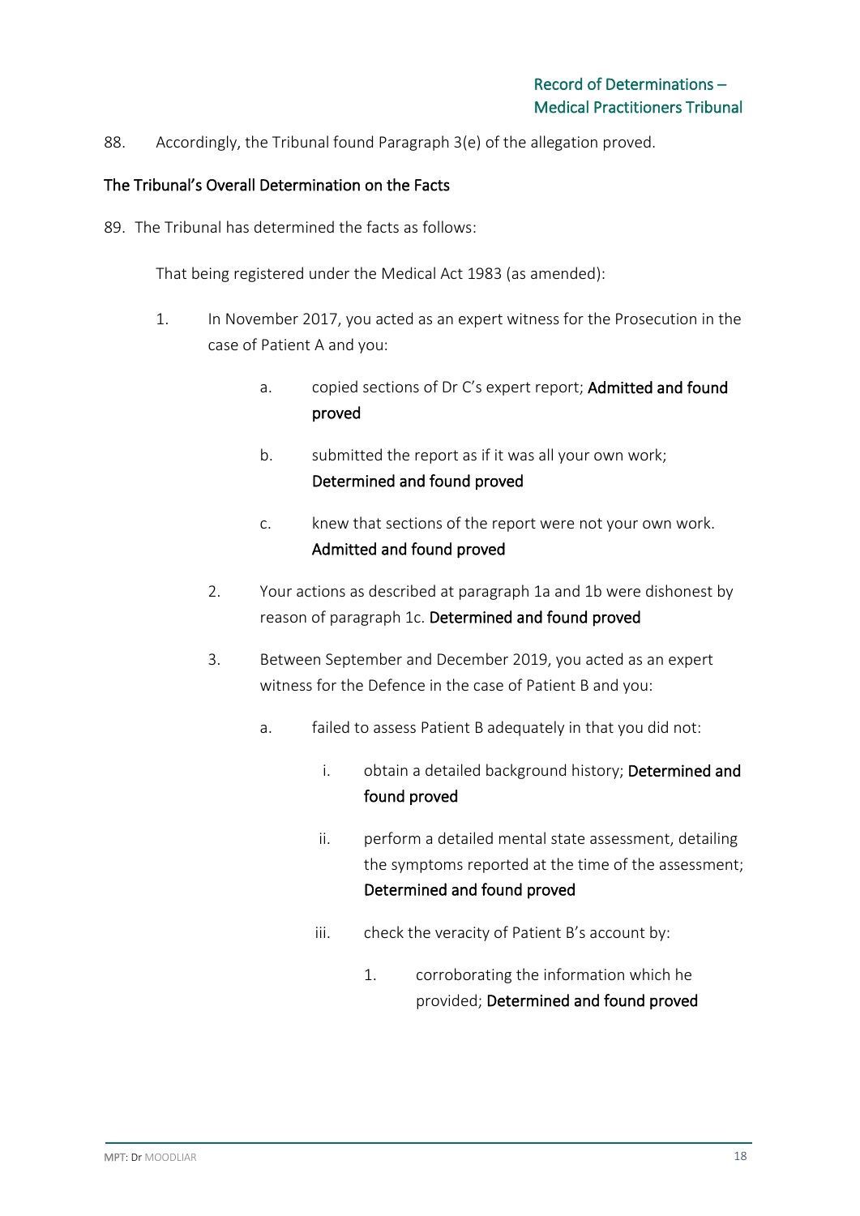88. Accordingly, the Tribunal found Paragraph 3(e) of the allegation proved.

## The Tribunal's Overall Determination on the Facts

89. The Tribunal has determined the facts as follows:

That being registered under the Medical Act 1983 (as amended):

1. In November 2017, you acted as an expert witness for the Prosecution in the case of Patient A and you:

    a. copied sections of Dr C's expert report; **Admitted and found proved**

    b. submitted the report as if it was all your own work; **Determined and found proved**

    c. knew that sections of the report were not your own work. **Admitted and found proved**

2. Your actions as described at paragraph 1a and 1b were dishonest by reason of paragraph 1c. **Determined and found proved**

3. Between September and December 2019, you acted as an expert witness for the Defence in the case of Patient B and you:

    a. failed to assess Patient B adequately in that you did not:

        i. obtain a detailed background history; **Determined and found proved**

        ii. perform a detailed mental state assessment, detailing the symptoms reported at the time of the assessment; **Determined and found proved**

        iii. check the veracity of Patient B's account by:

            1. corroborating the information which he provided; **Determined and found proved**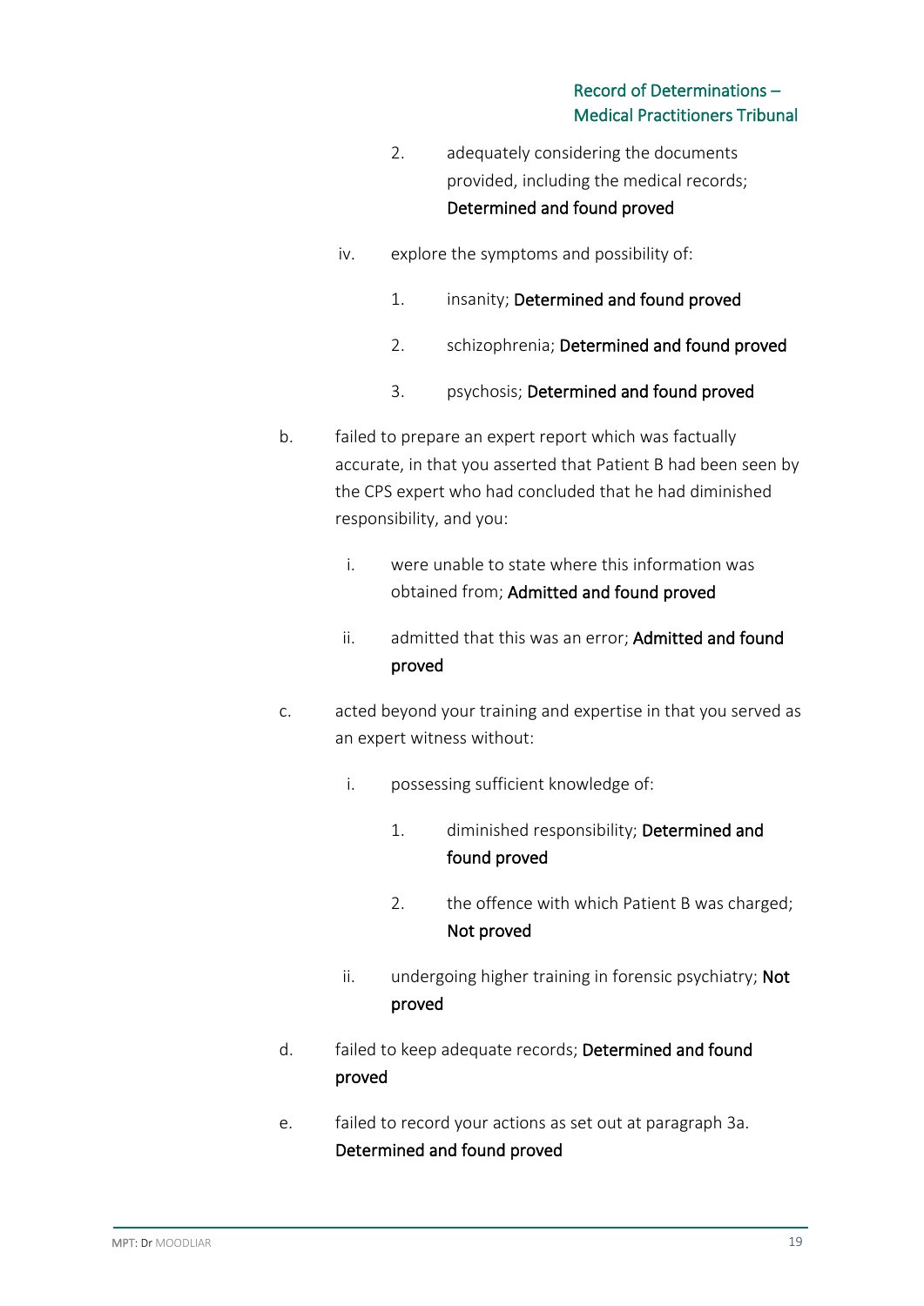2. adequately considering the documents provided, including the medical records; **Determined and found proved**

iv. explore the symptoms and possibility of:

1. insanity; **Determined and found proved**

2. schizophrenia; **Determined and found proved**

3. psychosis; **Determined and found proved**

b. failed to prepare an expert report which was factually accurate, in that you asserted that Patient B had been seen by the CPS expert who had concluded that he had diminished responsibility, and you:

i. were unable to state where this information was obtained from; **Admitted and found proved**

ii. admitted that this was an error; **Admitted and found proved**

c. acted beyond your training and expertise in that you served as an expert witness without:

i. possessing sufficient knowledge of:

1. diminished responsibility; **Determined and found proved**

2. the offence with which Patient B was charged; **Not proved**

ii. undergoing higher training in forensic psychiatry; **Not proved**

d. failed to keep adequate records; **Determined and found proved**

e. failed to record your actions as set out at paragraph 3a. **Determined and found proved**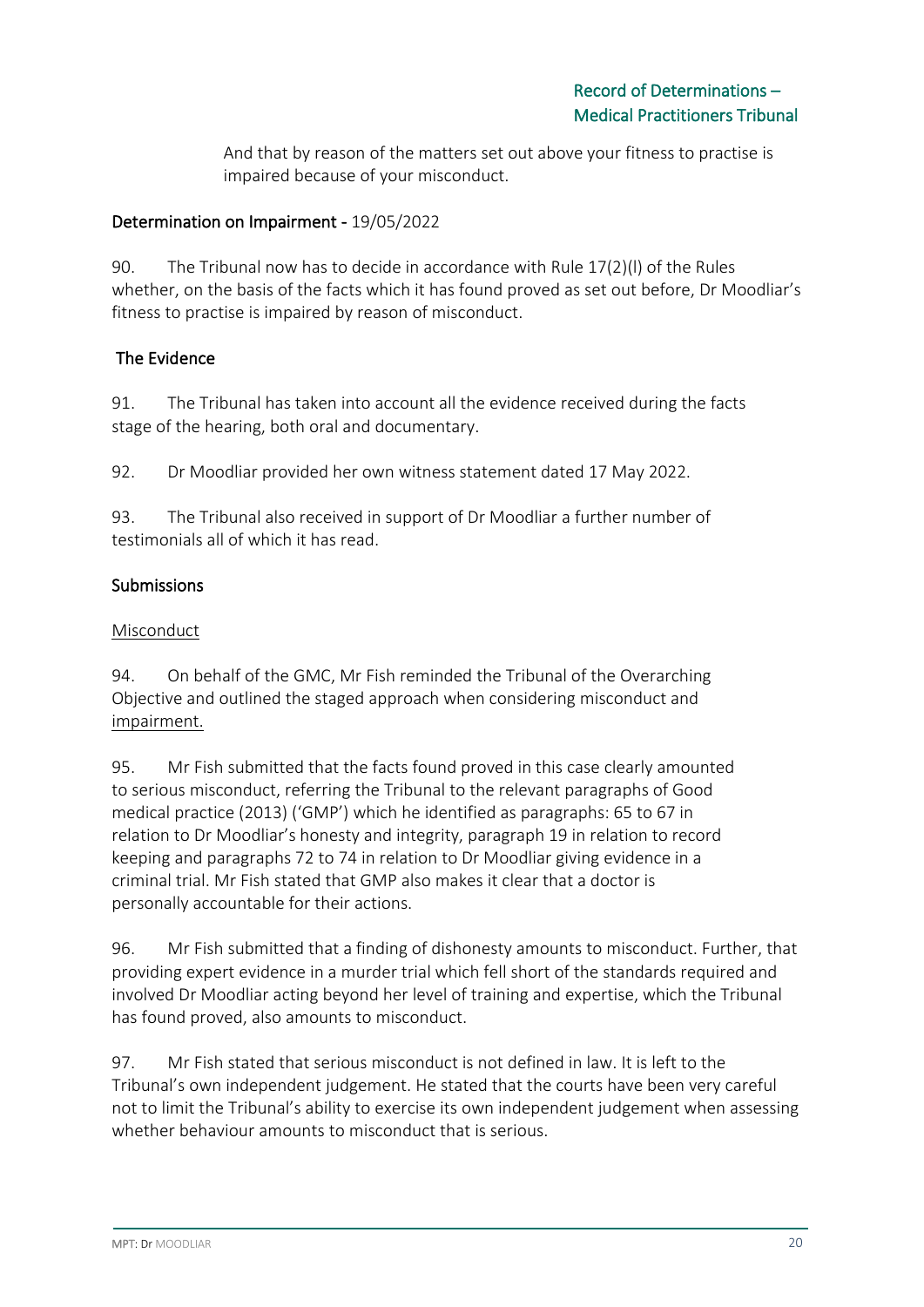And that by reason of the matters set out above your fitness to practise is impaired because of your misconduct.

## Determination on Impairment - 19/05/2022

90. The Tribunal now has to decide in accordance with Rule 17(2)(l) of the Rules whether, on the basis of the facts which it has found proved as set out before, Dr Moodliar's fitness to practise is impaired by reason of misconduct.

### The Evidence

91. The Tribunal has taken into account all the evidence received during the facts stage of the hearing, both oral and documentary.

92. Dr Moodliar provided her own witness statement dated 17 May 2022.

93. The Tribunal also received in support of Dr Moodliar a further number of testimonials all of which it has read.

### Submissions

#### Misconduct

94. On behalf of the GMC, Mr Fish reminded the Tribunal of the Overarching Objective and outlined the staged approach when considering misconduct and impairment.

95. Mr Fish submitted that the facts found proved in this case clearly amounted to serious misconduct, referring the Tribunal to the relevant paragraphs of Good medical practice (2013) ('GMP') which he identified as paragraphs: 65 to 67 in relation to Dr Moodliar's honesty and integrity, paragraph 19 in relation to record keeping and paragraphs 72 to 74 in relation to Dr Moodliar giving evidence in a criminal trial. Mr Fish stated that GMP also makes it clear that a doctor is personally accountable for their actions.

96. Mr Fish submitted that a finding of dishonesty amounts to misconduct. Further, that providing expert evidence in a murder trial which fell short of the standards required and involved Dr Moodliar acting beyond her level of training and expertise, which the Tribunal has found proved, also amounts to misconduct.

97. Mr Fish stated that serious misconduct is not defined in law. It is left to the Tribunal's own independent judgement. He stated that the courts have been very careful not to limit the Tribunal's ability to exercise its own independent judgement when assessing whether behaviour amounts to misconduct that is serious.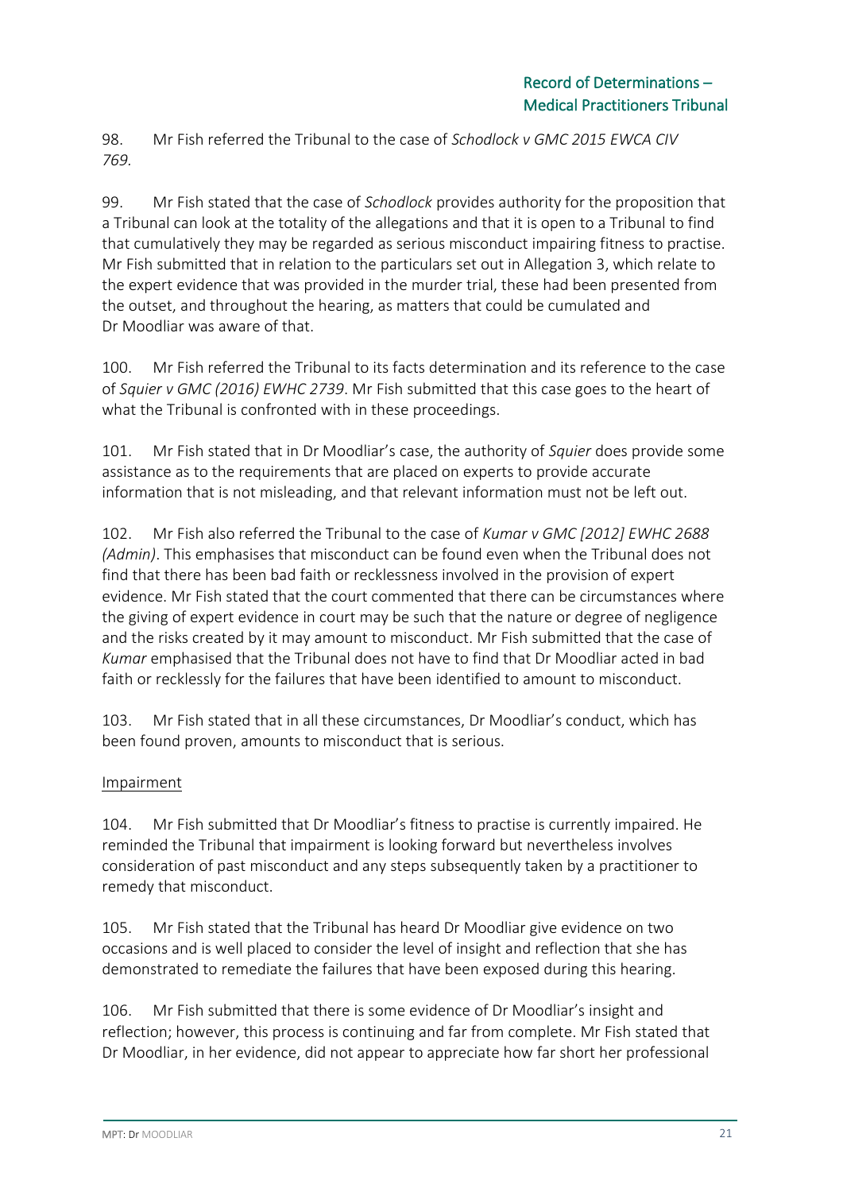98. Mr Fish referred the Tribunal to the case of *Schodlock v GMC 2015 EWCA CIV 769.*

99. Mr Fish stated that the case of *Schodlock* provides authority for the proposition that a Tribunal can look at the totality of the allegations and that it is open to a Tribunal to find that cumulatively they may be regarded as serious misconduct impairing fitness to practise. Mr Fish submitted that in relation to the particulars set out in Allegation 3, which relate to the expert evidence that was provided in the murder trial, these had been presented from the outset, and throughout the hearing, as matters that could be cumulated and Dr Moodliar was aware of that.

100. Mr Fish referred the Tribunal to its facts determination and its reference to the case of *Squier v GMC (2016) EWHC 2739*. Mr Fish submitted that this case goes to the heart of what the Tribunal is confronted with in these proceedings.

101. Mr Fish stated that in Dr Moodliar's case, the authority of *Squier* does provide some assistance as to the requirements that are placed on experts to provide accurate information that is not misleading, and that relevant information must not be left out.

102. Mr Fish also referred the Tribunal to the case of *Kumar v GMC [2012] EWHC 2688 (Admin)*. This emphasises that misconduct can be found even when the Tribunal does not find that there has been bad faith or recklessness involved in the provision of expert evidence. Mr Fish stated that the court commented that there can be circumstances where the giving of expert evidence in court may be such that the nature or degree of negligence and the risks created by it may amount to misconduct. Mr Fish submitted that the case of *Kumar* emphasised that the Tribunal does not have to find that Dr Moodliar acted in bad faith or recklessly for the failures that have been identified to amount to misconduct.

103. Mr Fish stated that in all these circumstances, Dr Moodliar's conduct, which has been found proven, amounts to misconduct that is serious.

Impairment

104. Mr Fish submitted that Dr Moodliar's fitness to practise is currently impaired. He reminded the Tribunal that impairment is looking forward but nevertheless involves consideration of past misconduct and any steps subsequently taken by a practitioner to remedy that misconduct.

105. Mr Fish stated that the Tribunal has heard Dr Moodliar give evidence on two occasions and is well placed to consider the level of insight and reflection that she has demonstrated to remediate the failures that have been exposed during this hearing.

106. Mr Fish submitted that there is some evidence of Dr Moodliar's insight and reflection; however, this process is continuing and far from complete. Mr Fish stated that Dr Moodliar, in her evidence, did not appear to appreciate how far short her professional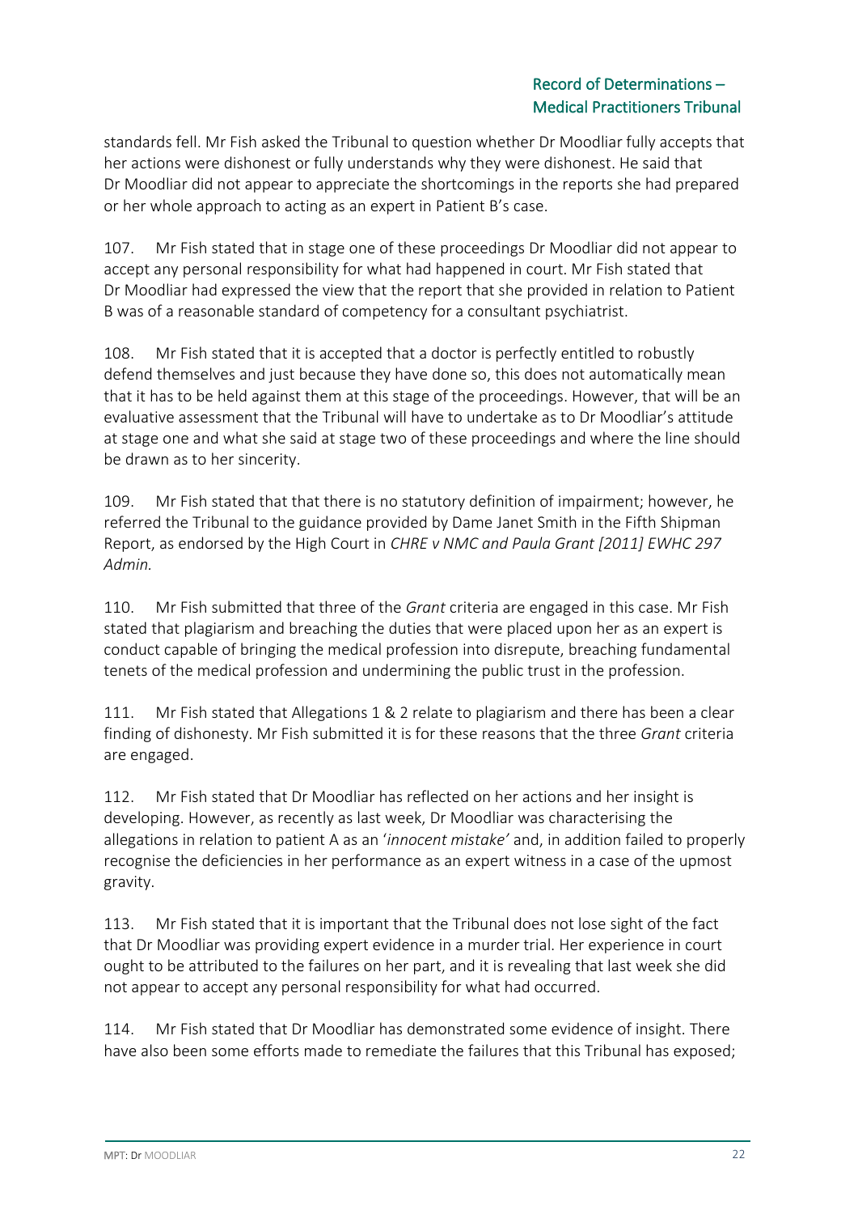standards fell. Mr Fish asked the Tribunal to question whether Dr Moodliar fully accepts that her actions were dishonest or fully understands why they were dishonest. He said that Dr Moodliar did not appear to appreciate the shortcomings in the reports she had prepared or her whole approach to acting as an expert in Patient B's case.

107. Mr Fish stated that in stage one of these proceedings Dr Moodliar did not appear to accept any personal responsibility for what had happened in court. Mr Fish stated that Dr Moodliar had expressed the view that the report that she provided in relation to Patient B was of a reasonable standard of competency for a consultant psychiatrist.

108. Mr Fish stated that it is accepted that a doctor is perfectly entitled to robustly defend themselves and just because they have done so, this does not automatically mean that it has to be held against them at this stage of the proceedings. However, that will be an evaluative assessment that the Tribunal will have to undertake as to Dr Moodliar's attitude at stage one and what she said at stage two of these proceedings and where the line should be drawn as to her sincerity.

109. Mr Fish stated that that there is no statutory definition of impairment; however, he referred the Tribunal to the guidance provided by Dame Janet Smith in the Fifth Shipman Report, as endorsed by the High Court in *CHRE v NMC and Paula Grant [2011] EWHC 297 Admin.*

110. Mr Fish submitted that three of the *Grant* criteria are engaged in this case. Mr Fish stated that plagiarism and breaching the duties that were placed upon her as an expert is conduct capable of bringing the medical profession into disrepute, breaching fundamental tenets of the medical profession and undermining the public trust in the profession.

111. Mr Fish stated that Allegations 1 & 2 relate to plagiarism and there has been a clear finding of dishonesty. Mr Fish submitted it is for these reasons that the three *Grant* criteria are engaged.

112. Mr Fish stated that Dr Moodliar has reflected on her actions and her insight is developing. However, as recently as last week, Dr Moodliar was characterising the allegations in relation to patient A as an '*innocent mistake'* and, in addition failed to properly recognise the deficiencies in her performance as an expert witness in a case of the upmost gravity.

113. Mr Fish stated that it is important that the Tribunal does not lose sight of the fact that Dr Moodliar was providing expert evidence in a murder trial. Her experience in court ought to be attributed to the failures on her part, and it is revealing that last week she did not appear to accept any personal responsibility for what had occurred.

114. Mr Fish stated that Dr Moodliar has demonstrated some evidence of insight. There have also been some efforts made to remediate the failures that this Tribunal has exposed;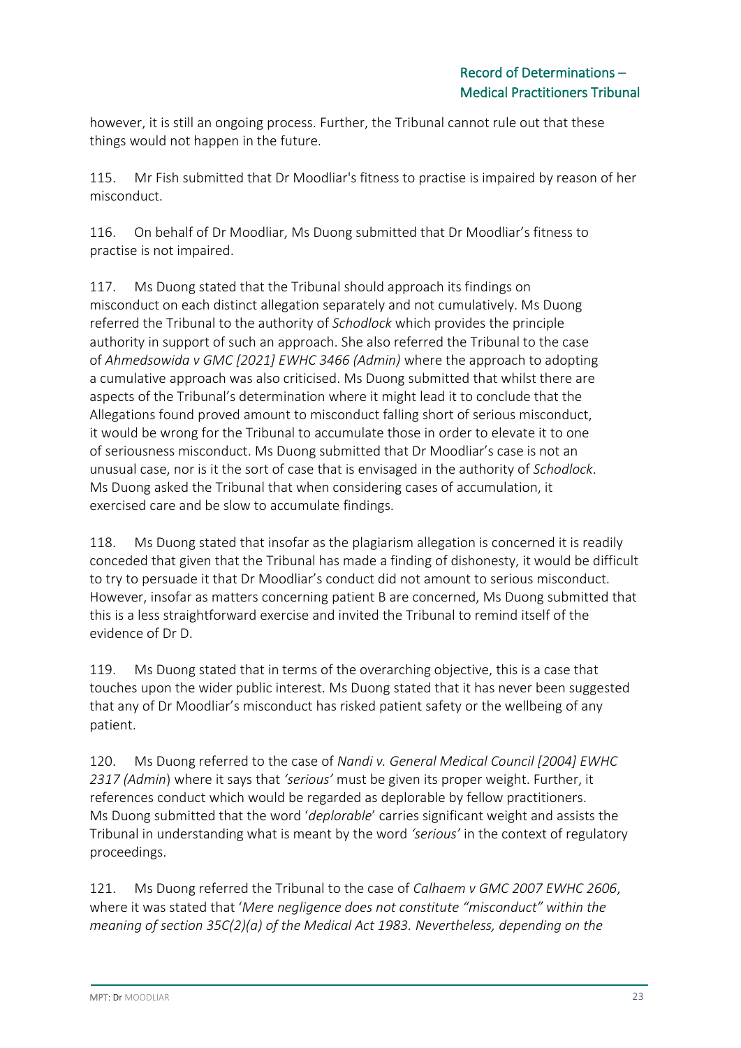however, it is still an ongoing process. Further, the Tribunal cannot rule out that these things would not happen in the future.

115. Mr Fish submitted that Dr Moodliar's fitness to practise is impaired by reason of her misconduct.

116. On behalf of Dr Moodliar, Ms Duong submitted that Dr Moodliar's fitness to practise is not impaired.

117. Ms Duong stated that the Tribunal should approach its findings on misconduct on each distinct allegation separately and not cumulatively. Ms Duong referred the Tribunal to the authority of *Schodlock* which provides the principle authority in support of such an approach. She also referred the Tribunal to the case of *Ahmedsowida v GMC [2021] EWHC 3466 (Admin)* where the approach to adopting a cumulative approach was also criticised. Ms Duong submitted that whilst there are aspects of the Tribunal's determination where it might lead it to conclude that the Allegations found proved amount to misconduct falling short of serious misconduct, it would be wrong for the Tribunal to accumulate those in order to elevate it to one of seriousness misconduct. Ms Duong submitted that Dr Moodliar's case is not an unusual case, nor is it the sort of case that is envisaged in the authority of *Schodlock*. Ms Duong asked the Tribunal that when considering cases of accumulation, it exercised care and be slow to accumulate findings.

118. Ms Duong stated that insofar as the plagiarism allegation is concerned it is readily conceded that given that the Tribunal has made a finding of dishonesty, it would be difficult to try to persuade it that Dr Moodliar's conduct did not amount to serious misconduct. However, insofar as matters concerning patient B are concerned, Ms Duong submitted that this is a less straightforward exercise and invited the Tribunal to remind itself of the evidence of Dr D.

119. Ms Duong stated that in terms of the overarching objective, this is a case that touches upon the wider public interest. Ms Duong stated that it has never been suggested that any of Dr Moodliar's misconduct has risked patient safety or the wellbeing of any patient.

120. Ms Duong referred to the case of *Nandi v. General Medical Council [2004] EWHC 2317 (Admin*) where it says that *'serious'* must be given its proper weight. Further, it references conduct which would be regarded as deplorable by fellow practitioners. Ms Duong submitted that the word '*deplorable*' carries significant weight and assists the Tribunal in understanding what is meant by the word *'serious'* in the context of regulatory proceedings.

121. Ms Duong referred the Tribunal to the case of *Calhaem v GMC 2007 EWHC 2606*, where it was stated that '*Mere negligence does not constitute "misconduct" within the meaning of section 35C(2)(a) of the Medical Act 1983. Nevertheless, depending on the*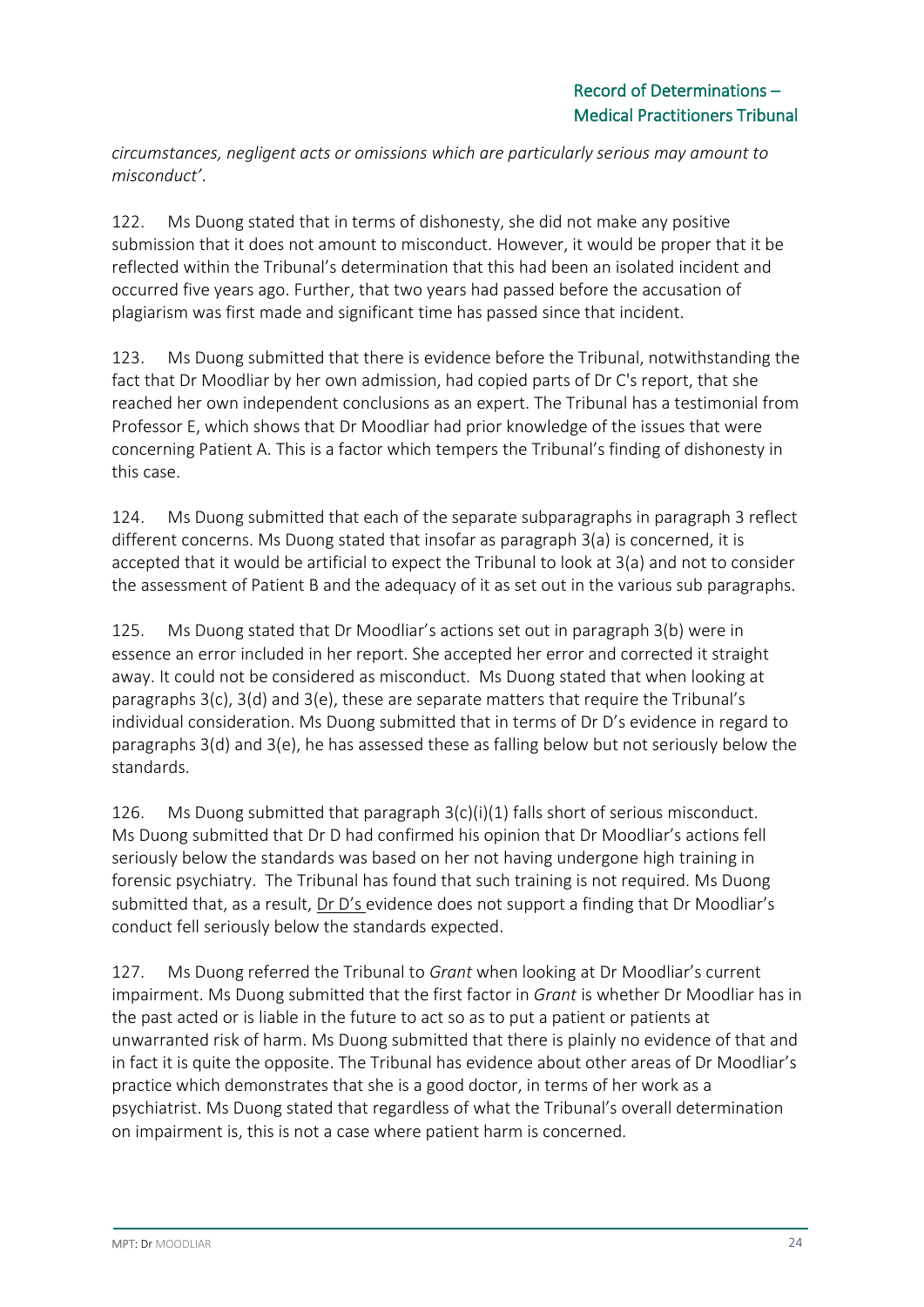*circumstances, negligent acts or omissions which are particularly serious may amount to misconduct'*.

122. Ms Duong stated that in terms of dishonesty, she did not make any positive submission that it does not amount to misconduct. However, it would be proper that it be reflected within the Tribunal's determination that this had been an isolated incident and occurred five years ago. Further, that two years had passed before the accusation of plagiarism was first made and significant time has passed since that incident.

123. Ms Duong submitted that there is evidence before the Tribunal, notwithstanding the fact that Dr Moodliar by her own admission, had copied parts of Dr C's report, that she reached her own independent conclusions as an expert. The Tribunal has a testimonial from Professor E, which shows that Dr Moodliar had prior knowledge of the issues that were concerning Patient A. This is a factor which tempers the Tribunal's finding of dishonesty in this case.

124. Ms Duong submitted that each of the separate subparagraphs in paragraph 3 reflect different concerns. Ms Duong stated that insofar as paragraph 3(a) is concerned, it is accepted that it would be artificial to expect the Tribunal to look at 3(a) and not to consider the assessment of Patient B and the adequacy of it as set out in the various sub paragraphs.

125. Ms Duong stated that Dr Moodliar's actions set out in paragraph 3(b) were in essence an error included in her report. She accepted her error and corrected it straight away. It could not be considered as misconduct. Ms Duong stated that when looking at paragraphs 3(c), 3(d) and 3(e), these are separate matters that require the Tribunal's individual consideration. Ms Duong submitted that in terms of Dr D's evidence in regard to paragraphs 3(d) and 3(e), he has assessed these as falling below but not seriously below the standards.

126. Ms Duong submitted that paragraph 3(c)(i)(1) falls short of serious misconduct. Ms Duong submitted that Dr D had confirmed his opinion that Dr Moodliar's actions fell seriously below the standards was based on her not having undergone high training in forensic psychiatry. The Tribunal has found that such training is not required. Ms Duong submitted that, as a result, Dr D's evidence does not support a finding that Dr Moodliar's conduct fell seriously below the standards expected.

127. Ms Duong referred the Tribunal to *Grant* when looking at Dr Moodliar's current impairment. Ms Duong submitted that the first factor in *Grant* is whether Dr Moodliar has in the past acted or is liable in the future to act so as to put a patient or patients at unwarranted risk of harm. Ms Duong submitted that there is plainly no evidence of that and in fact it is quite the opposite. The Tribunal has evidence about other areas of Dr Moodliar's practice which demonstrates that she is a good doctor, in terms of her work as a psychiatrist. Ms Duong stated that regardless of what the Tribunal's overall determination on impairment is, this is not a case where patient harm is concerned.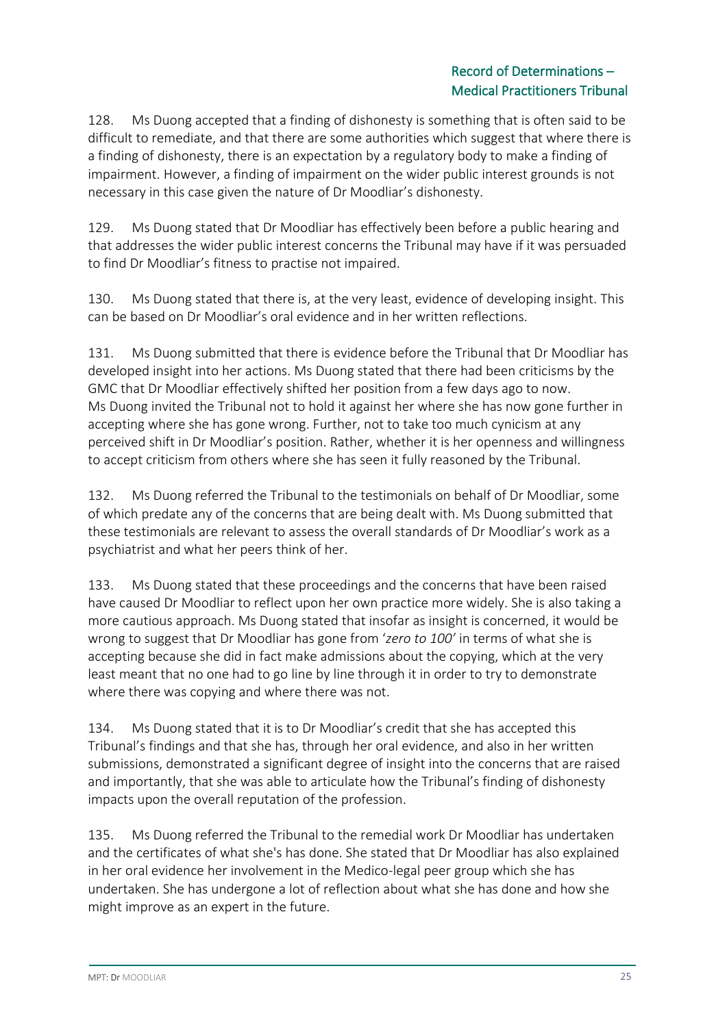128. Ms Duong accepted that a finding of dishonesty is something that is often said to be difficult to remediate, and that there are some authorities which suggest that where there is a finding of dishonesty, there is an expectation by a regulatory body to make a finding of impairment. However, a finding of impairment on the wider public interest grounds is not necessary in this case given the nature of Dr Moodliar's dishonesty.

129. Ms Duong stated that Dr Moodliar has effectively been before a public hearing and that addresses the wider public interest concerns the Tribunal may have if it was persuaded to find Dr Moodliar's fitness to practise not impaired.

130. Ms Duong stated that there is, at the very least, evidence of developing insight. This can be based on Dr Moodliar's oral evidence and in her written reflections.

131. Ms Duong submitted that there is evidence before the Tribunal that Dr Moodliar has developed insight into her actions. Ms Duong stated that there had been criticisms by the GMC that Dr Moodliar effectively shifted her position from a few days ago to now. Ms Duong invited the Tribunal not to hold it against her where she has now gone further in accepting where she has gone wrong. Further, not to take too much cynicism at any perceived shift in Dr Moodliar's position. Rather, whether it is her openness and willingness to accept criticism from others where she has seen it fully reasoned by the Tribunal.

132. Ms Duong referred the Tribunal to the testimonials on behalf of Dr Moodliar, some of which predate any of the concerns that are being dealt with. Ms Duong submitted that these testimonials are relevant to assess the overall standards of Dr Moodliar's work as a psychiatrist and what her peers think of her.

133. Ms Duong stated that these proceedings and the concerns that have been raised have caused Dr Moodliar to reflect upon her own practice more widely. She is also taking a more cautious approach. Ms Duong stated that insofar as insight is concerned, it would be wrong to suggest that Dr Moodliar has gone from '*zero to 100*' in terms of what she is accepting because she did in fact make admissions about the copying, which at the very least meant that no one had to go line by line through it in order to try to demonstrate where there was copying and where there was not.

134. Ms Duong stated that it is to Dr Moodliar's credit that she has accepted this Tribunal's findings and that she has, through her oral evidence, and also in her written submissions, demonstrated a significant degree of insight into the concerns that are raised and importantly, that she was able to articulate how the Tribunal's finding of dishonesty impacts upon the overall reputation of the profession.

135. Ms Duong referred the Tribunal to the remedial work Dr Moodliar has undertaken and the certificates of what she's has done. She stated that Dr Moodliar has also explained in her oral evidence her involvement in the Medico-legal peer group which she has undertaken. She has undergone a lot of reflection about what she has done and how she might improve as an expert in the future.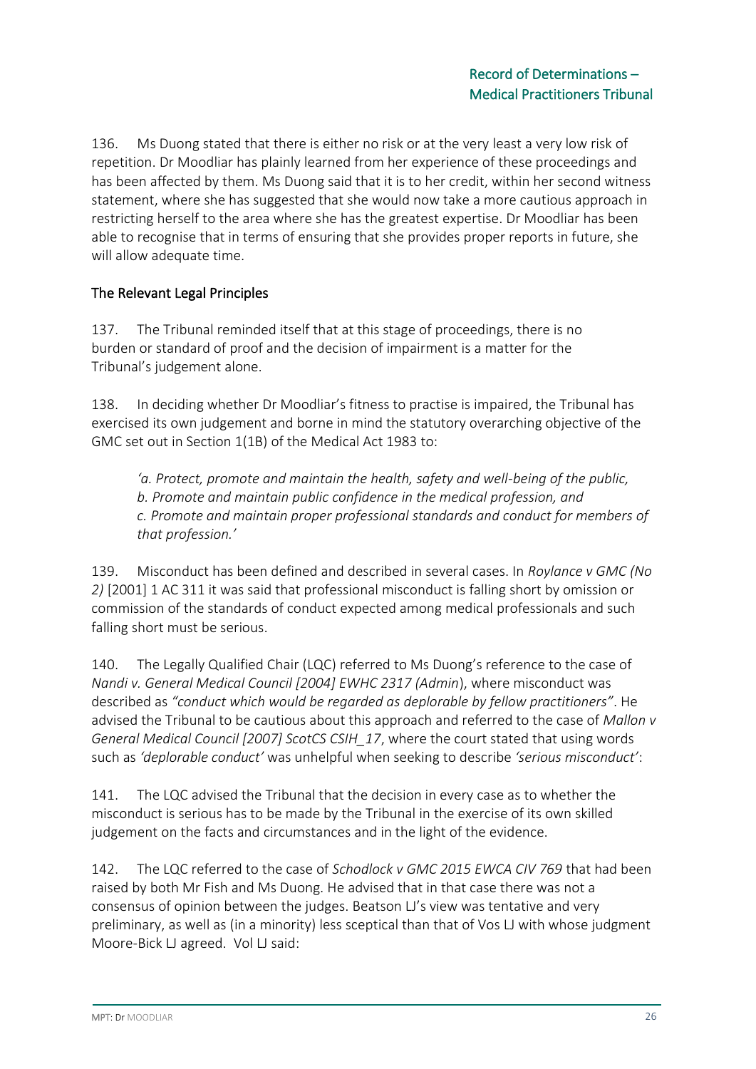136. Ms Duong stated that there is either no risk or at the very least a very low risk of repetition. Dr Moodliar has plainly learned from her experience of these proceedings and has been affected by them. Ms Duong said that it is to her credit, within her second witness statement, where she has suggested that she would now take a more cautious approach in restricting herself to the area where she has the greatest expertise. Dr Moodliar has been able to recognise that in terms of ensuring that she provides proper reports in future, she will allow adequate time.

## The Relevant Legal Principles

137. The Tribunal reminded itself that at this stage of proceedings, there is no burden or standard of proof and the decision of impairment is a matter for the Tribunal's judgement alone.

138. In deciding whether Dr Moodliar's fitness to practise is impaired, the Tribunal has exercised its own judgement and borne in mind the statutory overarching objective of the GMC set out in Section 1(1B) of the Medical Act 1983 to:

> *'a. Protect, promote and maintain the health, safety and well-being of the public,*
> *b. Promote and maintain public confidence in the medical profession, and*
> *c. Promote and maintain proper professional standards and conduct for members of that profession.'*

139. Misconduct has been defined and described in several cases. In *Roylance v GMC (No 2)* [2001] 1 AC 311 it was said that professional misconduct is falling short by omission or commission of the standards of conduct expected among medical professionals and such falling short must be serious.

140. The Legally Qualified Chair (LQC) referred to Ms Duong's reference to the case of *Nandi v. General Medical Council [2004] EWHC 2317 (Admin*), where misconduct was described as *"conduct which would be regarded as deplorable by fellow practitioners"*. He advised the Tribunal to be cautious about this approach and referred to the case of *Mallon v General Medical Council [2007] ScotCS CSIH_17*, where the court stated that using words such as *'deplorable conduct'* was unhelpful when seeking to describe *'serious misconduct'*:

141. The LQC advised the Tribunal that the decision in every case as to whether the misconduct is serious has to be made by the Tribunal in the exercise of its own skilled judgement on the facts and circumstances and in the light of the evidence.

142. The LQC referred to the case of *Schodlock v GMC 2015 EWCA CIV 769* that had been raised by both Mr Fish and Ms Duong. He advised that in that case there was not a consensus of opinion between the judges. Beatson LJ's view was tentative and very preliminary, as well as (in a minority) less sceptical than that of Vos LJ with whose judgment Moore-Bick LJ agreed. Vol LJ said: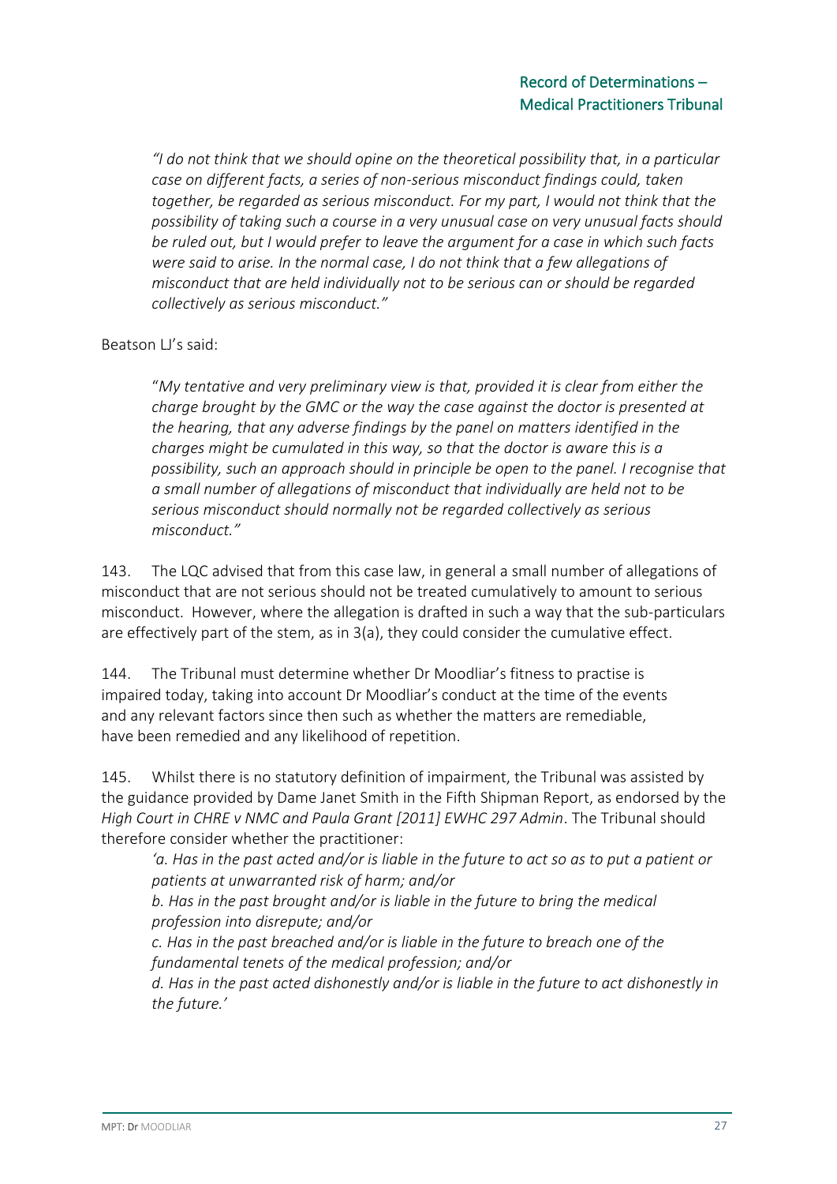*"I do not think that we should opine on the theoretical possibility that, in a particular case on different facts, a series of non-serious misconduct findings could, taken together, be regarded as serious misconduct. For my part, I would not think that the possibility of taking such a course in a very unusual case on very unusual facts should be ruled out, but I would prefer to leave the argument for a case in which such facts were said to arise. In the normal case, I do not think that a few allegations of misconduct that are held individually not to be serious can or should be regarded collectively as serious misconduct."*

Beatson LJ's said:

> "*My tentative and very preliminary view is that, provided it is clear from either the charge brought by the GMC or the way the case against the doctor is presented at the hearing, that any adverse findings by the panel on matters identified in the charges might be cumulated in this way, so that the doctor is aware this is a possibility, such an approach should in principle be open to the panel. I recognise that a small number of allegations of misconduct that individually are held not to be serious misconduct should normally not be regarded collectively as serious misconduct."*

143. The LQC advised that from this case law, in general a small number of allegations of misconduct that are not serious should not be treated cumulatively to amount to serious misconduct. However, where the allegation is drafted in such a way that the sub-particulars are effectively part of the stem, as in 3(a), they could consider the cumulative effect.

144. The Tribunal must determine whether Dr Moodliar's fitness to practise is impaired today, taking into account Dr Moodliar's conduct at the time of the events and any relevant factors since then such as whether the matters are remediable, have been remedied and any likelihood of repetition.

145. Whilst there is no statutory definition of impairment, the Tribunal was assisted by the guidance provided by Dame Janet Smith in the Fifth Shipman Report, as endorsed by the *High Court in CHRE v NMC and Paula Grant [2011] EWHC 297 Admin*. The Tribunal should therefore consider whether the practitioner:

> *'a. Has in the past acted and/or is liable in the future to act so as to put a patient or patients at unwarranted risk of harm; and/or*
>
> *b. Has in the past brought and/or is liable in the future to bring the medical profession into disrepute; and/or*
>
> *c. Has in the past breached and/or is liable in the future to breach one of the fundamental tenets of the medical profession; and/or*
>
> *d. Has in the past acted dishonestly and/or is liable in the future to act dishonestly in the future.'*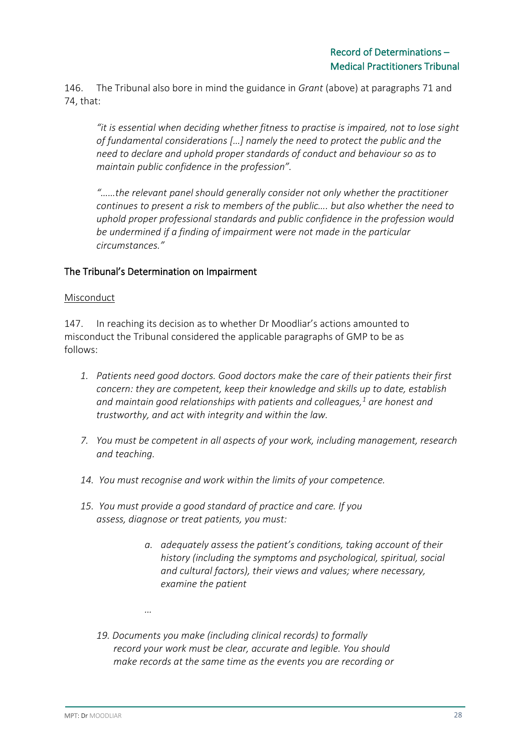146. The Tribunal also bore in mind the guidance in *Grant* (above) at paragraphs 71 and 74, that:

> *"it is essential when deciding whether fitness to practise is impaired, not to lose sight of fundamental considerations […] namely the need to protect the public and the need to declare and uphold proper standards of conduct and behaviour so as to maintain public confidence in the profession".*
>
> *"……the relevant panel should generally consider not only whether the practitioner continues to present a risk to members of the public…. but also whether the need to uphold proper professional standards and public confidence in the profession would be undermined if a finding of impairment were not made in the particular circumstances."*

## The Tribunal's Determination on Impairment

### Misconduct

147. In reaching its decision as to whether Dr Moodliar's actions amounted to misconduct the Tribunal considered the applicable paragraphs of GMP to be as follows:

> 1. *Patients need good doctors. Good doctors make the care of their patients their first concern: they are competent, keep their knowledge and skills up to date, establish and maintain good relationships with patients and colleagues,[1] are honest and trustworthy, and act with integrity and within the law.*
>
> 7. *You must be competent in all aspects of your work, including management, research and teaching.*
>
> 14. *You must recognise and work within the limits of your competence.*
>
> 15. *You must provide a good standard of practice and care. If you assess, diagnose or treat patients, you must:*
>
>     a. *adequately assess the patient's conditions, taking account of their history (including the symptoms and psychological, spiritual, social and cultural factors), their views and values; where necessary, examine the patient*
>
>     *…*
>
> 19. *Documents you make (including clinical records) to formally record your work must be clear, accurate and legible. You should make records at the same time as the events you are recording or*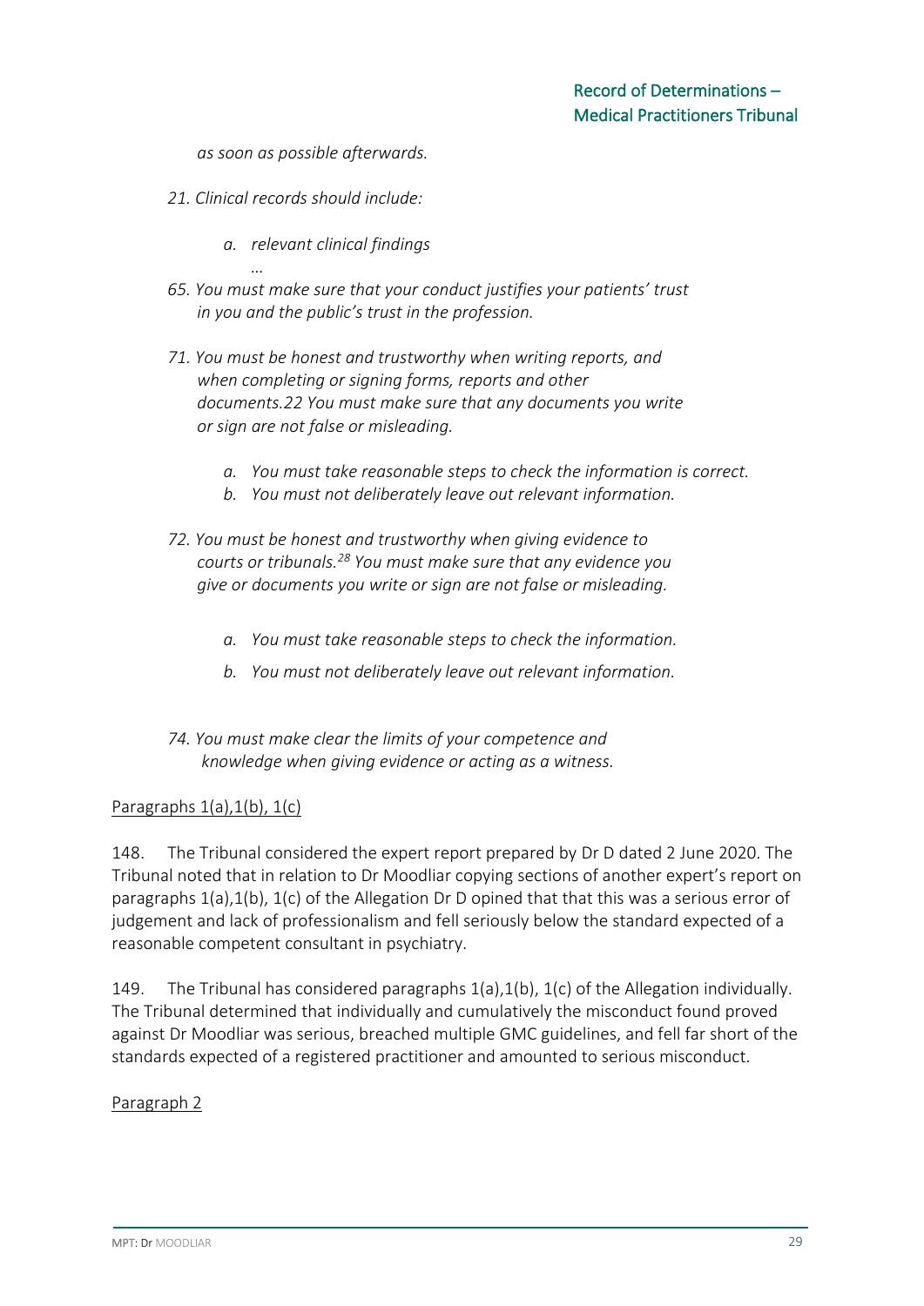*as soon as possible afterwards.*

*21. Clinical records should include:*

*a. relevant clinical findings*

*…*

*65. You must make sure that your conduct justifies your patients' trust in you and the public's trust in the profession.*

*71. You must be honest and trustworthy when writing reports, and when completing or signing forms, reports and other documents.22 You must make sure that any documents you write or sign are not false or misleading.*

*a. You must take reasonable steps to check the information is correct.*

*b. You must not deliberately leave out relevant information.*

*72. You must be honest and trustworthy when giving evidence to courts or tribunals.[28] You must make sure that any evidence you give or documents you write or sign are not false or misleading.*

*a. You must take reasonable steps to check the information.*

*b. You must not deliberately leave out relevant information.*

*74. You must make clear the limits of your competence and knowledge when giving evidence or acting as a witness.*

Paragraphs 1(a),1(b), 1(c)

148. The Tribunal considered the expert report prepared by Dr D dated 2 June 2020. The Tribunal noted that in relation to Dr Moodliar copying sections of another expert's report on paragraphs 1(a),1(b), 1(c) of the Allegation Dr D opined that that this was a serious error of judgement and lack of professionalism and fell seriously below the standard expected of a reasonable competent consultant in psychiatry.

149. The Tribunal has considered paragraphs 1(a),1(b), 1(c) of the Allegation individually. The Tribunal determined that individually and cumulatively the misconduct found proved against Dr Moodliar was serious, breached multiple GMC guidelines, and fell far short of the standards expected of a registered practitioner and amounted to serious misconduct.

Paragraph 2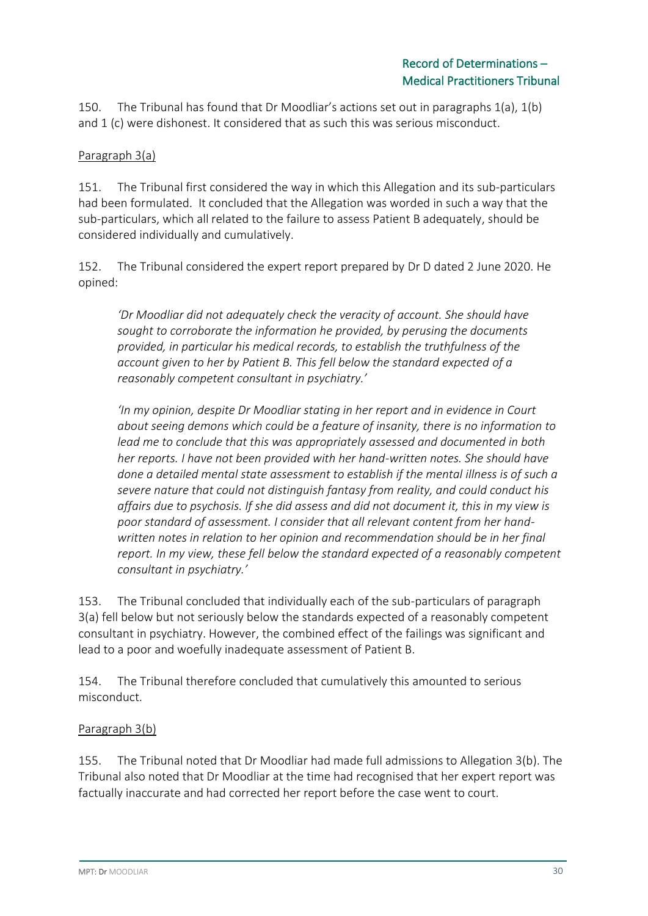150. The Tribunal has found that Dr Moodliar's actions set out in paragraphs 1(a), 1(b) and 1 (c) were dishonest. It considered that as such this was serious misconduct.

Paragraph 3(a)

151. The Tribunal first considered the way in which this Allegation and its sub-particulars had been formulated. It concluded that the Allegation was worded in such a way that the sub-particulars, which all related to the failure to assess Patient B adequately, should be considered individually and cumulatively.

152. The Tribunal considered the expert report prepared by Dr D dated 2 June 2020. He opined:

> *'Dr Moodliar did not adequately check the veracity of account. She should have sought to corroborate the information he provided, by perusing the documents provided, in particular his medical records, to establish the truthfulness of the account given to her by Patient B. This fell below the standard expected of a reasonably competent consultant in psychiatry.'*
>
> *'In my opinion, despite Dr Moodliar stating in her report and in evidence in Court about seeing demons which could be a feature of insanity, there is no information to lead me to conclude that this was appropriately assessed and documented in both her reports. I have not been provided with her hand-written notes. She should have done a detailed mental state assessment to establish if the mental illness is of such a severe nature that could not distinguish fantasy from reality, and could conduct his affairs due to psychosis. If she did assess and did not document it, this in my view is poor standard of assessment. I consider that all relevant content from her hand-written notes in relation to her opinion and recommendation should be in her final report. In my view, these fell below the standard expected of a reasonably competent consultant in psychiatry.'*

153. The Tribunal concluded that individually each of the sub-particulars of paragraph 3(a) fell below but not seriously below the standards expected of a reasonably competent consultant in psychiatry. However, the combined effect of the failings was significant and lead to a poor and woefully inadequate assessment of Patient B.

154. The Tribunal therefore concluded that cumulatively this amounted to serious misconduct.

Paragraph 3(b)

155. The Tribunal noted that Dr Moodliar had made full admissions to Allegation 3(b). The Tribunal also noted that Dr Moodliar at the time had recognised that her expert report was factually inaccurate and had corrected her report before the case went to court.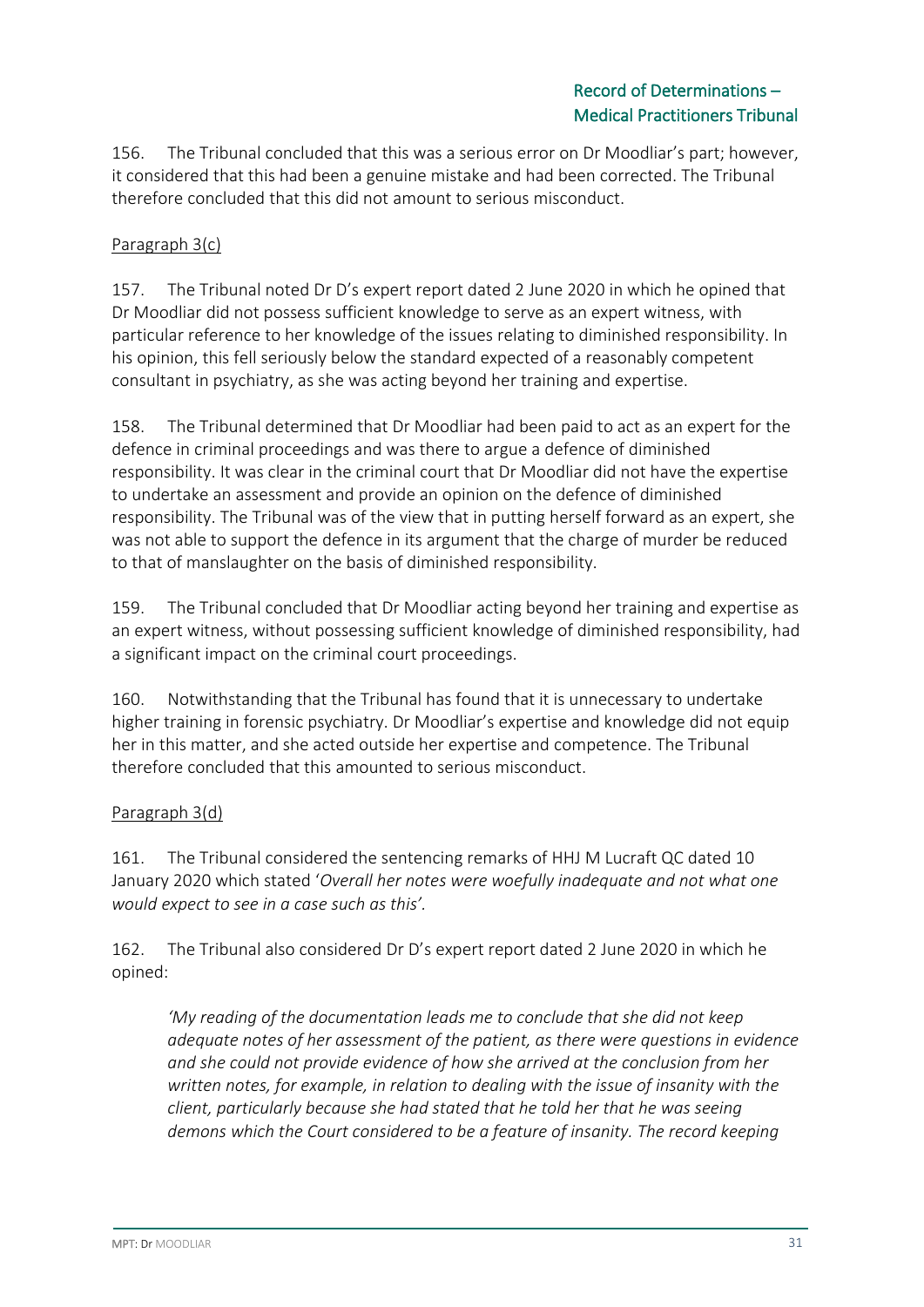156. The Tribunal concluded that this was a serious error on Dr Moodliar's part; however, it considered that this had been a genuine mistake and had been corrected. The Tribunal therefore concluded that this did not amount to serious misconduct.

Paragraph 3(c)

157. The Tribunal noted Dr D's expert report dated 2 June 2020 in which he opined that Dr Moodliar did not possess sufficient knowledge to serve as an expert witness, with particular reference to her knowledge of the issues relating to diminished responsibility. In his opinion, this fell seriously below the standard expected of a reasonably competent consultant in psychiatry, as she was acting beyond her training and expertise.

158. The Tribunal determined that Dr Moodliar had been paid to act as an expert for the defence in criminal proceedings and was there to argue a defence of diminished responsibility. It was clear in the criminal court that Dr Moodliar did not have the expertise to undertake an assessment and provide an opinion on the defence of diminished responsibility. The Tribunal was of the view that in putting herself forward as an expert, she was not able to support the defence in its argument that the charge of murder be reduced to that of manslaughter on the basis of diminished responsibility.

159. The Tribunal concluded that Dr Moodliar acting beyond her training and expertise as an expert witness, without possessing sufficient knowledge of diminished responsibility, had a significant impact on the criminal court proceedings.

160. Notwithstanding that the Tribunal has found that it is unnecessary to undertake higher training in forensic psychiatry. Dr Moodliar's expertise and knowledge did not equip her in this matter, and she acted outside her expertise and competence. The Tribunal therefore concluded that this amounted to serious misconduct.

Paragraph 3(d)

161. The Tribunal considered the sentencing remarks of HHJ M Lucraft QC dated 10 January 2020 which stated '*Overall her notes were woefully inadequate and not what one would expect to see in a case such as this'*.

162. The Tribunal also considered Dr D's expert report dated 2 June 2020 in which he opined:

> *'My reading of the documentation leads me to conclude that she did not keep adequate notes of her assessment of the patient, as there were questions in evidence and she could not provide evidence of how she arrived at the conclusion from her written notes, for example, in relation to dealing with the issue of insanity with the client, particularly because she had stated that he told her that he was seeing demons which the Court considered to be a feature of insanity. The record keeping*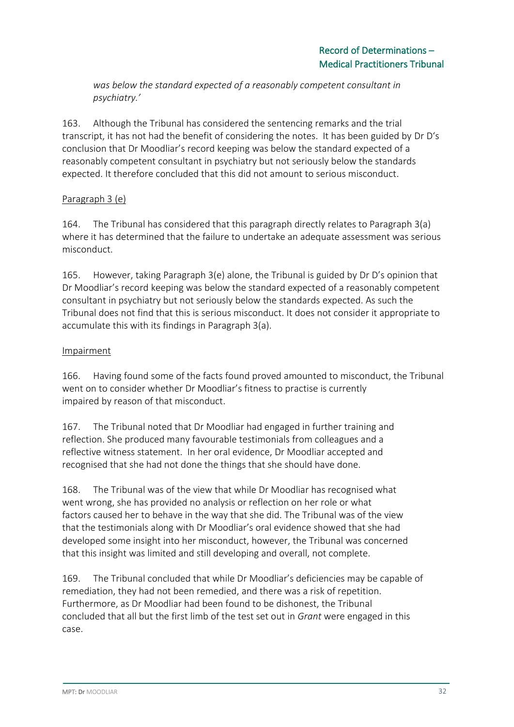*was below the standard expected of a reasonably competent consultant in psychiatry.'*

163. Although the Tribunal has considered the sentencing remarks and the trial transcript, it has not had the benefit of considering the notes. It has been guided by Dr D's conclusion that Dr Moodliar's record keeping was below the standard expected of a reasonably competent consultant in psychiatry but not seriously below the standards expected. It therefore concluded that this did not amount to serious misconduct.

Paragraph 3 (e)

164. The Tribunal has considered that this paragraph directly relates to Paragraph 3(a) where it has determined that the failure to undertake an adequate assessment was serious misconduct.

165. However, taking Paragraph 3(e) alone, the Tribunal is guided by Dr D's opinion that Dr Moodliar's record keeping was below the standard expected of a reasonably competent consultant in psychiatry but not seriously below the standards expected. As such the Tribunal does not find that this is serious misconduct. It does not consider it appropriate to accumulate this with its findings in Paragraph 3(a).

Impairment

166. Having found some of the facts found proved amounted to misconduct, the Tribunal went on to consider whether Dr Moodliar's fitness to practise is currently impaired by reason of that misconduct.

167. The Tribunal noted that Dr Moodliar had engaged in further training and reflection. She produced many favourable testimonials from colleagues and a reflective witness statement. In her oral evidence, Dr Moodliar accepted and recognised that she had not done the things that she should have done.

168. The Tribunal was of the view that while Dr Moodliar has recognised what went wrong, she has provided no analysis or reflection on her role or what factors caused her to behave in the way that she did. The Tribunal was of the view that the testimonials along with Dr Moodliar's oral evidence showed that she had developed some insight into her misconduct, however, the Tribunal was concerned that this insight was limited and still developing and overall, not complete.

169. The Tribunal concluded that while Dr Moodliar's deficiencies may be capable of remediation, they had not been remedied, and there was a risk of repetition. Furthermore, as Dr Moodliar had been found to be dishonest, the Tribunal concluded that all but the first limb of the test set out in *Grant* were engaged in this case.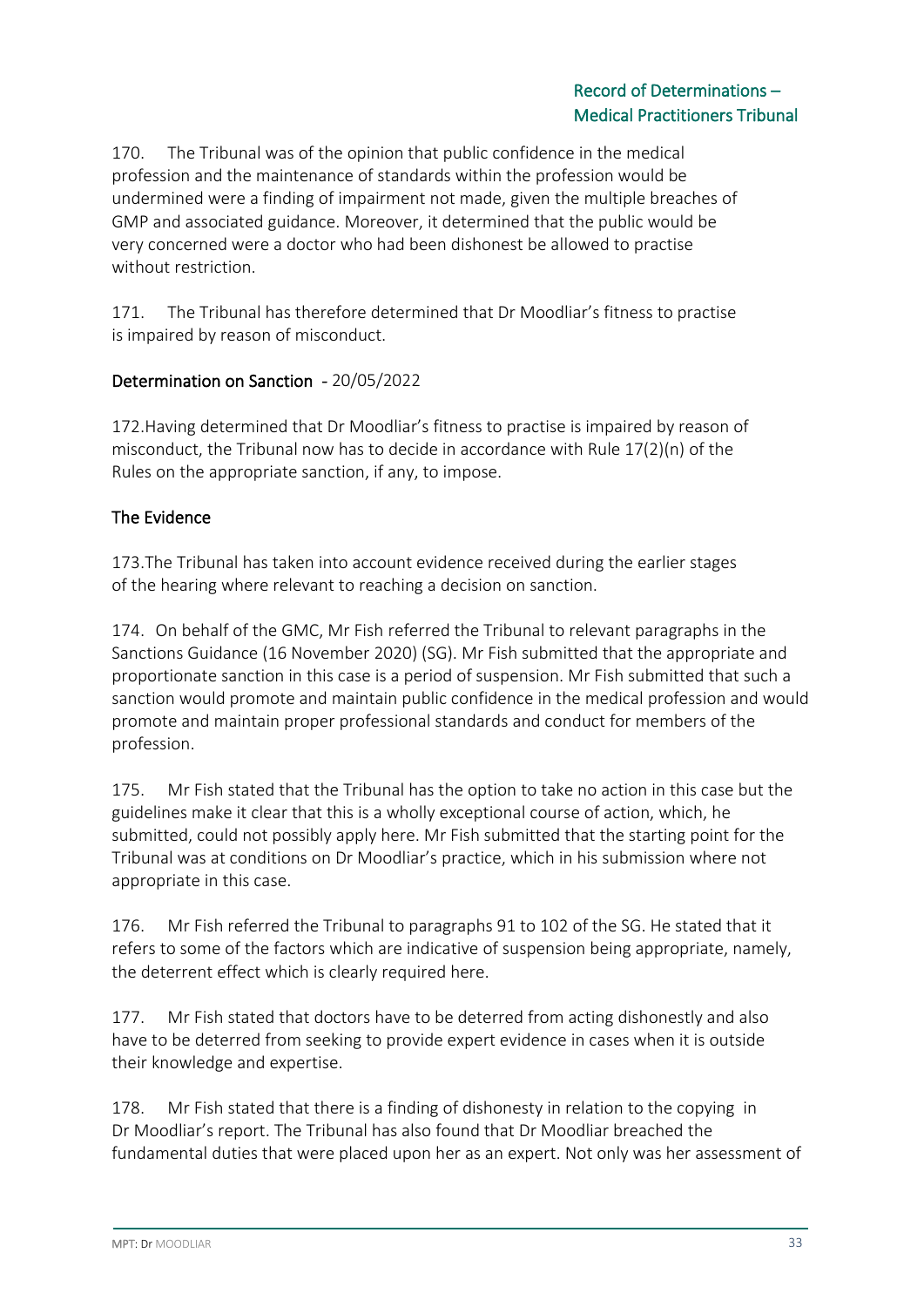170. The Tribunal was of the opinion that public confidence in the medical profession and the maintenance of standards within the profession would be undermined were a finding of impairment not made, given the multiple breaches of GMP and associated guidance. Moreover, it determined that the public would be very concerned were a doctor who had been dishonest be allowed to practise without restriction.

171. The Tribunal has therefore determined that Dr Moodliar's fitness to practise is impaired by reason of misconduct.

## Determination on Sanction - 20/05/2022

172.Having determined that Dr Moodliar's fitness to practise is impaired by reason of misconduct, the Tribunal now has to decide in accordance with Rule 17(2)(n) of the Rules on the appropriate sanction, if any, to impose.

### The Evidence

173.The Tribunal has taken into account evidence received during the earlier stages of the hearing where relevant to reaching a decision on sanction.

174. On behalf of the GMC, Mr Fish referred the Tribunal to relevant paragraphs in the Sanctions Guidance (16 November 2020) (SG). Mr Fish submitted that the appropriate and proportionate sanction in this case is a period of suspension. Mr Fish submitted that such a sanction would promote and maintain public confidence in the medical profession and would promote and maintain proper professional standards and conduct for members of the profession.

175. Mr Fish stated that the Tribunal has the option to take no action in this case but the guidelines make it clear that this is a wholly exceptional course of action, which, he submitted, could not possibly apply here. Mr Fish submitted that the starting point for the Tribunal was at conditions on Dr Moodliar's practice, which in his submission where not appropriate in this case.

176. Mr Fish referred the Tribunal to paragraphs 91 to 102 of the SG. He stated that it refers to some of the factors which are indicative of suspension being appropriate, namely, the deterrent effect which is clearly required here.

177. Mr Fish stated that doctors have to be deterred from acting dishonestly and also have to be deterred from seeking to provide expert evidence in cases when it is outside their knowledge and expertise.

178. Mr Fish stated that there is a finding of dishonesty in relation to the copying in Dr Moodliar's report. The Tribunal has also found that Dr Moodliar breached the fundamental duties that were placed upon her as an expert. Not only was her assessment of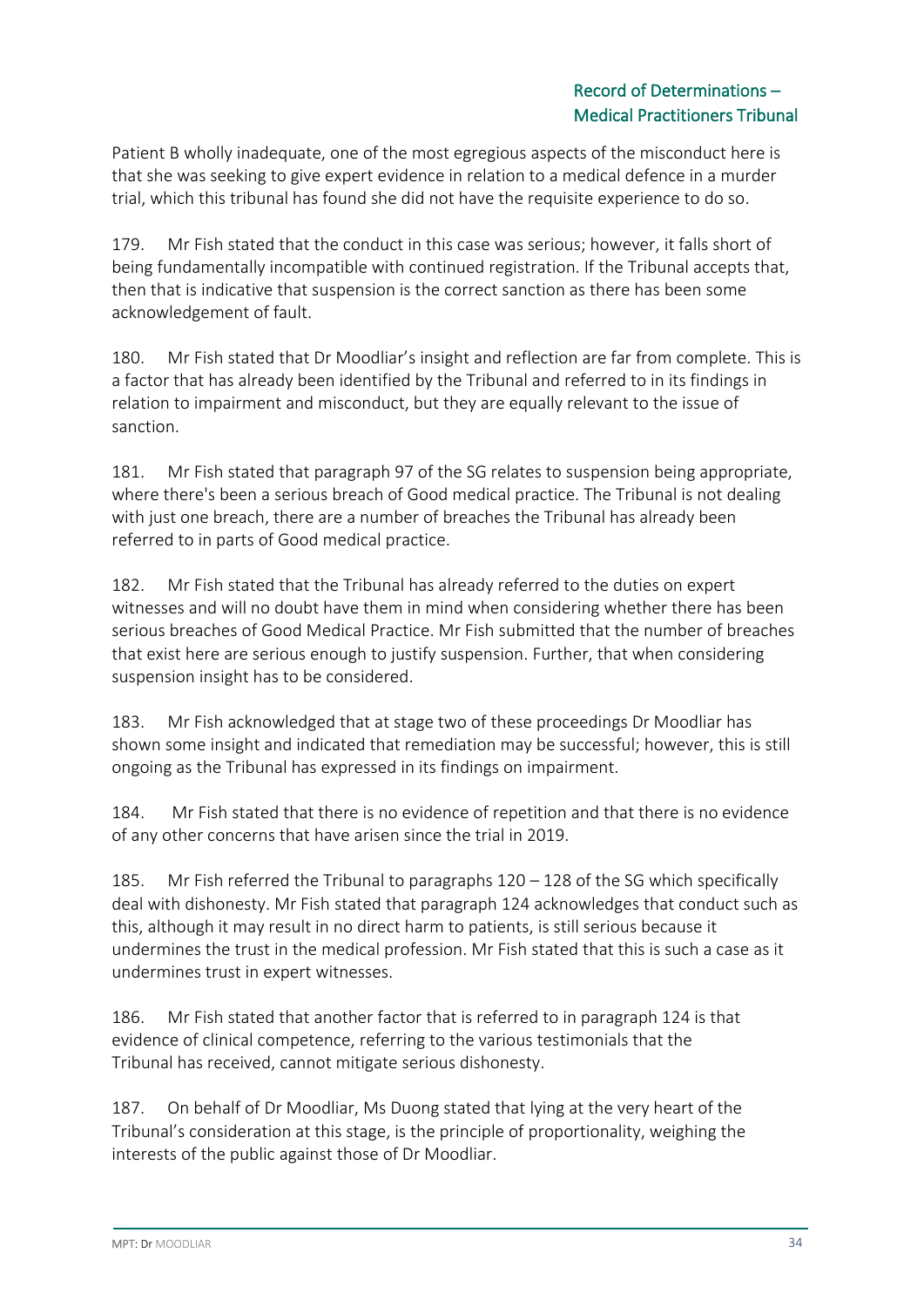Patient B wholly inadequate, one of the most egregious aspects of the misconduct here is that she was seeking to give expert evidence in relation to a medical defence in a murder trial, which this tribunal has found she did not have the requisite experience to do so.

179. Mr Fish stated that the conduct in this case was serious; however, it falls short of being fundamentally incompatible with continued registration. If the Tribunal accepts that, then that is indicative that suspension is the correct sanction as there has been some acknowledgement of fault.

180. Mr Fish stated that Dr Moodliar's insight and reflection are far from complete. This is a factor that has already been identified by the Tribunal and referred to in its findings in relation to impairment and misconduct, but they are equally relevant to the issue of sanction.

181. Mr Fish stated that paragraph 97 of the SG relates to suspension being appropriate, where there's been a serious breach of Good medical practice. The Tribunal is not dealing with just one breach, there are a number of breaches the Tribunal has already been referred to in parts of Good medical practice.

182. Mr Fish stated that the Tribunal has already referred to the duties on expert witnesses and will no doubt have them in mind when considering whether there has been serious breaches of Good Medical Practice. Mr Fish submitted that the number of breaches that exist here are serious enough to justify suspension. Further, that when considering suspension insight has to be considered.

183. Mr Fish acknowledged that at stage two of these proceedings Dr Moodliar has shown some insight and indicated that remediation may be successful; however, this is still ongoing as the Tribunal has expressed in its findings on impairment.

184. Mr Fish stated that there is no evidence of repetition and that there is no evidence of any other concerns that have arisen since the trial in 2019.

185. Mr Fish referred the Tribunal to paragraphs 120 – 128 of the SG which specifically deal with dishonesty. Mr Fish stated that paragraph 124 acknowledges that conduct such as this, although it may result in no direct harm to patients, is still serious because it undermines the trust in the medical profession. Mr Fish stated that this is such a case as it undermines trust in expert witnesses.

186. Mr Fish stated that another factor that is referred to in paragraph 124 is that evidence of clinical competence, referring to the various testimonials that the Tribunal has received, cannot mitigate serious dishonesty.

187. On behalf of Dr Moodliar, Ms Duong stated that lying at the very heart of the Tribunal's consideration at this stage, is the principle of proportionality, weighing the interests of the public against those of Dr Moodliar.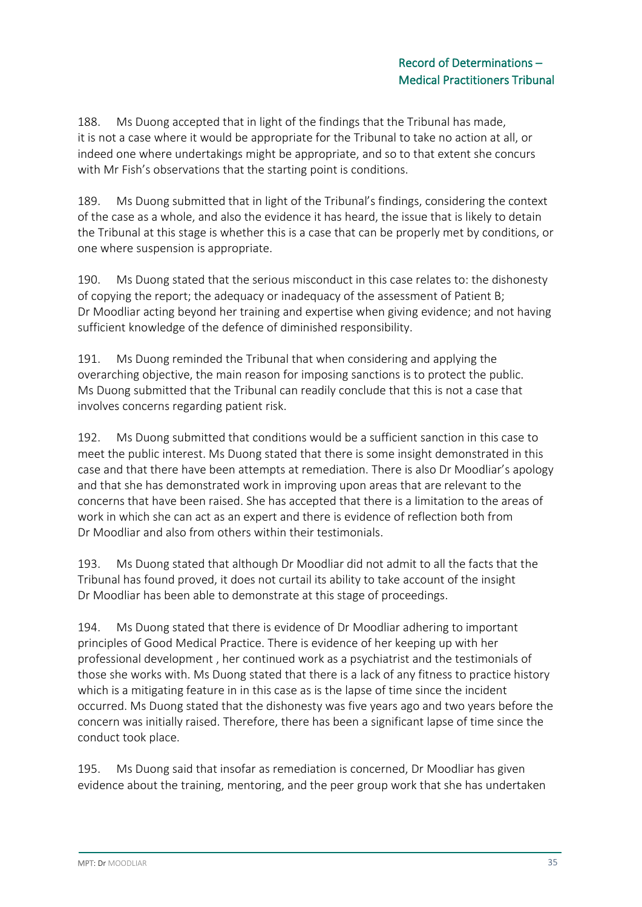188. Ms Duong accepted that in light of the findings that the Tribunal has made, it is not a case where it would be appropriate for the Tribunal to take no action at all, or indeed one where undertakings might be appropriate, and so to that extent she concurs with Mr Fish's observations that the starting point is conditions.

189. Ms Duong submitted that in light of the Tribunal's findings, considering the context of the case as a whole, and also the evidence it has heard, the issue that is likely to detain the Tribunal at this stage is whether this is a case that can be properly met by conditions, or one where suspension is appropriate.

190. Ms Duong stated that the serious misconduct in this case relates to: the dishonesty of copying the report; the adequacy or inadequacy of the assessment of Patient B; Dr Moodliar acting beyond her training and expertise when giving evidence; and not having sufficient knowledge of the defence of diminished responsibility.

191. Ms Duong reminded the Tribunal that when considering and applying the overarching objective, the main reason for imposing sanctions is to protect the public. Ms Duong submitted that the Tribunal can readily conclude that this is not a case that involves concerns regarding patient risk.

192. Ms Duong submitted that conditions would be a sufficient sanction in this case to meet the public interest. Ms Duong stated that there is some insight demonstrated in this case and that there have been attempts at remediation. There is also Dr Moodliar's apology and that she has demonstrated work in improving upon areas that are relevant to the concerns that have been raised. She has accepted that there is a limitation to the areas of work in which she can act as an expert and there is evidence of reflection both from Dr Moodliar and also from others within their testimonials.

193. Ms Duong stated that although Dr Moodliar did not admit to all the facts that the Tribunal has found proved, it does not curtail its ability to take account of the insight Dr Moodliar has been able to demonstrate at this stage of proceedings.

194. Ms Duong stated that there is evidence of Dr Moodliar adhering to important principles of Good Medical Practice. There is evidence of her keeping up with her professional development , her continued work as a psychiatrist and the testimonials of those she works with. Ms Duong stated that there is a lack of any fitness to practice history which is a mitigating feature in in this case as is the lapse of time since the incident occurred. Ms Duong stated that the dishonesty was five years ago and two years before the concern was initially raised. Therefore, there has been a significant lapse of time since the conduct took place.

195. Ms Duong said that insofar as remediation is concerned, Dr Moodliar has given evidence about the training, mentoring, and the peer group work that she has undertaken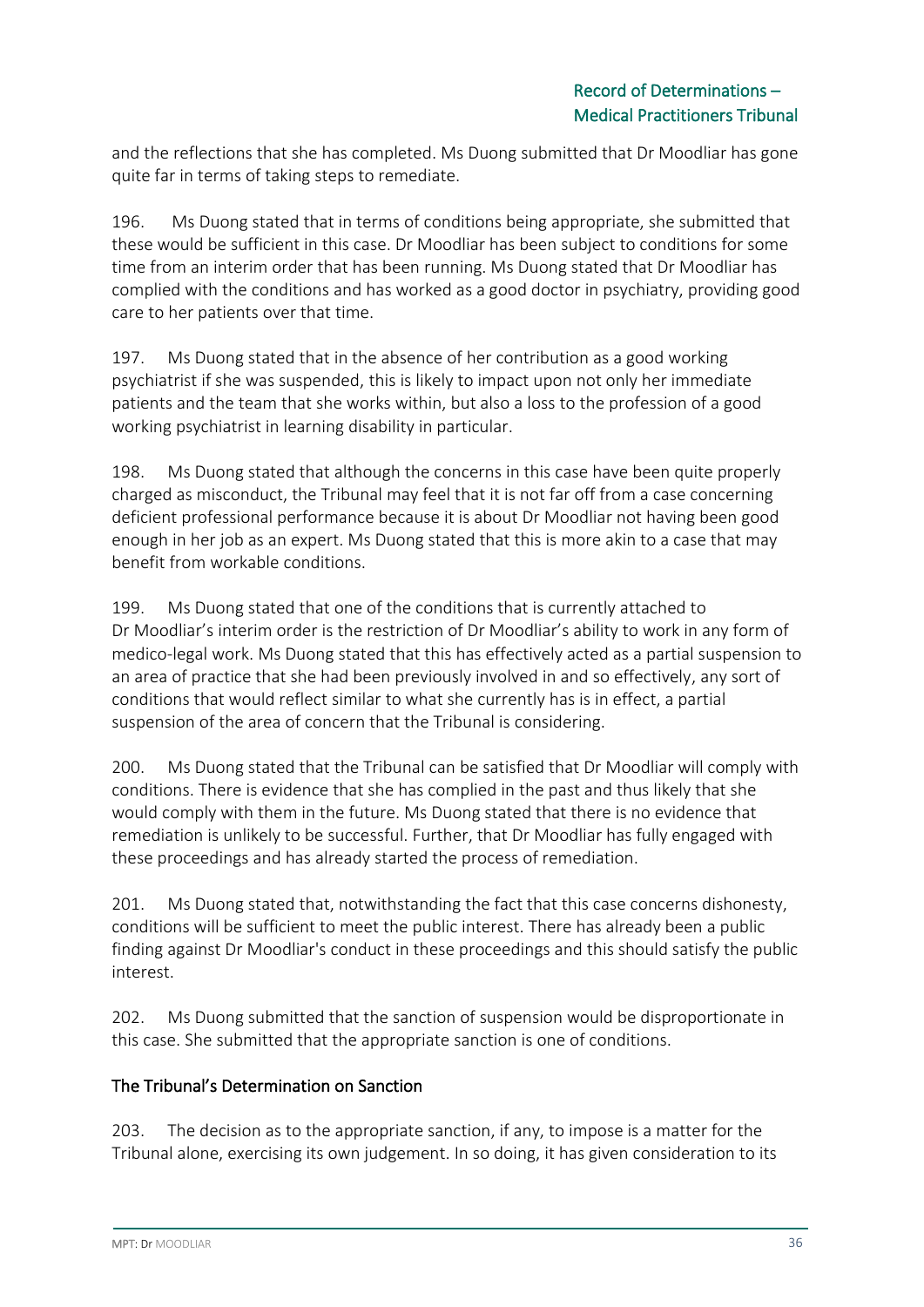and the reflections that she has completed. Ms Duong submitted that Dr Moodliar has gone quite far in terms of taking steps to remediate.

196. Ms Duong stated that in terms of conditions being appropriate, she submitted that these would be sufficient in this case. Dr Moodliar has been subject to conditions for some time from an interim order that has been running. Ms Duong stated that Dr Moodliar has complied with the conditions and has worked as a good doctor in psychiatry, providing good care to her patients over that time.

197. Ms Duong stated that in the absence of her contribution as a good working psychiatrist if she was suspended, this is likely to impact upon not only her immediate patients and the team that she works within, but also a loss to the profession of a good working psychiatrist in learning disability in particular.

198. Ms Duong stated that although the concerns in this case have been quite properly charged as misconduct, the Tribunal may feel that it is not far off from a case concerning deficient professional performance because it is about Dr Moodliar not having been good enough in her job as an expert. Ms Duong stated that this is more akin to a case that may benefit from workable conditions.

199. Ms Duong stated that one of the conditions that is currently attached to Dr Moodliar's interim order is the restriction of Dr Moodliar's ability to work in any form of medico-legal work. Ms Duong stated that this has effectively acted as a partial suspension to an area of practice that she had been previously involved in and so effectively, any sort of conditions that would reflect similar to what she currently has is in effect, a partial suspension of the area of concern that the Tribunal is considering.

200. Ms Duong stated that the Tribunal can be satisfied that Dr Moodliar will comply with conditions. There is evidence that she has complied in the past and thus likely that she would comply with them in the future. Ms Duong stated that there is no evidence that remediation is unlikely to be successful. Further, that Dr Moodliar has fully engaged with these proceedings and has already started the process of remediation.

201. Ms Duong stated that, notwithstanding the fact that this case concerns dishonesty, conditions will be sufficient to meet the public interest. There has already been a public finding against Dr Moodliar's conduct in these proceedings and this should satisfy the public interest.

202. Ms Duong submitted that the sanction of suspension would be disproportionate in this case. She submitted that the appropriate sanction is one of conditions.

## The Tribunal's Determination on Sanction

203. The decision as to the appropriate sanction, if any, to impose is a matter for the Tribunal alone, exercising its own judgement. In so doing, it has given consideration to its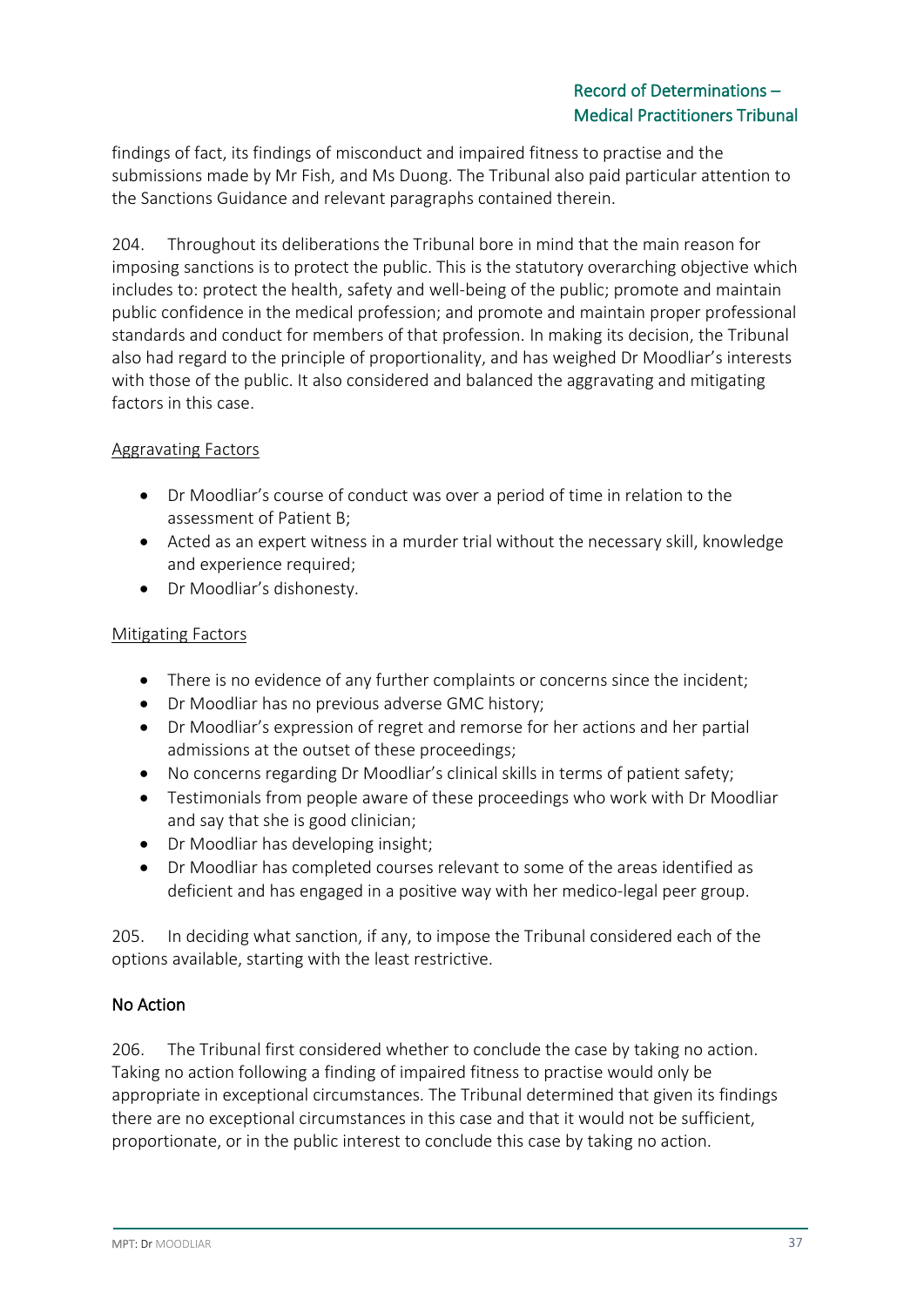findings of fact, its findings of misconduct and impaired fitness to practise and the submissions made by Mr Fish, and Ms Duong. The Tribunal also paid particular attention to the Sanctions Guidance and relevant paragraphs contained therein.

204. Throughout its deliberations the Tribunal bore in mind that the main reason for imposing sanctions is to protect the public. This is the statutory overarching objective which includes to: protect the health, safety and well-being of the public; promote and maintain public confidence in the medical profession; and promote and maintain proper professional standards and conduct for members of that profession. In making its decision, the Tribunal also had regard to the principle of proportionality, and has weighed Dr Moodliar's interests with those of the public. It also considered and balanced the aggravating and mitigating factors in this case.

Aggravating Factors

- Dr Moodliar's course of conduct was over a period of time in relation to the assessment of Patient B;
- Acted as an expert witness in a murder trial without the necessary skill, knowledge and experience required;
- Dr Moodliar's dishonesty.

Mitigating Factors

- There is no evidence of any further complaints or concerns since the incident;
- Dr Moodliar has no previous adverse GMC history;
- Dr Moodliar's expression of regret and remorse for her actions and her partial admissions at the outset of these proceedings;
- No concerns regarding Dr Moodliar's clinical skills in terms of patient safety;
- Testimonials from people aware of these proceedings who work with Dr Moodliar and say that she is good clinician;
- Dr Moodliar has developing insight;
- Dr Moodliar has completed courses relevant to some of the areas identified as deficient and has engaged in a positive way with her medico-legal peer group.

205. In deciding what sanction, if any, to impose the Tribunal considered each of the options available, starting with the least restrictive.

## No Action

206. The Tribunal first considered whether to conclude the case by taking no action. Taking no action following a finding of impaired fitness to practise would only be appropriate in exceptional circumstances. The Tribunal determined that given its findings there are no exceptional circumstances in this case and that it would not be sufficient, proportionate, or in the public interest to conclude this case by taking no action.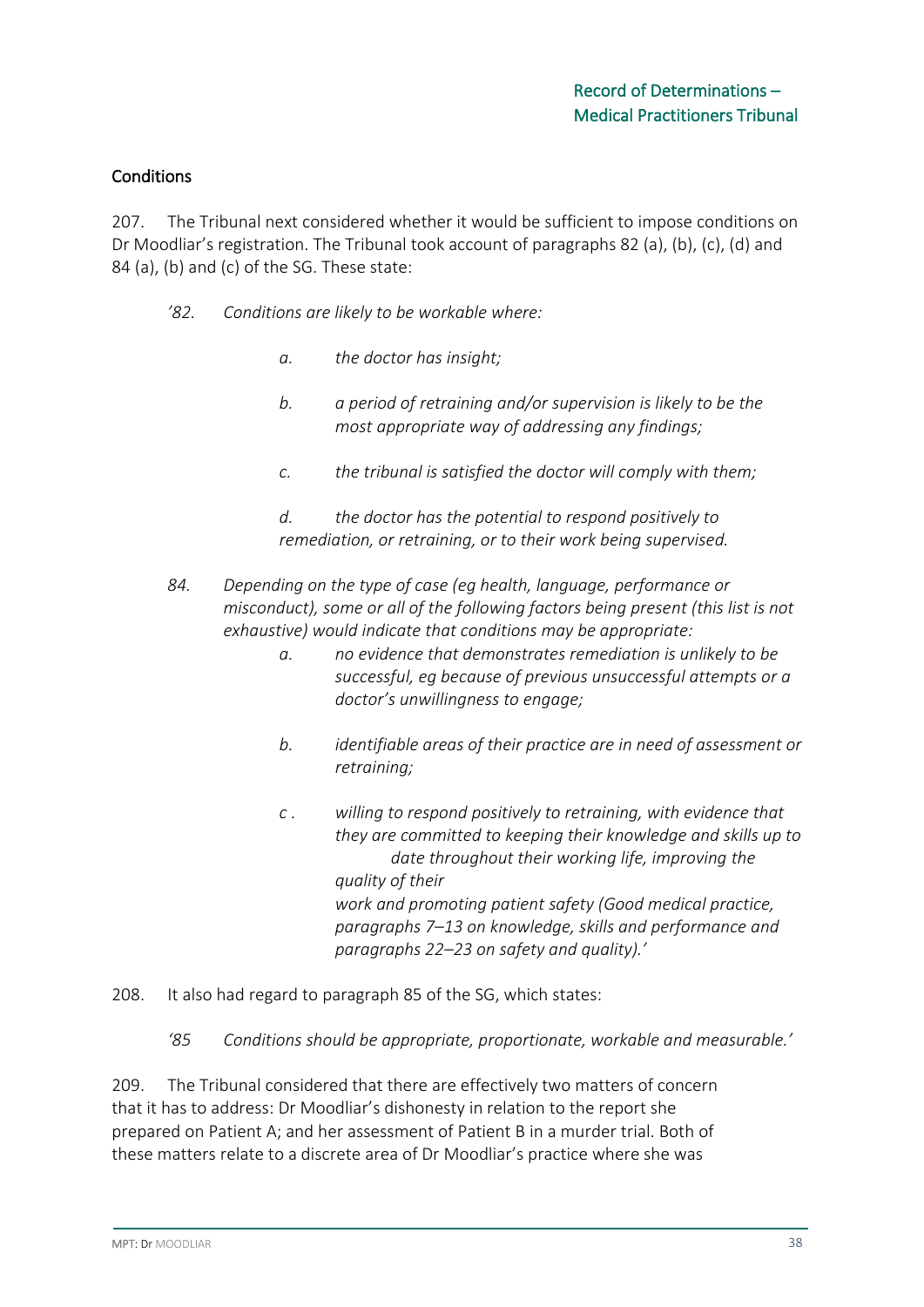## Conditions

207. The Tribunal next considered whether it would be sufficient to impose conditions on Dr Moodliar's registration. The Tribunal took account of paragraphs 82 (a), (b), (c), (d) and 84 (a), (b) and (c) of the SG. These state:

> *'82. Conditions are likely to be workable where:*
>
> > *a. the doctor has insight;*
> >
> > *b. a period of retraining and/or supervision is likely to be the most appropriate way of addressing any findings;*
> >
> > *c. the tribunal is satisfied the doctor will comply with them;*
> >
> > *d. the doctor has the potential to respond positively to remediation, or retraining, or to their work being supervised.*
>
> *84. Depending on the type of case (eg health, language, performance or misconduct), some or all of the following factors being present (this list is not exhaustive) would indicate that conditions may be appropriate:*
>
> > *a. no evidence that demonstrates remediation is unlikely to be successful, eg because of previous unsuccessful attempts or a doctor's unwillingness to engage;*
> >
> > *b. identifiable areas of their practice are in need of assessment or retraining;*
> >
> > *c . willing to respond positively to retraining, with evidence that they are committed to keeping their knowledge and skills up to date throughout their working life, improving the quality of their work and promoting patient safety (Good medical practice, paragraphs 7–13 on knowledge, skills and performance and paragraphs 22–23 on safety and quality).'*

208. It also had regard to paragraph 85 of the SG, which states:

> *'85 Conditions should be appropriate, proportionate, workable and measurable.'*

209. The Tribunal considered that there are effectively two matters of concern that it has to address: Dr Moodliar's dishonesty in relation to the report she prepared on Patient A; and her assessment of Patient B in a murder trial. Both of these matters relate to a discrete area of Dr Moodliar's practice where she was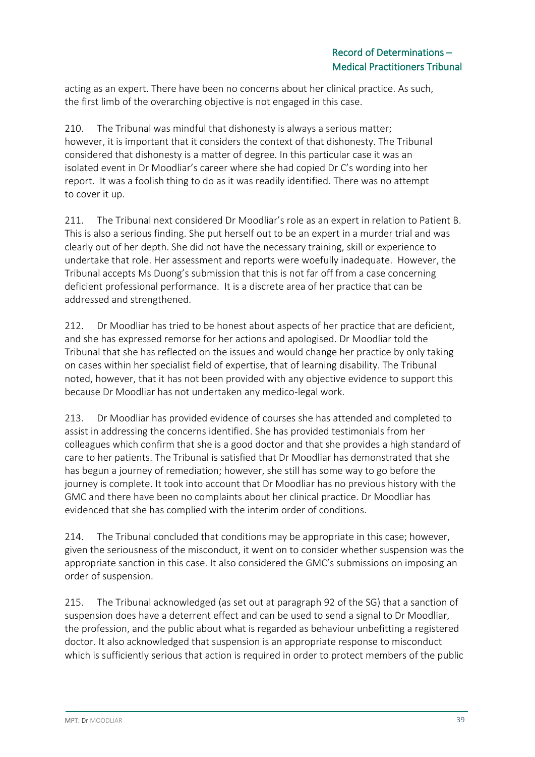acting as an expert. There have been no concerns about her clinical practice. As such, the first limb of the overarching objective is not engaged in this case.

210. The Tribunal was mindful that dishonesty is always a serious matter; however, it is important that it considers the context of that dishonesty. The Tribunal considered that dishonesty is a matter of degree. In this particular case it was an isolated event in Dr Moodliar's career where she had copied Dr C's wording into her report. It was a foolish thing to do as it was readily identified. There was no attempt to cover it up.

211. The Tribunal next considered Dr Moodliar's role as an expert in relation to Patient B. This is also a serious finding. She put herself out to be an expert in a murder trial and was clearly out of her depth. She did not have the necessary training, skill or experience to undertake that role. Her assessment and reports were woefully inadequate. However, the Tribunal accepts Ms Duong's submission that this is not far off from a case concerning deficient professional performance. It is a discrete area of her practice that can be addressed and strengthened.

212. Dr Moodliar has tried to be honest about aspects of her practice that are deficient, and she has expressed remorse for her actions and apologised. Dr Moodliar told the Tribunal that she has reflected on the issues and would change her practice by only taking on cases within her specialist field of expertise, that of learning disability. The Tribunal noted, however, that it has not been provided with any objective evidence to support this because Dr Moodliar has not undertaken any medico-legal work.

213. Dr Moodliar has provided evidence of courses she has attended and completed to assist in addressing the concerns identified. She has provided testimonials from her colleagues which confirm that she is a good doctor and that she provides a high standard of care to her patients. The Tribunal is satisfied that Dr Moodliar has demonstrated that she has begun a journey of remediation; however, she still has some way to go before the journey is complete. It took into account that Dr Moodliar has no previous history with the GMC and there have been no complaints about her clinical practice. Dr Moodliar has evidenced that she has complied with the interim order of conditions.

214. The Tribunal concluded that conditions may be appropriate in this case; however, given the seriousness of the misconduct, it went on to consider whether suspension was the appropriate sanction in this case. It also considered the GMC's submissions on imposing an order of suspension.

215. The Tribunal acknowledged (as set out at paragraph 92 of the SG) that a sanction of suspension does have a deterrent effect and can be used to send a signal to Dr Moodliar, the profession, and the public about what is regarded as behaviour unbefitting a registered doctor. It also acknowledged that suspension is an appropriate response to misconduct which is sufficiently serious that action is required in order to protect members of the public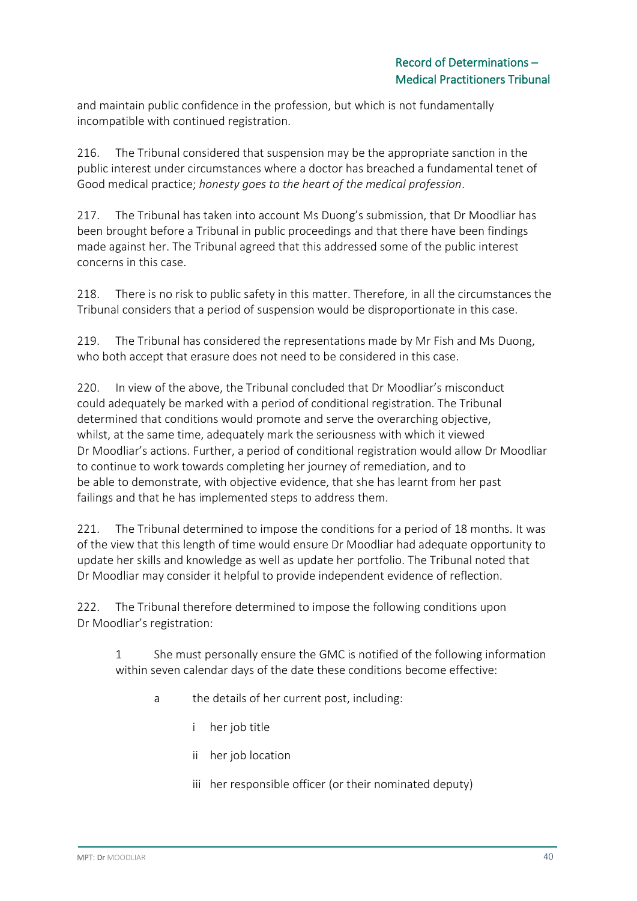and maintain public confidence in the profession, but which is not fundamentally incompatible with continued registration.

216. The Tribunal considered that suspension may be the appropriate sanction in the public interest under circumstances where a doctor has breached a fundamental tenet of Good medical practice; *honesty goes to the heart of the medical profession*.

217. The Tribunal has taken into account Ms Duong's submission, that Dr Moodliar has been brought before a Tribunal in public proceedings and that there have been findings made against her. The Tribunal agreed that this addressed some of the public interest concerns in this case.

218. There is no risk to public safety in this matter. Therefore, in all the circumstances the Tribunal considers that a period of suspension would be disproportionate in this case.

219. The Tribunal has considered the representations made by Mr Fish and Ms Duong, who both accept that erasure does not need to be considered in this case.

220. In view of the above, the Tribunal concluded that Dr Moodliar's misconduct could adequately be marked with a period of conditional registration. The Tribunal determined that conditions would promote and serve the overarching objective, whilst, at the same time, adequately mark the seriousness with which it viewed Dr Moodliar's actions. Further, a period of conditional registration would allow Dr Moodliar to continue to work towards completing her journey of remediation, and to be able to demonstrate, with objective evidence, that she has learnt from her past failings and that he has implemented steps to address them.

221. The Tribunal determined to impose the conditions for a period of 18 months. It was of the view that this length of time would ensure Dr Moodliar had adequate opportunity to update her skills and knowledge as well as update her portfolio. The Tribunal noted that Dr Moodliar may consider it helpful to provide independent evidence of reflection.

222. The Tribunal therefore determined to impose the following conditions upon Dr Moodliar's registration:

1 She must personally ensure the GMC is notified of the following information within seven calendar days of the date these conditions become effective:

- a the details of her current post, including:
  - i her job title
  - ii her job location
  - iii her responsible officer (or their nominated deputy)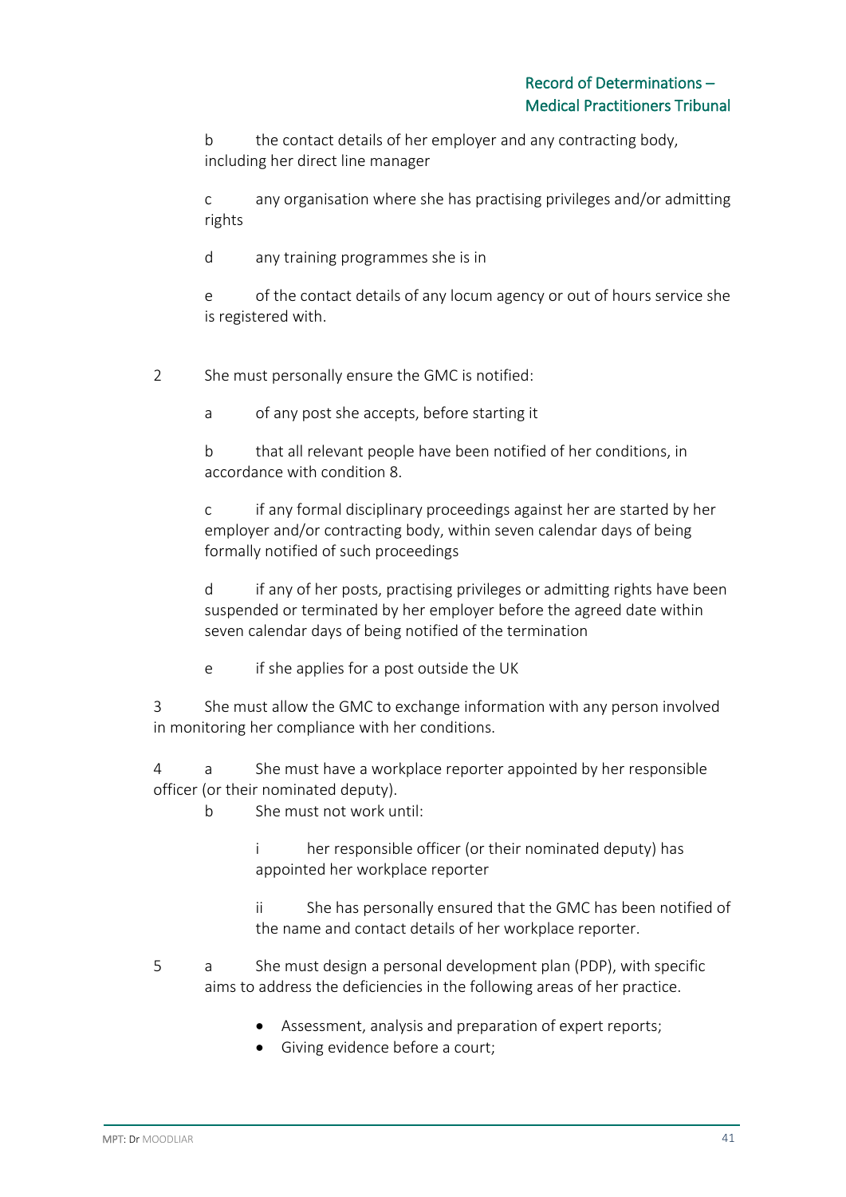b the contact details of her employer and any contracting body, including her direct line manager

c any organisation where she has practising privileges and/or admitting rights

d any training programmes she is in

e of the contact details of any locum agency or out of hours service she is registered with.

2 She must personally ensure the GMC is notified:

a of any post she accepts, before starting it

b that all relevant people have been notified of her conditions, in accordance with condition 8.

c if any formal disciplinary proceedings against her are started by her employer and/or contracting body, within seven calendar days of being formally notified of such proceedings

d if any of her posts, practising privileges or admitting rights have been suspended or terminated by her employer before the agreed date within seven calendar days of being notified of the termination

e if she applies for a post outside the UK

3 She must allow the GMC to exchange information with any person involved in monitoring her compliance with her conditions.

4 a She must have a workplace reporter appointed by her responsible officer (or their nominated deputy).

b She must not work until:

i her responsible officer (or their nominated deputy) has appointed her workplace reporter

ii She has personally ensured that the GMC has been notified of the name and contact details of her workplace reporter.

5 a She must design a personal development plan (PDP), with specific aims to address the deficiencies in the following areas of her practice.

- Assessment, analysis and preparation of expert reports;
- Giving evidence before a court;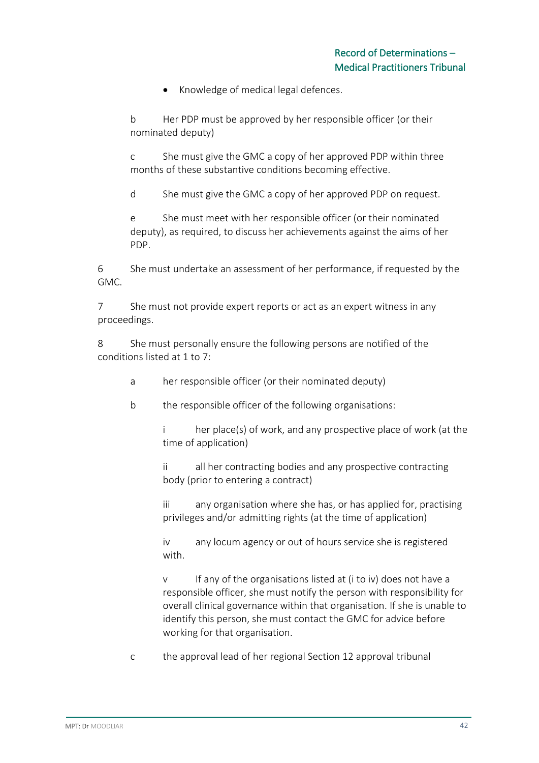- Knowledge of medical legal defences.

b Her PDP must be approved by her responsible officer (or their nominated deputy)

c She must give the GMC a copy of her approved PDP within three months of these substantive conditions becoming effective.

d She must give the GMC a copy of her approved PDP on request.

e She must meet with her responsible officer (or their nominated deputy), as required, to discuss her achievements against the aims of her PDP.

6 She must undertake an assessment of her performance, if requested by the GMC.

7 She must not provide expert reports or act as an expert witness in any proceedings.

8 She must personally ensure the following persons are notified of the conditions listed at 1 to 7:

a her responsible officer (or their nominated deputy)

b the responsible officer of the following organisations:

i her place(s) of work, and any prospective place of work (at the time of application)

ii all her contracting bodies and any prospective contracting body (prior to entering a contract)

iii any organisation where she has, or has applied for, practising privileges and/or admitting rights (at the time of application)

iv any locum agency or out of hours service she is registered with.

v If any of the organisations listed at (i to iv) does not have a responsible officer, she must notify the person with responsibility for overall clinical governance within that organisation. If she is unable to identify this person, she must contact the GMC for advice before working for that organisation.

c the approval lead of her regional Section 12 approval tribunal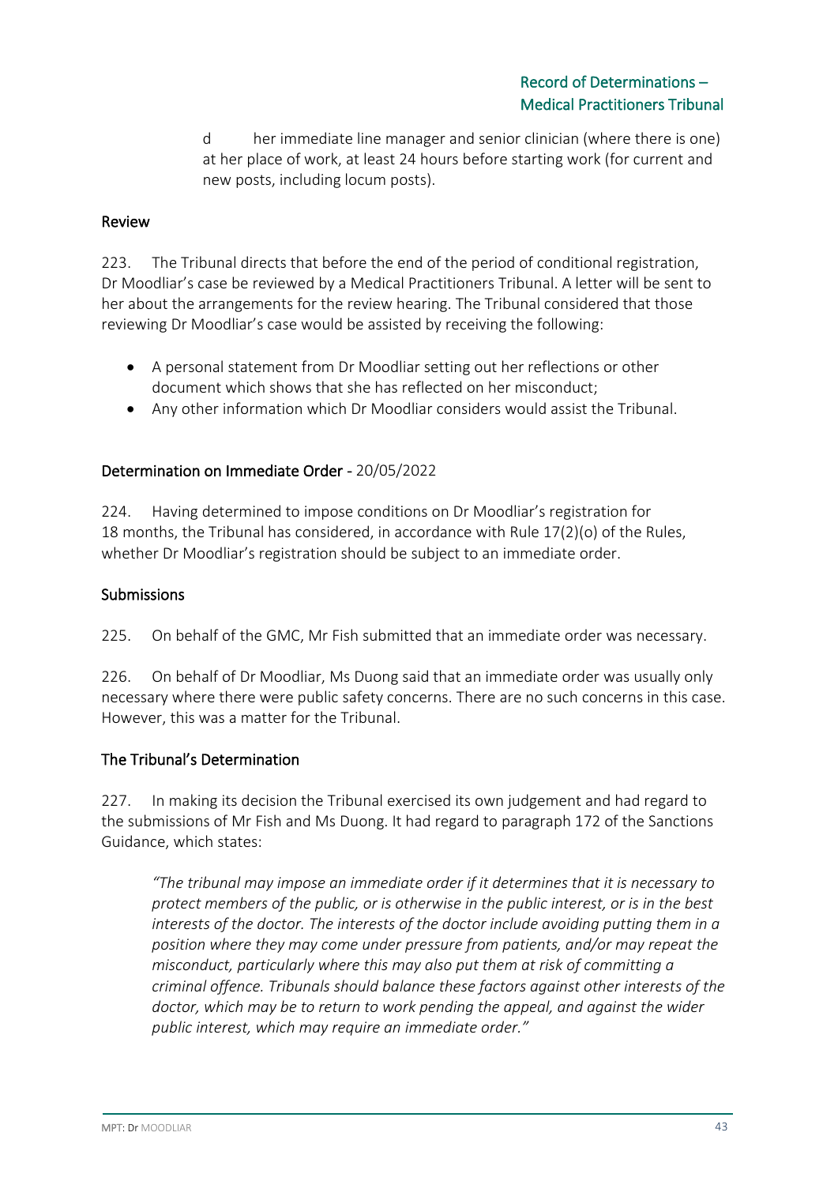d her immediate line manager and senior clinician (where there is one) at her place of work, at least 24 hours before starting work (for current and new posts, including locum posts).

## Review

223. The Tribunal directs that before the end of the period of conditional registration, Dr Moodliar's case be reviewed by a Medical Practitioners Tribunal. A letter will be sent to her about the arrangements for the review hearing. The Tribunal considered that those reviewing Dr Moodliar's case would be assisted by receiving the following:

- A personal statement from Dr Moodliar setting out her reflections or other document which shows that she has reflected on her misconduct;
- Any other information which Dr Moodliar considers would assist the Tribunal.

## Determination on Immediate Order - 20/05/2022

224. Having determined to impose conditions on Dr Moodliar's registration for 18 months, the Tribunal has considered, in accordance with Rule 17(2)(o) of the Rules, whether Dr Moodliar's registration should be subject to an immediate order.

## Submissions

225. On behalf of the GMC, Mr Fish submitted that an immediate order was necessary.

226. On behalf of Dr Moodliar, Ms Duong said that an immediate order was usually only necessary where there were public safety concerns. There are no such concerns in this case. However, this was a matter for the Tribunal.

## The Tribunal's Determination

227. In making its decision the Tribunal exercised its own judgement and had regard to the submissions of Mr Fish and Ms Duong. It had regard to paragraph 172 of the Sanctions Guidance, which states:

> *"The tribunal may impose an immediate order if it determines that it is necessary to protect members of the public, or is otherwise in the public interest, or is in the best interests of the doctor. The interests of the doctor include avoiding putting them in a position where they may come under pressure from patients, and/or may repeat the misconduct, particularly where this may also put them at risk of committing a criminal offence. Tribunals should balance these factors against other interests of the doctor, which may be to return to work pending the appeal, and against the wider public interest, which may require an immediate order."*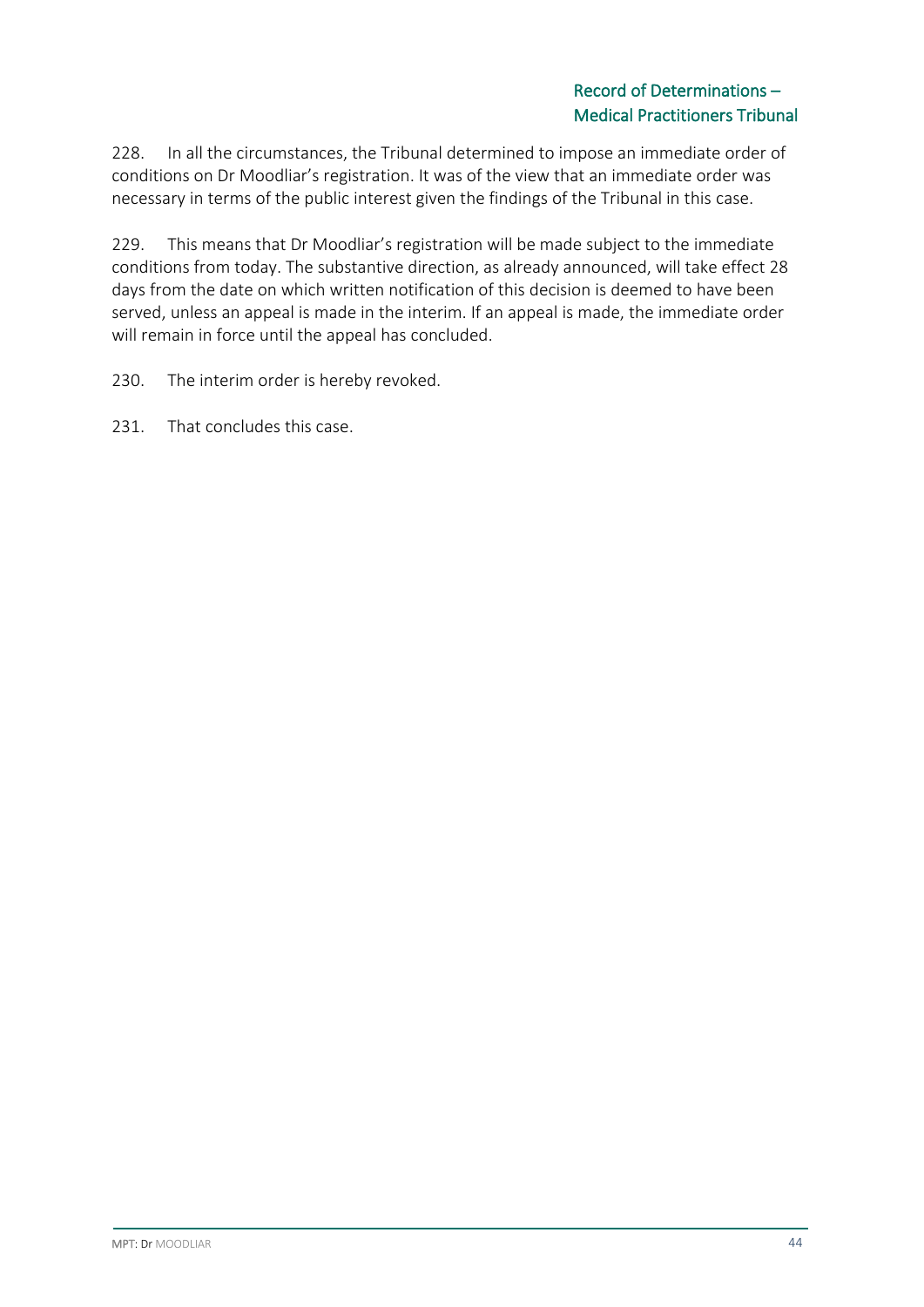228. In all the circumstances, the Tribunal determined to impose an immediate order of conditions on Dr Moodliar's registration. It was of the view that an immediate order was necessary in terms of the public interest given the findings of the Tribunal in this case.

229. This means that Dr Moodliar's registration will be made subject to the immediate conditions from today. The substantive direction, as already announced, will take effect 28 days from the date on which written notification of this decision is deemed to have been served, unless an appeal is made in the interim. If an appeal is made, the immediate order will remain in force until the appeal has concluded.

230. The interim order is hereby revoked.

231. That concludes this case.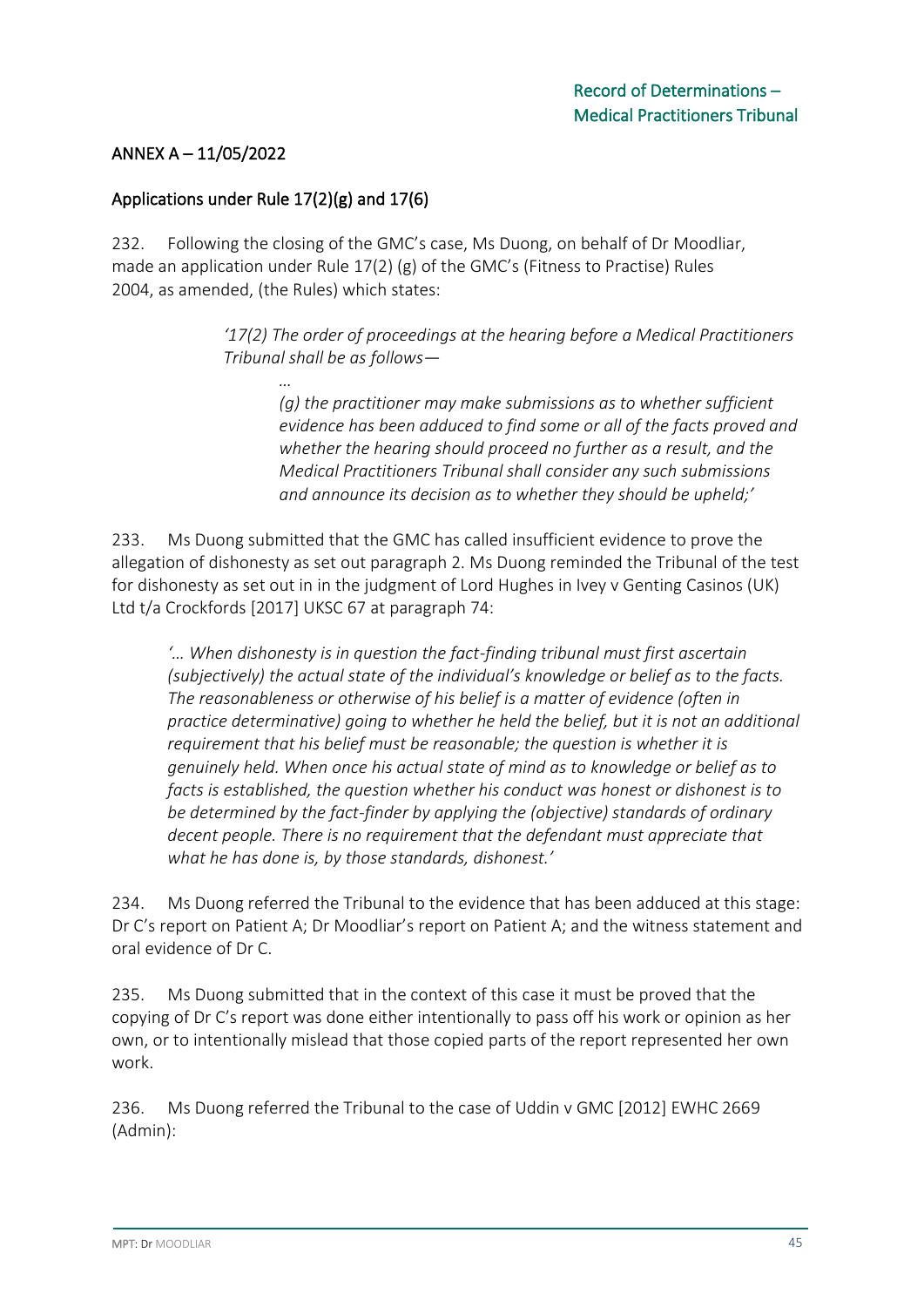## ANNEX A – 11/05/2022

## Applications under Rule 17(2)(g) and 17(6)

232. Following the closing of the GMC's case, Ms Duong, on behalf of Dr Moodliar, made an application under Rule 17(2) (g) of the GMC's (Fitness to Practise) Rules 2004, as amended, (the Rules) which states:

> *'17(2) The order of proceedings at the hearing before a Medical Practitioners Tribunal shall be as follows—*
>
> *…*
>
> > *(g) the practitioner may make submissions as to whether sufficient evidence has been adduced to find some or all of the facts proved and whether the hearing should proceed no further as a result, and the Medical Practitioners Tribunal shall consider any such submissions and announce its decision as to whether they should be upheld;'*

233. Ms Duong submitted that the GMC has called insufficient evidence to prove the allegation of dishonesty as set out paragraph 2. Ms Duong reminded the Tribunal of the test for dishonesty as set out in in the judgment of Lord Hughes in Ivey v Genting Casinos (UK) Ltd t/a Crockfords [2017] UKSC 67 at paragraph 74:

> *'… When dishonesty is in question the fact-finding tribunal must first ascertain (subjectively) the actual state of the individual's knowledge or belief as to the facts. The reasonableness or otherwise of his belief is a matter of evidence (often in practice determinative) going to whether he held the belief, but it is not an additional requirement that his belief must be reasonable; the question is whether it is genuinely held. When once his actual state of mind as to knowledge or belief as to facts is established, the question whether his conduct was honest or dishonest is to be determined by the fact-finder by applying the (objective) standards of ordinary decent people. There is no requirement that the defendant must appreciate that what he has done is, by those standards, dishonest.'*

234. Ms Duong referred the Tribunal to the evidence that has been adduced at this stage: Dr C's report on Patient A; Dr Moodliar's report on Patient A; and the witness statement and oral evidence of Dr C.

235. Ms Duong submitted that in the context of this case it must be proved that the copying of Dr C's report was done either intentionally to pass off his work or opinion as her own, or to intentionally mislead that those copied parts of the report represented her own work.

236. Ms Duong referred the Tribunal to the case of Uddin v GMC [2012] EWHC 2669 (Admin):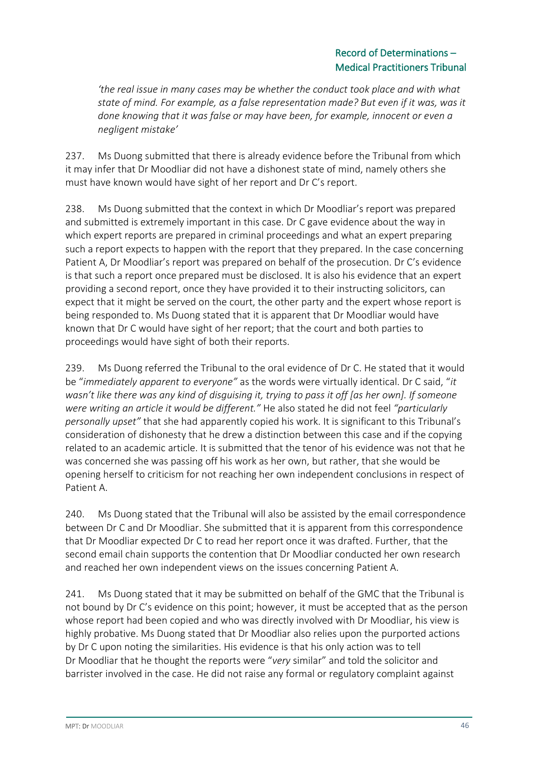> *'the real issue in many cases may be whether the conduct took place and with what state of mind. For example, as a false representation made? But even if it was, was it done knowing that it was false or may have been, for example, innocent or even a negligent mistake'*

237. Ms Duong submitted that there is already evidence before the Tribunal from which it may infer that Dr Moodliar did not have a dishonest state of mind, namely others she must have known would have sight of her report and Dr C's report.

238. Ms Duong submitted that the context in which Dr Moodliar's report was prepared and submitted is extremely important in this case. Dr C gave evidence about the way in which expert reports are prepared in criminal proceedings and what an expert preparing such a report expects to happen with the report that they prepared. In the case concerning Patient A, Dr Moodliar's report was prepared on behalf of the prosecution. Dr C's evidence is that such a report once prepared must be disclosed. It is also his evidence that an expert providing a second report, once they have provided it to their instructing solicitors, can expect that it might be served on the court, the other party and the expert whose report is being responded to. Ms Duong stated that it is apparent that Dr Moodliar would have known that Dr C would have sight of her report; that the court and both parties to proceedings would have sight of both their reports.

239. Ms Duong referred the Tribunal to the oral evidence of Dr C. He stated that it would be "*immediately apparent to everyone"* as the words were virtually identical. Dr C said, "*it wasn't like there was any kind of disguising it, trying to pass it off [as her own]. If someone were writing an article it would be different."* He also stated he did not feel *"particularly personally upset"* that she had apparently copied his work. It is significant to this Tribunal's consideration of dishonesty that he drew a distinction between this case and if the copying related to an academic article. It is submitted that the tenor of his evidence was not that he was concerned she was passing off his work as her own, but rather, that she would be opening herself to criticism for not reaching her own independent conclusions in respect of Patient A.

240. Ms Duong stated that the Tribunal will also be assisted by the email correspondence between Dr C and Dr Moodliar. She submitted that it is apparent from this correspondence that Dr Moodliar expected Dr C to read her report once it was drafted. Further, that the second email chain supports the contention that Dr Moodliar conducted her own research and reached her own independent views on the issues concerning Patient A.

241. Ms Duong stated that it may be submitted on behalf of the GMC that the Tribunal is not bound by Dr C's evidence on this point; however, it must be accepted that as the person whose report had been copied and who was directly involved with Dr Moodliar, his view is highly probative. Ms Duong stated that Dr Moodliar also relies upon the purported actions by Dr C upon noting the similarities. His evidence is that his only action was to tell Dr Moodliar that he thought the reports were "*very* similar" and told the solicitor and barrister involved in the case. He did not raise any formal or regulatory complaint against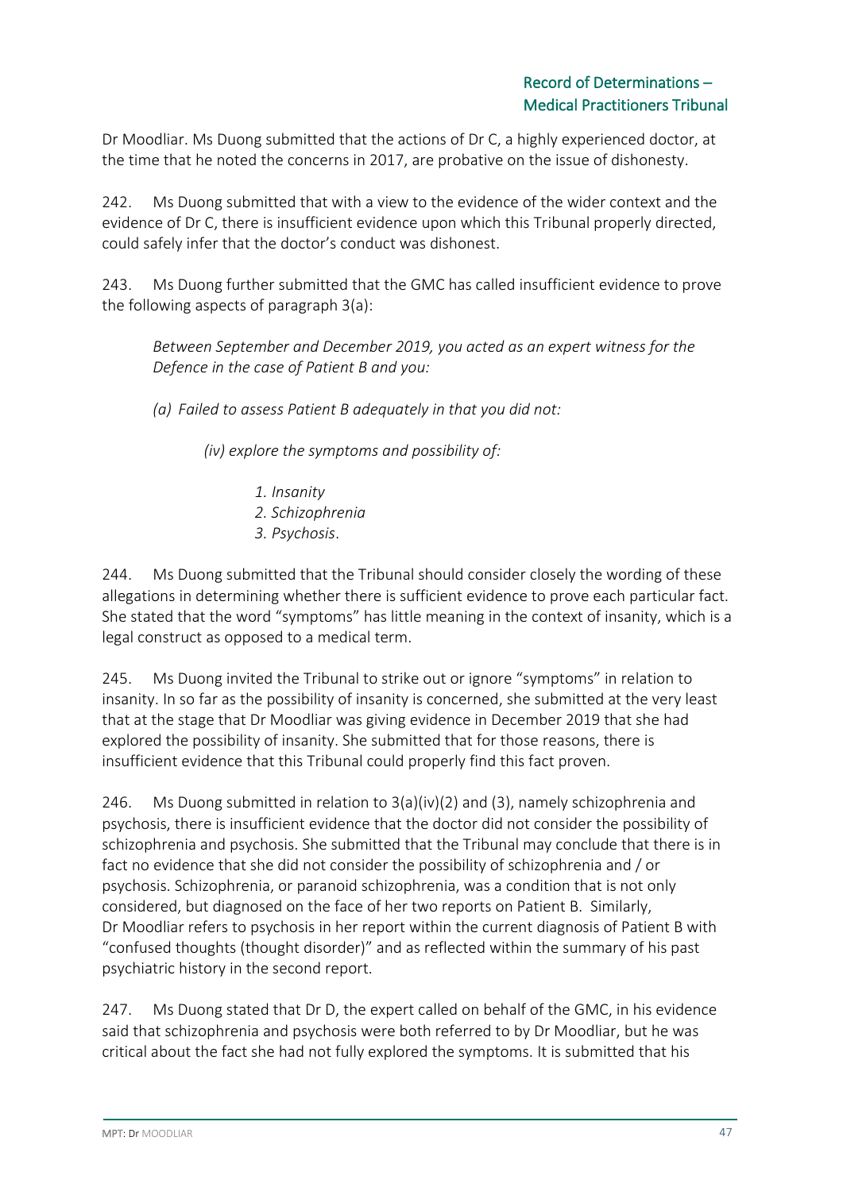Dr Moodliar. Ms Duong submitted that the actions of Dr C, a highly experienced doctor, at the time that he noted the concerns in 2017, are probative on the issue of dishonesty.

242. Ms Duong submitted that with a view to the evidence of the wider context and the evidence of Dr C, there is insufficient evidence upon which this Tribunal properly directed, could safely infer that the doctor's conduct was dishonest.

243. Ms Duong further submitted that the GMC has called insufficient evidence to prove the following aspects of paragraph 3(a):

> *Between September and December 2019, you acted as an expert witness for the Defence in the case of Patient B and you:*
>
> *(a) Failed to assess Patient B adequately in that you did not:*
>
> > *(iv) explore the symptoms and possibility of:*
> >
> > > *1. Insanity*
> > > *2. Schizophrenia*
> > > *3. Psychosis*.

244. Ms Duong submitted that the Tribunal should consider closely the wording of these allegations in determining whether there is sufficient evidence to prove each particular fact. She stated that the word "symptoms" has little meaning in the context of insanity, which is a legal construct as opposed to a medical term.

245. Ms Duong invited the Tribunal to strike out or ignore "symptoms" in relation to insanity. In so far as the possibility of insanity is concerned, she submitted at the very least that at the stage that Dr Moodliar was giving evidence in December 2019 that she had explored the possibility of insanity. She submitted that for those reasons, there is insufficient evidence that this Tribunal could properly find this fact proven.

246. Ms Duong submitted in relation to 3(a)(iv)(2) and (3), namely schizophrenia and psychosis, there is insufficient evidence that the doctor did not consider the possibility of schizophrenia and psychosis. She submitted that the Tribunal may conclude that there is in fact no evidence that she did not consider the possibility of schizophrenia and / or psychosis. Schizophrenia, or paranoid schizophrenia, was a condition that is not only considered, but diagnosed on the face of her two reports on Patient B. Similarly, Dr Moodliar refers to psychosis in her report within the current diagnosis of Patient B with "confused thoughts (thought disorder)" and as reflected within the summary of his past psychiatric history in the second report.

247. Ms Duong stated that Dr D, the expert called on behalf of the GMC, in his evidence said that schizophrenia and psychosis were both referred to by Dr Moodliar, but he was critical about the fact she had not fully explored the symptoms. It is submitted that his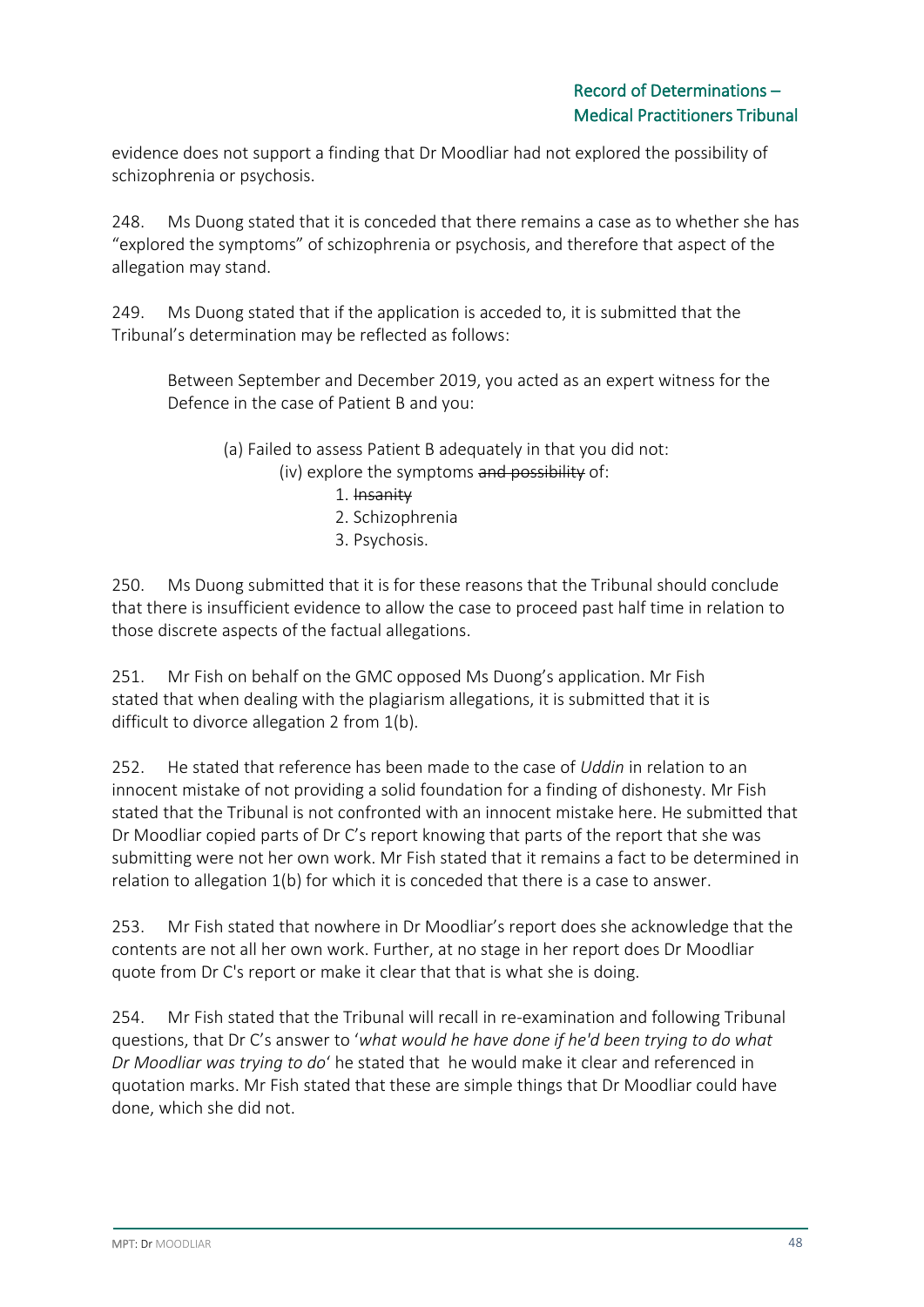evidence does not support a finding that Dr Moodliar had not explored the possibility of schizophrenia or psychosis.

248. Ms Duong stated that it is conceded that there remains a case as to whether she has "explored the symptoms" of schizophrenia or psychosis, and therefore that aspect of the allegation may stand.

249. Ms Duong stated that if the application is acceded to, it is submitted that the Tribunal's determination may be reflected as follows:

> Between September and December 2019, you acted as an expert witness for the Defence in the case of Patient B and you:
>
> (a) Failed to assess Patient B adequately in that you did not:
>
> (iv) explore the symptoms ~~and possibility~~ of:
>
> 1. ~~Insanity~~
> 2. Schizophrenia
> 3. Psychosis.

250. Ms Duong submitted that it is for these reasons that the Tribunal should conclude that there is insufficient evidence to allow the case to proceed past half time in relation to those discrete aspects of the factual allegations.

251. Mr Fish on behalf on the GMC opposed Ms Duong's application. Mr Fish stated that when dealing with the plagiarism allegations, it is submitted that it is difficult to divorce allegation 2 from 1(b).

252. He stated that reference has been made to the case of *Uddin* in relation to an innocent mistake of not providing a solid foundation for a finding of dishonesty. Mr Fish stated that the Tribunal is not confronted with an innocent mistake here. He submitted that Dr Moodliar copied parts of Dr C's report knowing that parts of the report that she was submitting were not her own work. Mr Fish stated that it remains a fact to be determined in relation to allegation 1(b) for which it is conceded that there is a case to answer.

253. Mr Fish stated that nowhere in Dr Moodliar's report does she acknowledge that the contents are not all her own work. Further, at no stage in her report does Dr Moodliar quote from Dr C's report or make it clear that that is what she is doing.

254. Mr Fish stated that the Tribunal will recall in re-examination and following Tribunal questions, that Dr C's answer to '*what would he have done if he'd been trying to do what Dr Moodliar was trying to do*' he stated that he would make it clear and referenced in quotation marks. Mr Fish stated that these are simple things that Dr Moodliar could have done, which she did not.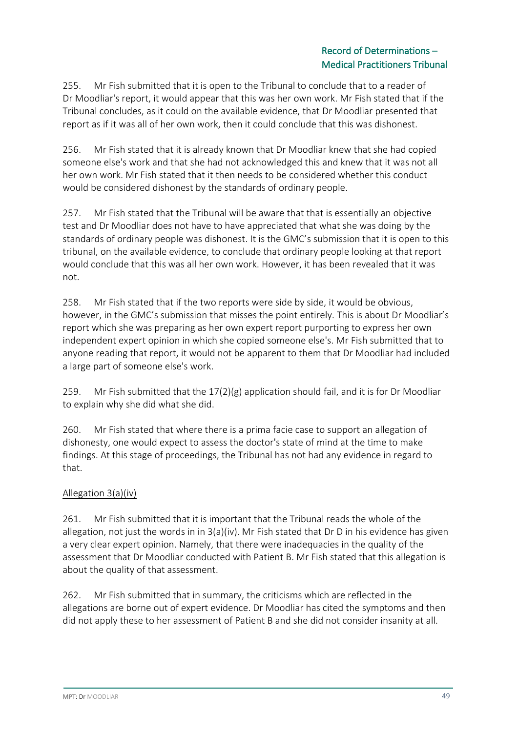255. Mr Fish submitted that it is open to the Tribunal to conclude that to a reader of Dr Moodliar's report, it would appear that this was her own work. Mr Fish stated that if the Tribunal concludes, as it could on the available evidence, that Dr Moodliar presented that report as if it was all of her own work, then it could conclude that this was dishonest.

256. Mr Fish stated that it is already known that Dr Moodliar knew that she had copied someone else's work and that she had not acknowledged this and knew that it was not all her own work. Mr Fish stated that it then needs to be considered whether this conduct would be considered dishonest by the standards of ordinary people.

257. Mr Fish stated that the Tribunal will be aware that that is essentially an objective test and Dr Moodliar does not have to have appreciated that what she was doing by the standards of ordinary people was dishonest. It is the GMC's submission that it is open to this tribunal, on the available evidence, to conclude that ordinary people looking at that report would conclude that this was all her own work. However, it has been revealed that it was not.

258. Mr Fish stated that if the two reports were side by side, it would be obvious, however, in the GMC's submission that misses the point entirely. This is about Dr Moodliar's report which she was preparing as her own expert report purporting to express her own independent expert opinion in which she copied someone else's. Mr Fish submitted that to anyone reading that report, it would not be apparent to them that Dr Moodliar had included a large part of someone else's work.

259. Mr Fish submitted that the 17(2)(g) application should fail, and it is for Dr Moodliar to explain why she did what she did.

260. Mr Fish stated that where there is a prima facie case to support an allegation of dishonesty, one would expect to assess the doctor's state of mind at the time to make findings. At this stage of proceedings, the Tribunal has not had any evidence in regard to that.

Allegation 3(a)(iv)

261. Mr Fish submitted that it is important that the Tribunal reads the whole of the allegation, not just the words in in 3(a)(iv). Mr Fish stated that Dr D in his evidence has given a very clear expert opinion. Namely, that there were inadequacies in the quality of the assessment that Dr Moodliar conducted with Patient B. Mr Fish stated that this allegation is about the quality of that assessment.

262. Mr Fish submitted that in summary, the criticisms which are reflected in the allegations are borne out of expert evidence. Dr Moodliar has cited the symptoms and then did not apply these to her assessment of Patient B and she did not consider insanity at all.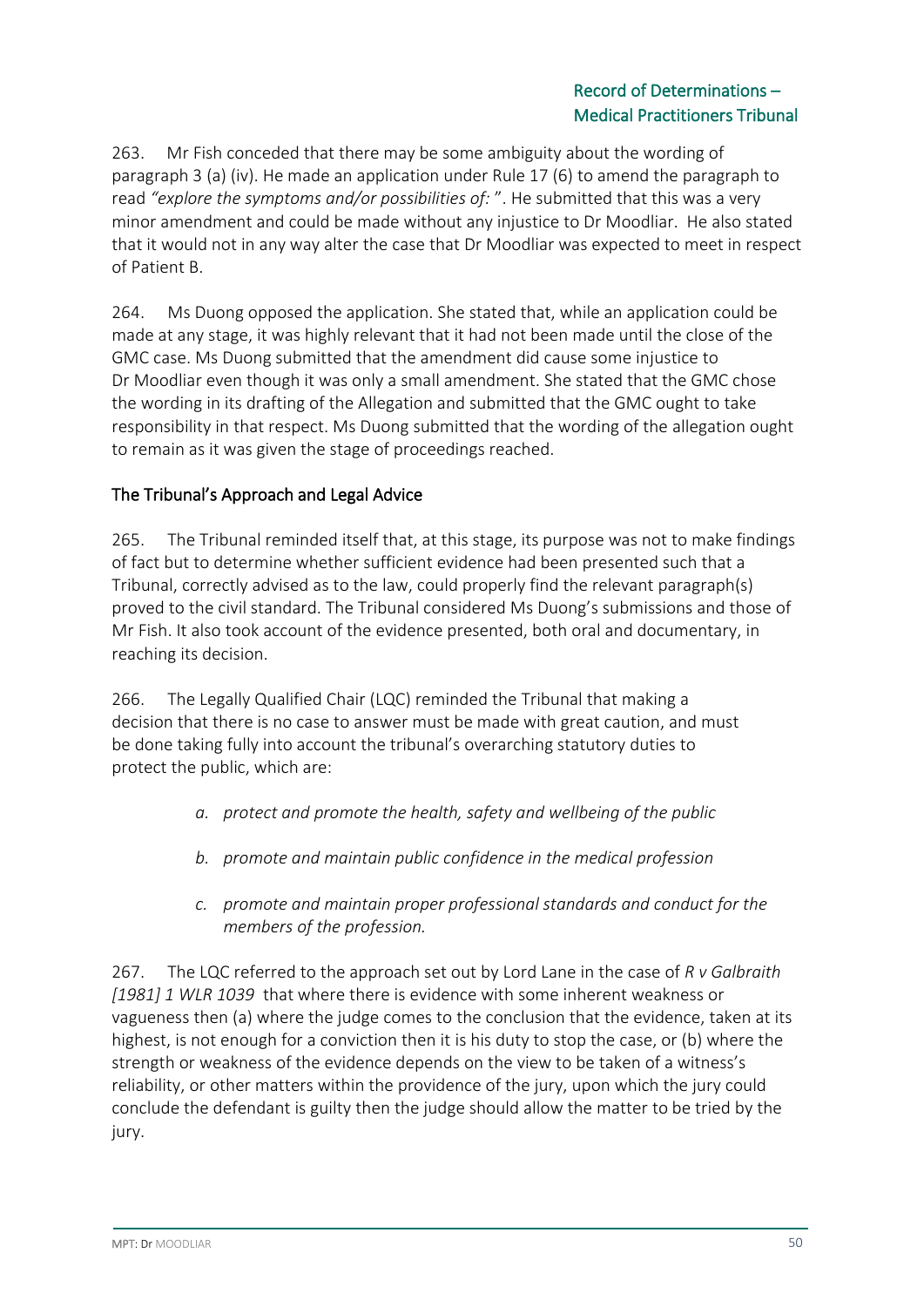263. Mr Fish conceded that there may be some ambiguity about the wording of paragraph 3 (a) (iv). He made an application under Rule 17 (6) to amend the paragraph to read *"explore the symptoms and/or possibilities of:"*. He submitted that this was a very minor amendment and could be made without any injustice to Dr Moodliar. He also stated that it would not in any way alter the case that Dr Moodliar was expected to meet in respect of Patient B.

264. Ms Duong opposed the application. She stated that, while an application could be made at any stage, it was highly relevant that it had not been made until the close of the GMC case. Ms Duong submitted that the amendment did cause some injustice to Dr Moodliar even though it was only a small amendment. She stated that the GMC chose the wording in its drafting of the Allegation and submitted that the GMC ought to take responsibility in that respect. Ms Duong submitted that the wording of the allegation ought to remain as it was given the stage of proceedings reached.

## The Tribunal's Approach and Legal Advice

265. The Tribunal reminded itself that, at this stage, its purpose was not to make findings of fact but to determine whether sufficient evidence had been presented such that a Tribunal, correctly advised as to the law, could properly find the relevant paragraph(s) proved to the civil standard. The Tribunal considered Ms Duong's submissions and those of Mr Fish. It also took account of the evidence presented, both oral and documentary, in reaching its decision.

266. The Legally Qualified Chair (LQC) reminded the Tribunal that making a decision that there is no case to answer must be made with great caution, and must be done taking fully into account the tribunal's overarching statutory duties to protect the public, which are:

> a. *protect and promote the health, safety and wellbeing of the public*
>
> b. *promote and maintain public confidence in the medical profession*
>
> c. *promote and maintain proper professional standards and conduct for the members of the profession.*

267. The LQC referred to the approach set out by Lord Lane in the case of *R v Galbraith [1981] 1 WLR 1039* that where there is evidence with some inherent weakness or vagueness then (a) where the judge comes to the conclusion that the evidence, taken at its highest, is not enough for a conviction then it is his duty to stop the case, or (b) where the strength or weakness of the evidence depends on the view to be taken of a witness's reliability, or other matters within the providence of the jury, upon which the jury could conclude the defendant is guilty then the judge should allow the matter to be tried by the jury.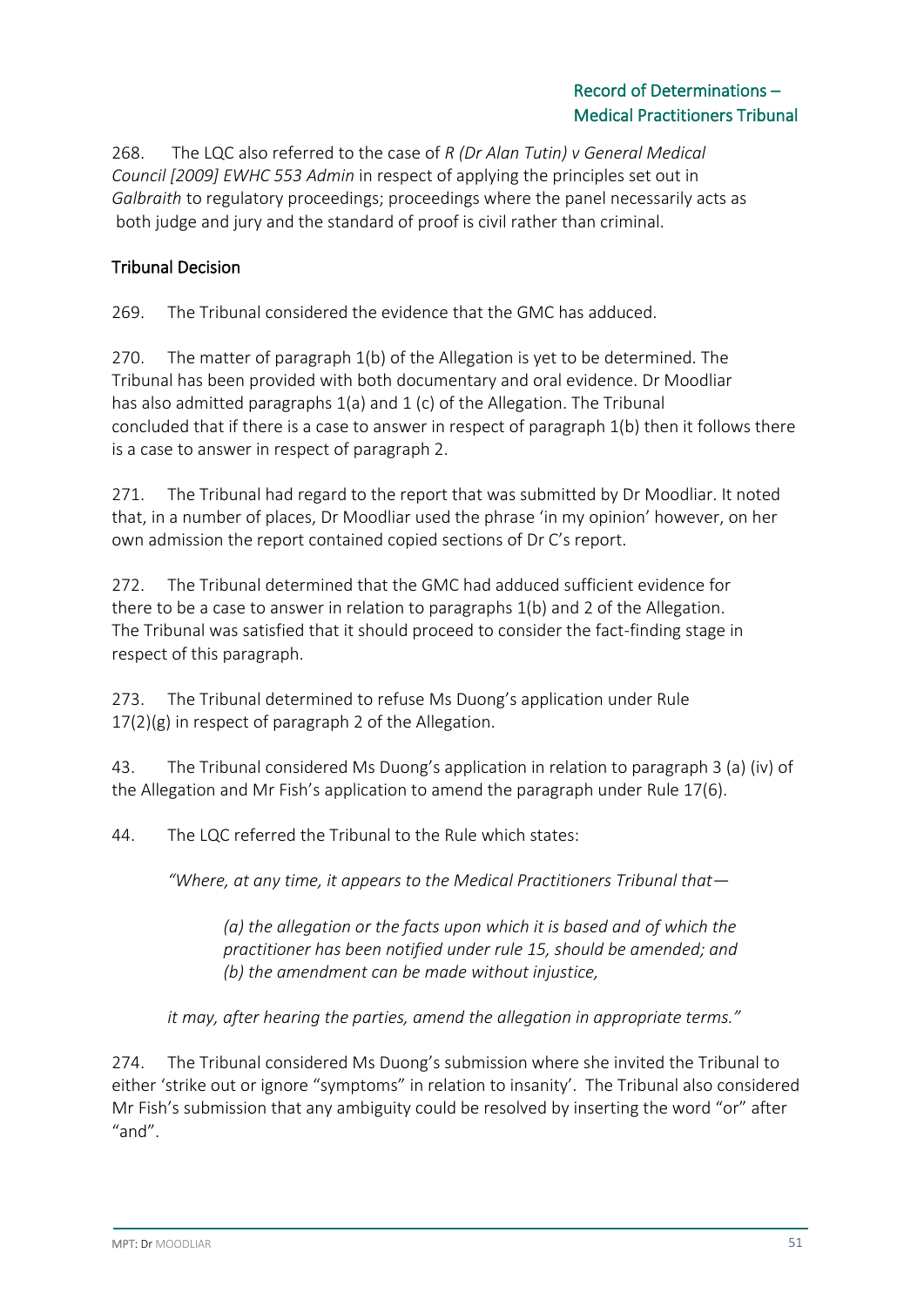268. The LQC also referred to the case of *R (Dr Alan Tutin) v General Medical Council [2009] EWHC 553 Admin* in respect of applying the principles set out in *Galbraith* to regulatory proceedings; proceedings where the panel necessarily acts as both judge and jury and the standard of proof is civil rather than criminal.

## Tribunal Decision

269. The Tribunal considered the evidence that the GMC has adduced.

270. The matter of paragraph 1(b) of the Allegation is yet to be determined. The Tribunal has been provided with both documentary and oral evidence. Dr Moodliar has also admitted paragraphs 1(a) and 1 (c) of the Allegation. The Tribunal concluded that if there is a case to answer in respect of paragraph 1(b) then it follows there is a case to answer in respect of paragraph 2.

271. The Tribunal had regard to the report that was submitted by Dr Moodliar. It noted that, in a number of places, Dr Moodliar used the phrase 'in my opinion' however, on her own admission the report contained copied sections of Dr C's report.

272. The Tribunal determined that the GMC had adduced sufficient evidence for there to be a case to answer in relation to paragraphs 1(b) and 2 of the Allegation. The Tribunal was satisfied that it should proceed to consider the fact-finding stage in respect of this paragraph.

273. The Tribunal determined to refuse Ms Duong's application under Rule 17(2)(g) in respect of paragraph 2 of the Allegation.

43. The Tribunal considered Ms Duong's application in relation to paragraph 3 (a) (iv) of the Allegation and Mr Fish's application to amend the paragraph under Rule 17(6).

44. The LQC referred the Tribunal to the Rule which states:

> *"Where, at any time, it appears to the Medical Practitioners Tribunal that—*
>
> > *(a) the allegation or the facts upon which it is based and of which the practitioner has been notified under rule 15, should be amended; and*
> > *(b) the amendment can be made without injustice,*
>
> *it may, after hearing the parties, amend the allegation in appropriate terms."*

274. The Tribunal considered Ms Duong's submission where she invited the Tribunal to either 'strike out or ignore "symptoms" in relation to insanity'. The Tribunal also considered Mr Fish's submission that any ambiguity could be resolved by inserting the word "or" after "and".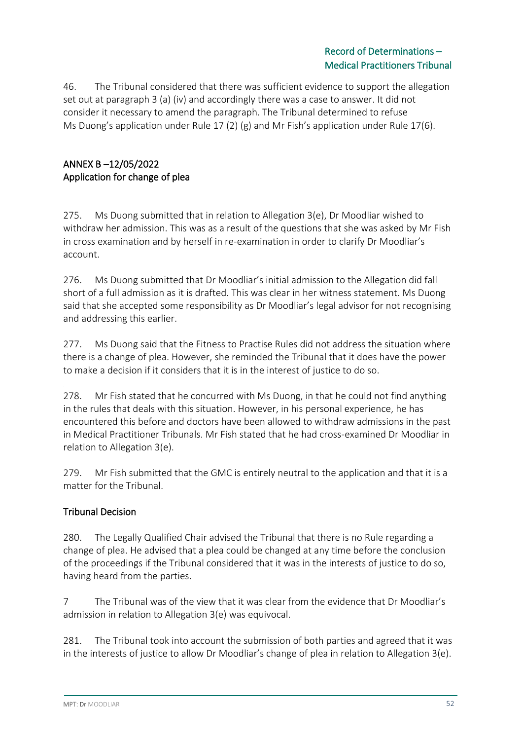46. The Tribunal considered that there was sufficient evidence to support the allegation set out at paragraph 3 (a) (iv) and accordingly there was a case to answer. It did not consider it necessary to amend the paragraph. The Tribunal determined to refuse Ms Duong's application under Rule 17 (2) (g) and Mr Fish's application under Rule 17(6).

## ANNEX B –12/05/2022
## Application for change of plea

275. Ms Duong submitted that in relation to Allegation 3(e), Dr Moodliar wished to withdraw her admission. This was as a result of the questions that she was asked by Mr Fish in cross examination and by herself in re-examination in order to clarify Dr Moodliar's account.

276. Ms Duong submitted that Dr Moodliar's initial admission to the Allegation did fall short of a full admission as it is drafted. This was clear in her witness statement. Ms Duong said that she accepted some responsibility as Dr Moodliar's legal advisor for not recognising and addressing this earlier.

277. Ms Duong said that the Fitness to Practise Rules did not address the situation where there is a change of plea. However, she reminded the Tribunal that it does have the power to make a decision if it considers that it is in the interest of justice to do so.

278. Mr Fish stated that he concurred with Ms Duong, in that he could not find anything in the rules that deals with this situation. However, in his personal experience, he has encountered this before and doctors have been allowed to withdraw admissions in the past in Medical Practitioner Tribunals. Mr Fish stated that he had cross-examined Dr Moodliar in relation to Allegation 3(e).

279. Mr Fish submitted that the GMC is entirely neutral to the application and that it is a matter for the Tribunal.

### Tribunal Decision

280. The Legally Qualified Chair advised the Tribunal that there is no Rule regarding a change of plea. He advised that a plea could be changed at any time before the conclusion of the proceedings if the Tribunal considered that it was in the interests of justice to do so, having heard from the parties.

7 The Tribunal was of the view that it was clear from the evidence that Dr Moodliar's admission in relation to Allegation 3(e) was equivocal.

281. The Tribunal took into account the submission of both parties and agreed that it was in the interests of justice to allow Dr Moodliar's change of plea in relation to Allegation 3(e).